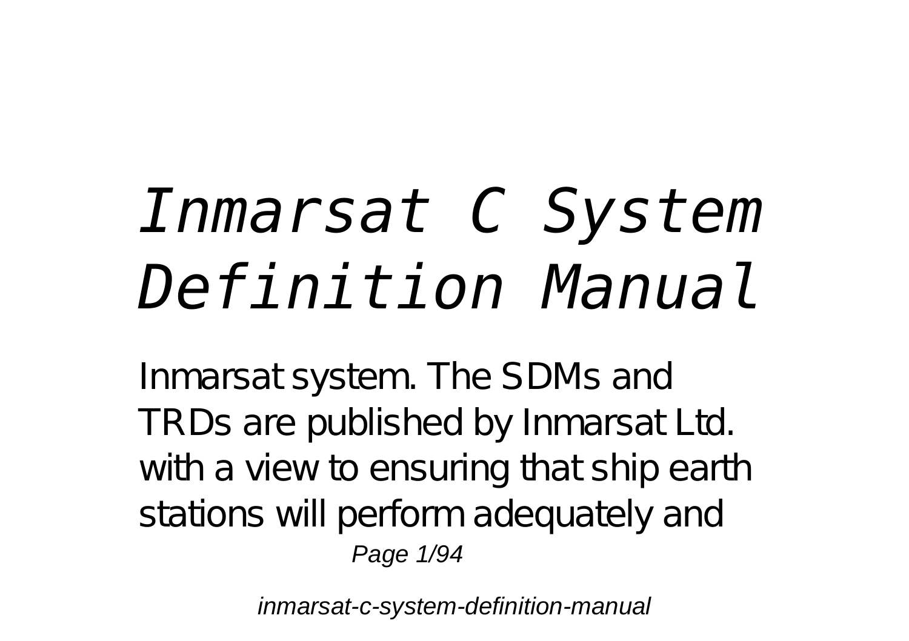# *Inmarsat C System Definition Manual*

Inmarsat system. The SDMs and TRDs are published by Inmarsat Ltd. with a view to ensuring that ship earth stations will perform adequately and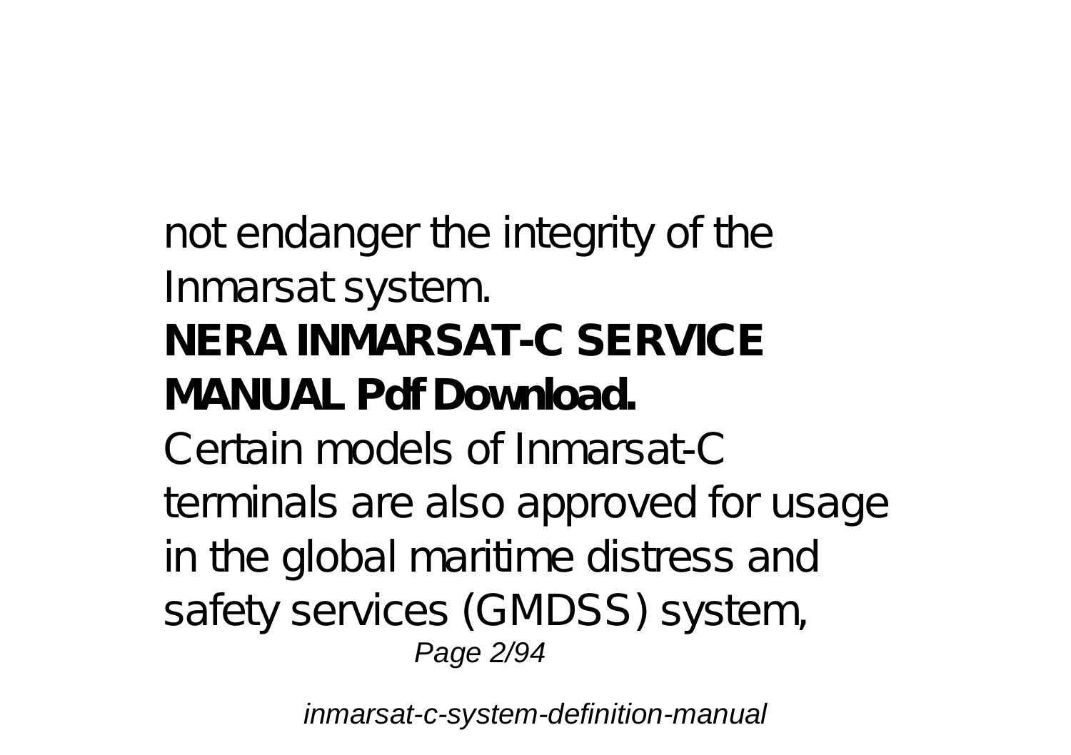not endanger the integrity of the Inmarsat system.

**NERA INMARSAT-C SERVICE MANUAL Pdf Download.**

Certain models of Inmarsat-C terminals are also approved for usage in the global maritime distress and safety services (GMDSS) system,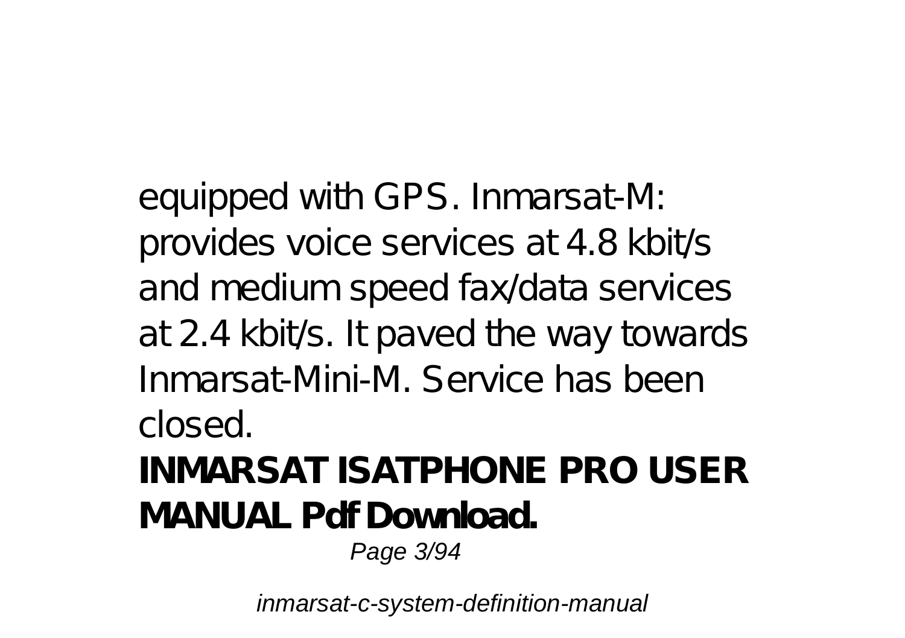equipped with GPS. Inmarsat-M: provides voice services at 4.8 kbit/s and medium speed fax/data services at 2.4 kbit/s. It paved the way towards Inmarsat-Mini-M. Service has been closed.

**INMARSAT ISATPHONE PRO USER MANUAL Pdf Download.**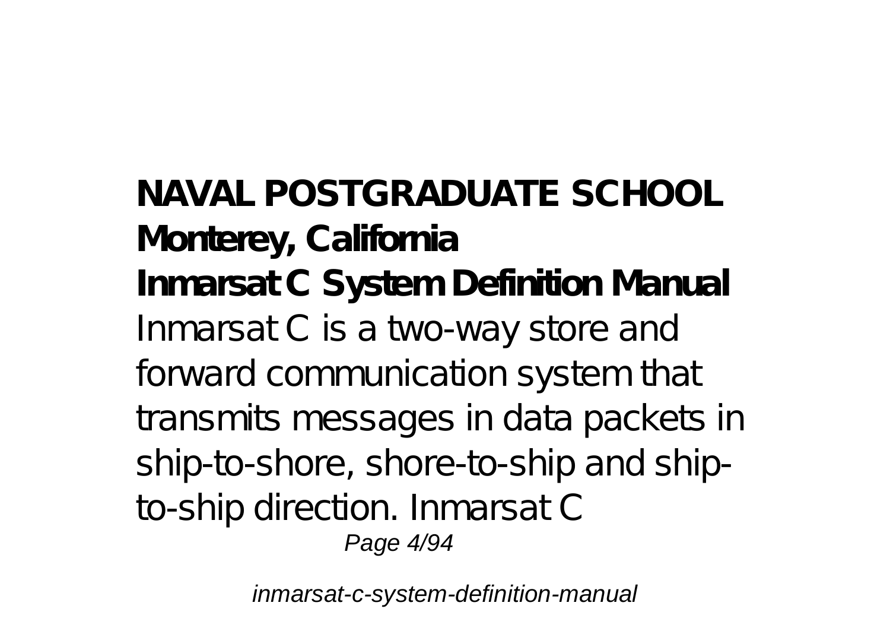**NAVAL POSTGRADUATE SCHOOL Monterey, California**

**Inmarsat C System Definition Manual**

Inmarsat C is a two-way store and forward communication system that transmits messages in data packets in ship-to-shore, shore-to-ship and ship-to-ship direction. Inmarsat C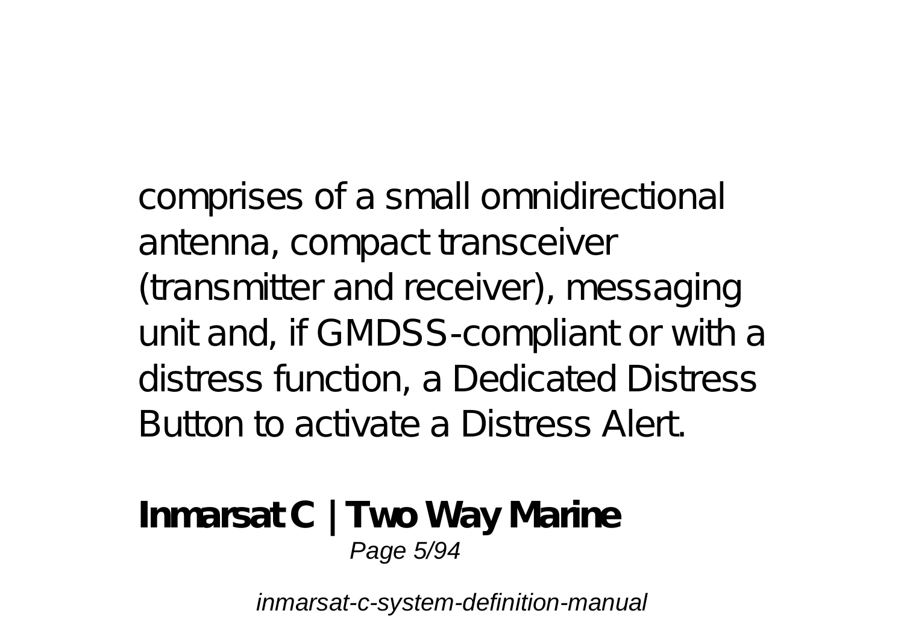comprises of a small omnidirectional antenna, compact transceiver (transmitter and receiver), messaging unit and, if GMDSS-compliant or with a distress function, a Dedicated Distress Button to activate a Distress Alert.

**Inmarsat C | Two Way Marine**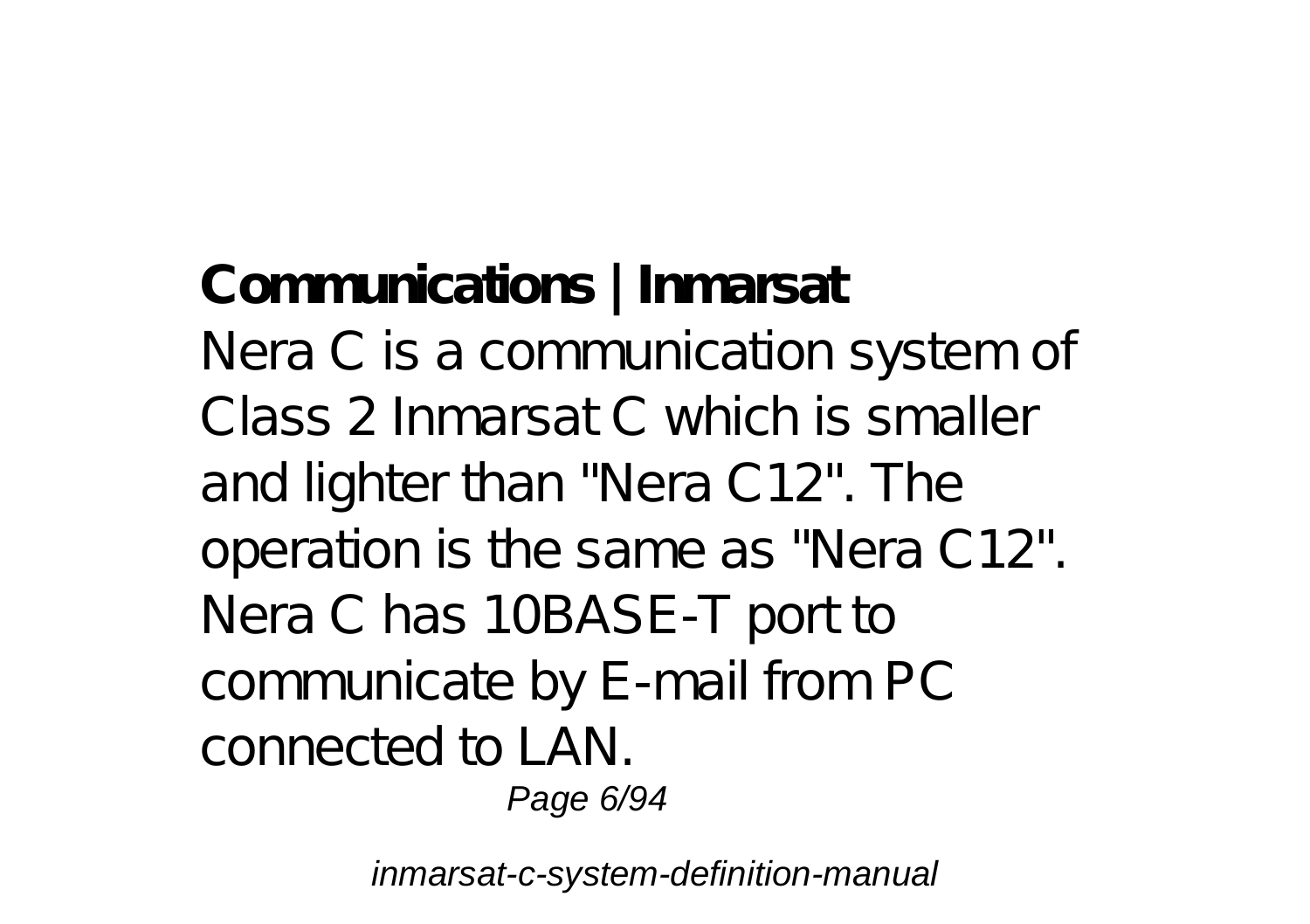**Communications | Inmarsat**

Nera C is a communication system of Class 2 Inmarsat C which is smaller and lighter than "Nera C12". The operation is the same as "Nera C12". Nera C has 10BASE-T port to communicate by E-mail from PC connected to LAN.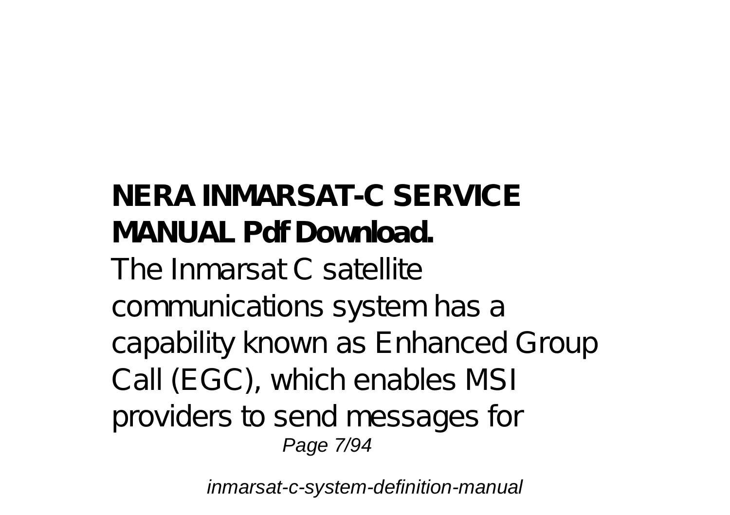**NERA INMARSAT-C SERVICE MANUAL Pdf Download.**

The Inmarsat C satellite communications system has a capability known as Enhanced Group Call (EGC), which enables MSI providers to send messages for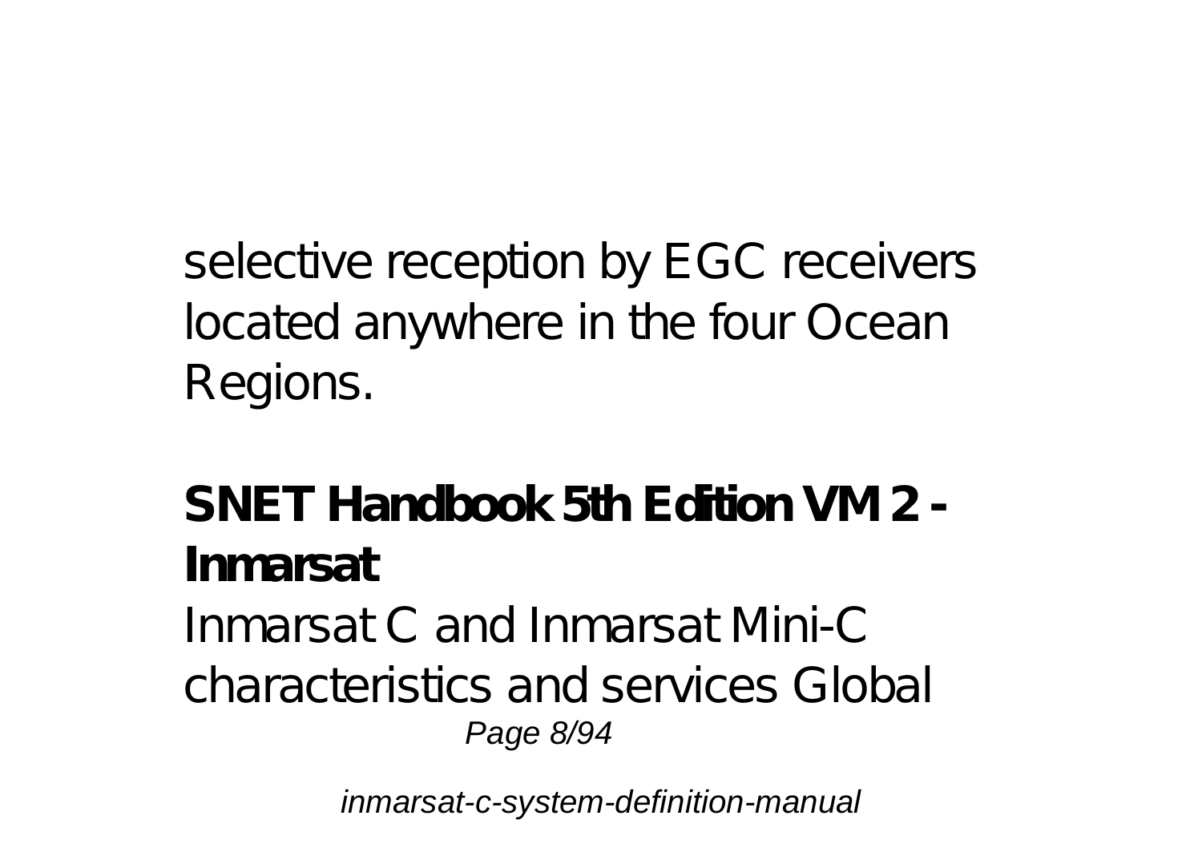selective reception by EGC receivers located anywhere in the four Ocean Regions.

## SNET Handbook 5th Edition VM 2 - Inmarsat

Inmarsat C and Inmarsat Mini-C characteristics and services Global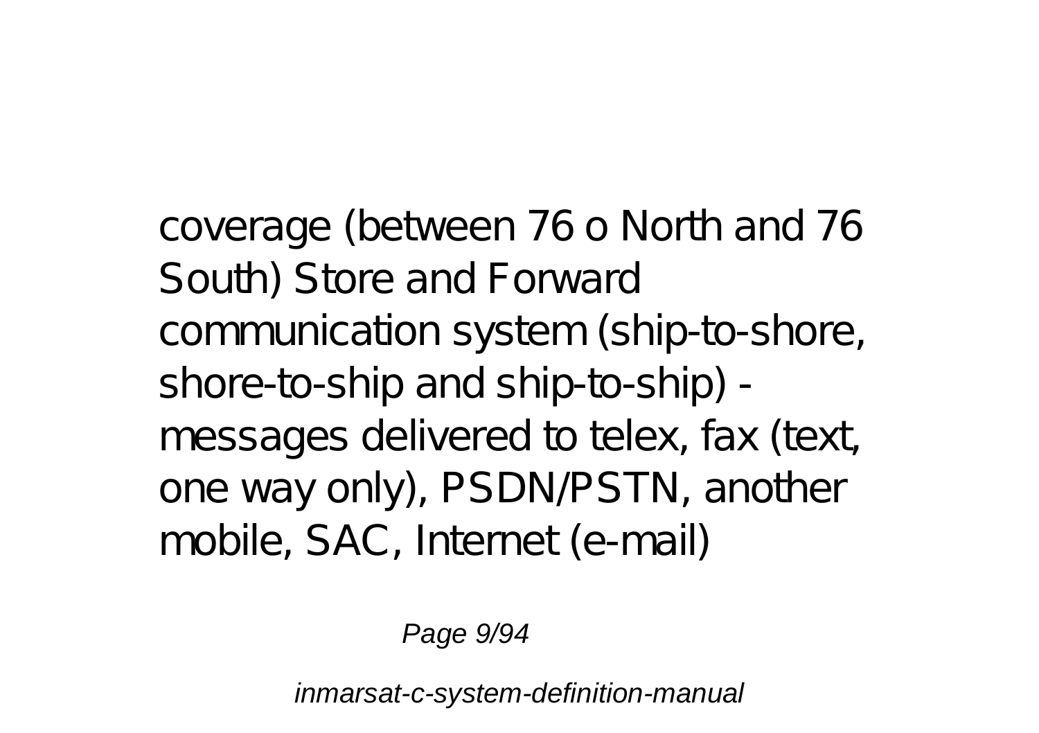coverage (between 76 o North and 76 South) Store and Forward communication system (ship-to-shore, shore-to-ship and ship-to-ship) - messages delivered to telex, fax (text, one way only), PSDN/PSTN, another mobile, SAC, Internet (e-mail)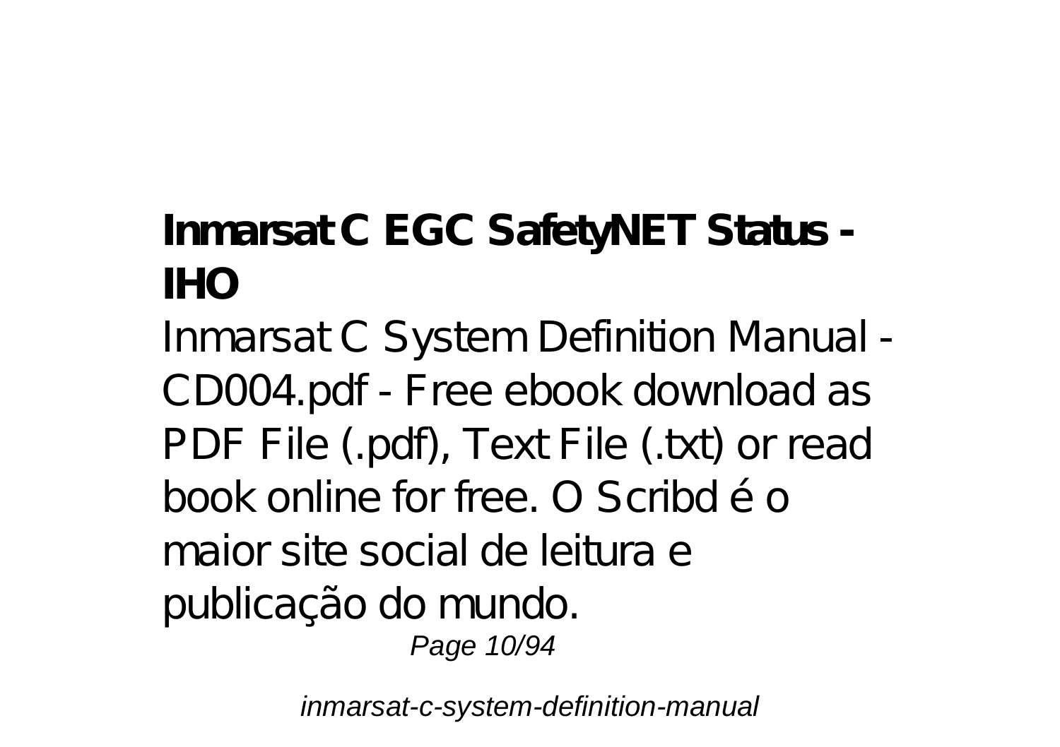**Inmarsat C EGC SafetyNET Status - IHO**

Inmarsat C System Definition Manual - CD004.pdf - Free ebook download as PDF File (.pdf), Text File (.txt) or read book online for free. O Scribd é o maior site social de leitura e publicação do mundo.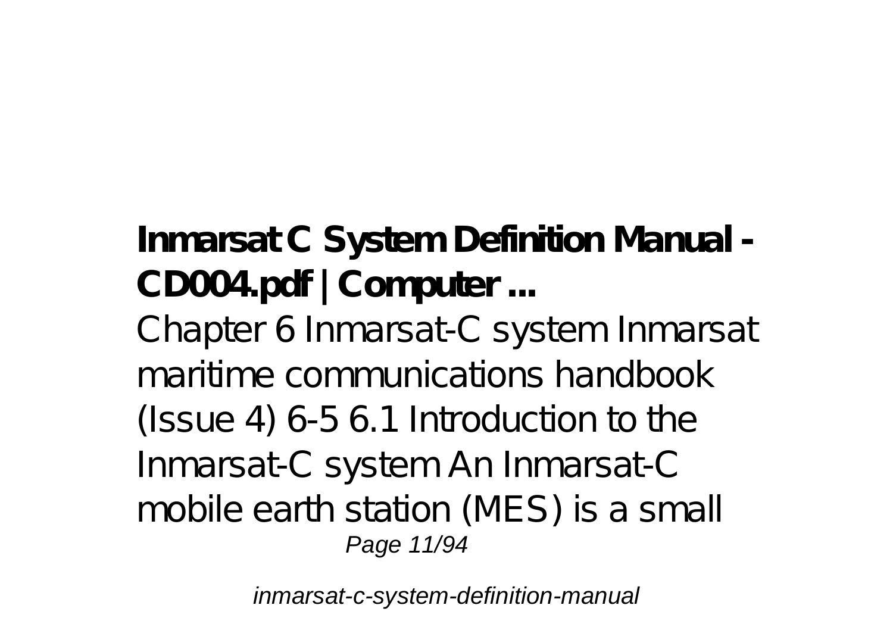**Inmarsat C System Definition Manual - CD004.pdf | Computer ...**

Chapter 6 Inmarsat-C system Inmarsat maritime communications handbook (Issue 4) 6-5 6.1 Introduction to the Inmarsat-C system An Inmarsat-C mobile earth station (MES) is a small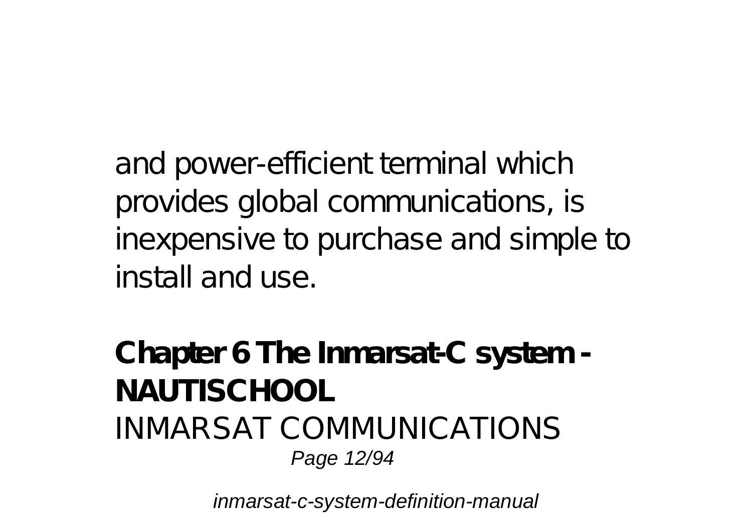and power-efficient terminal which provides global communications, is inexpensive to purchase and simple to install and use.

**Chapter 6 The Inmarsat-C system - NAUTISCHOOL**

INMARSAT COMMUNICATIONS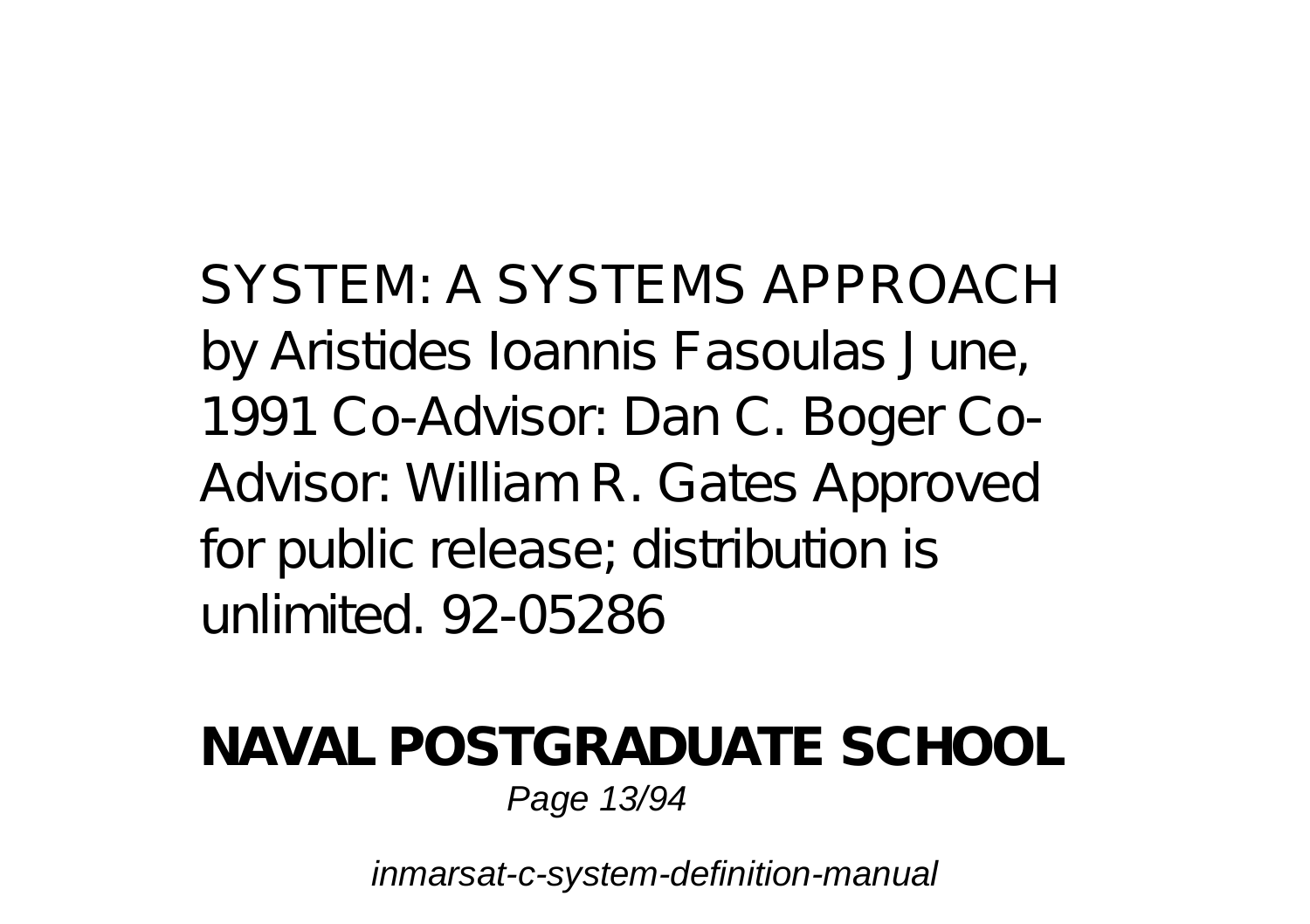SYSTEM: A SYSTEMS APPROACH by Aristides Ioannis Fasoulas June, 1991 Co-Advisor: Dan C. Boger Co-Advisor: William R. Gates Approved for public release; distribution is unlimited. 92-05286

**NAVAL POSTGRADUATE SCHOOL**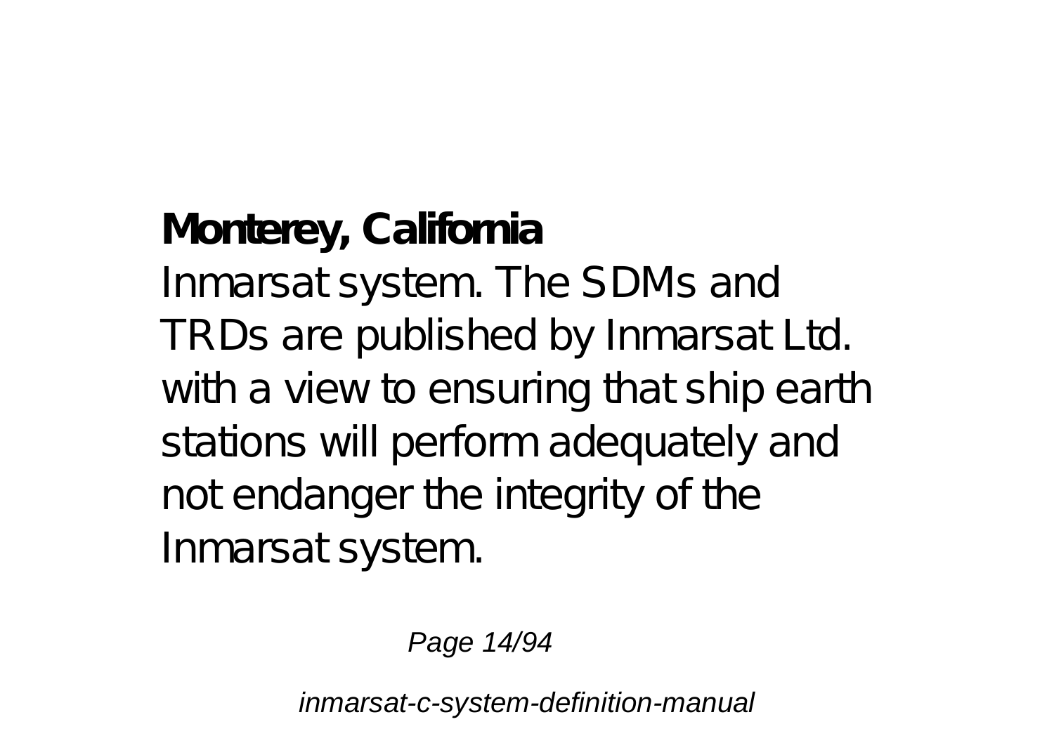**Monterey, California**

Inmarsat system. The SDMs and TRDs are published by Inmarsat Ltd. with a view to ensuring that ship earth stations will perform adequately and not endanger the integrity of the Inmarsat system.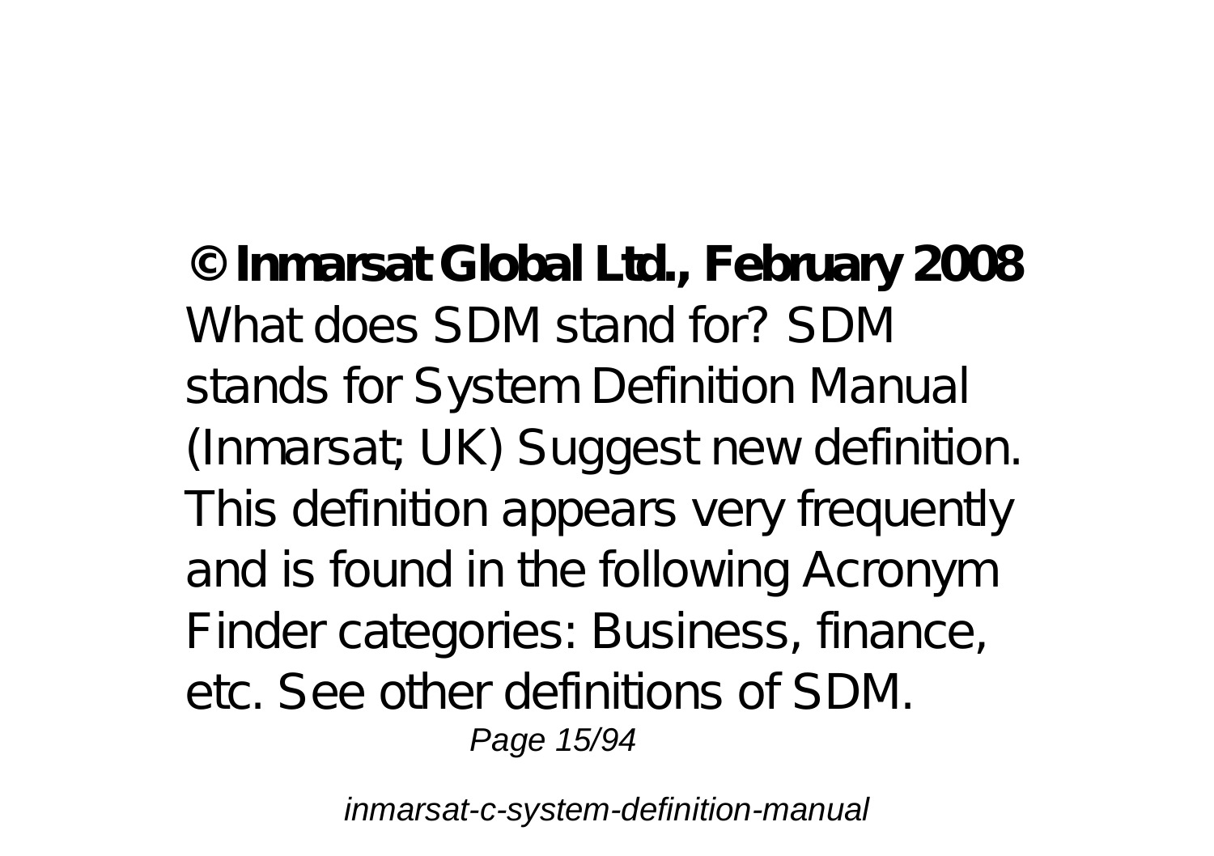**© Inmarsat Global Ltd., February 2008**

What does SDM stand for? SDM stands for System Definition Manual (Inmarsat; UK) Suggest new definition. This definition appears very frequently and is found in the following Acronym Finder categories: Business, finance, etc. See other definitions of SDM.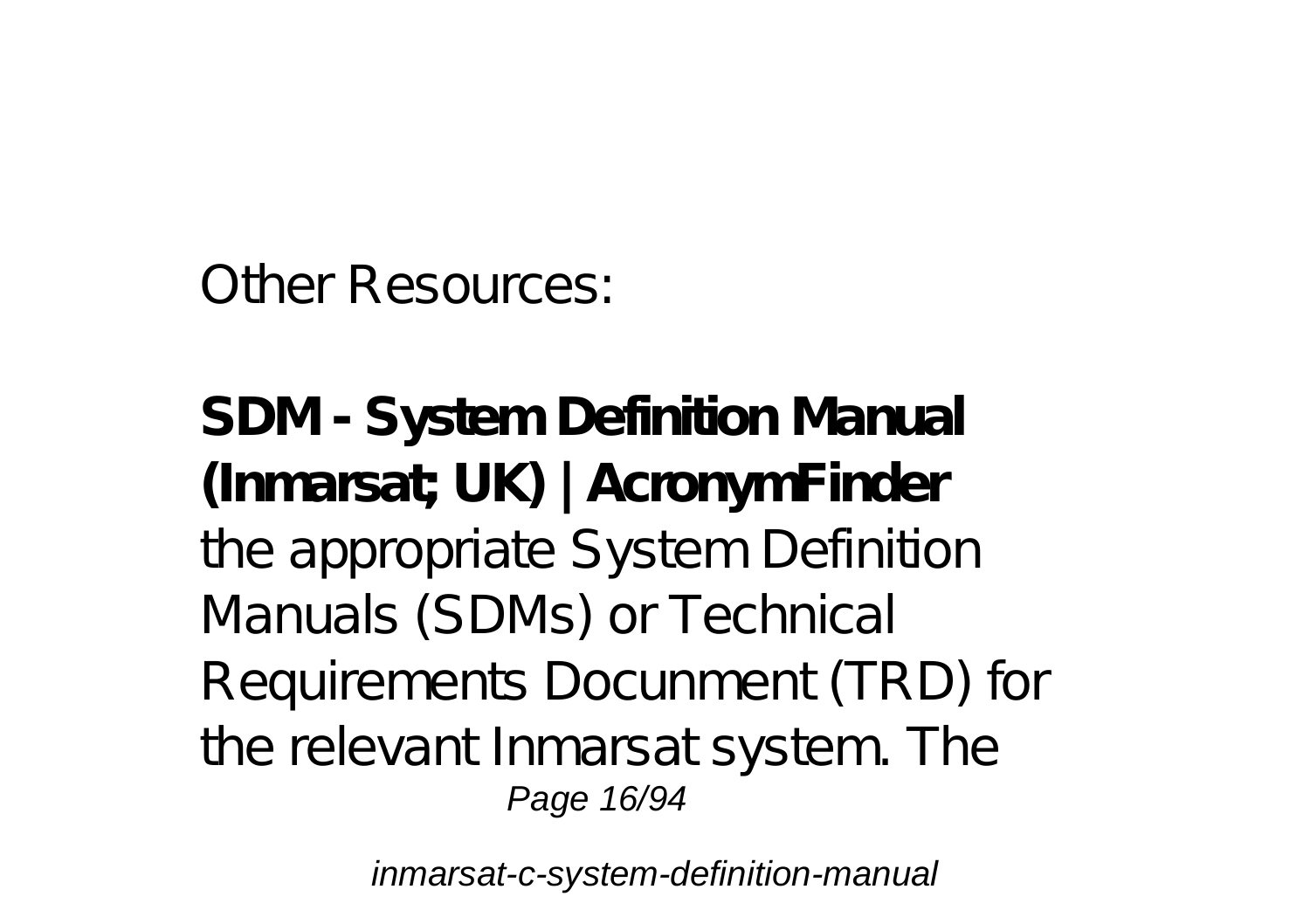Other Resources:

**SDM - System Definition Manual (Inmarsat; UK) | AcronymFinder**

the appropriate System Definition Manuals (SDMs) or Technical Requirements Docunment (TRD) for the relevant Inmarsat system. The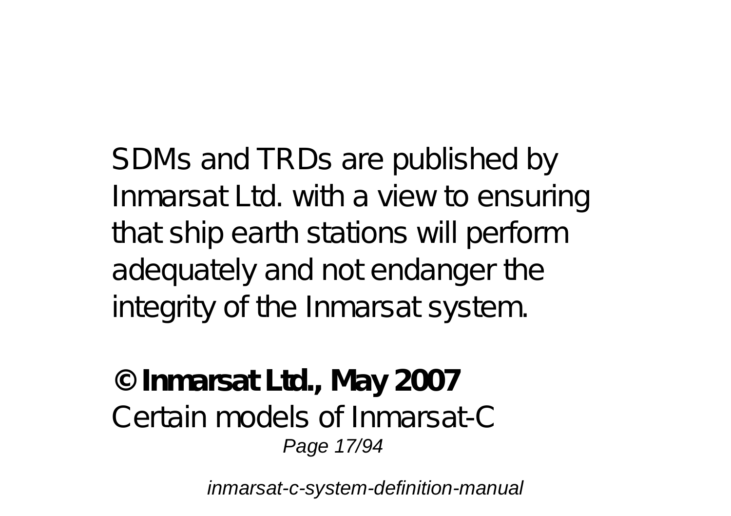SDMs and TRDs are published by Inmarsat Ltd. with a view to ensuring that ship earth stations will perform adequately and not endanger the integrity of the Inmarsat system.

**© Inmarsat Ltd., May 2007**

Certain models of Inmarsat-C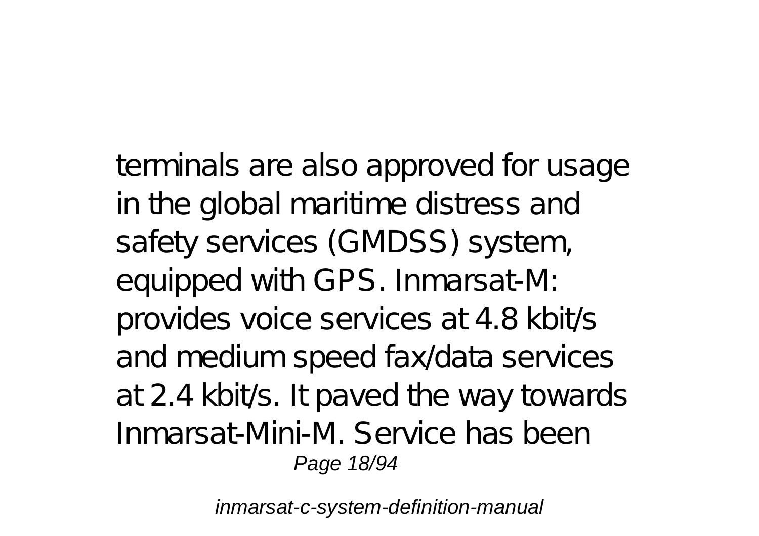terminals are also approved for usage in the global maritime distress and safety services (GMDSS) system, equipped with GPS. Inmarsat-M: provides voice services at 4.8 kbit/s and medium speed fax/data services at 2.4 kbit/s. It paved the way towards Inmarsat-Mini-M. Service has been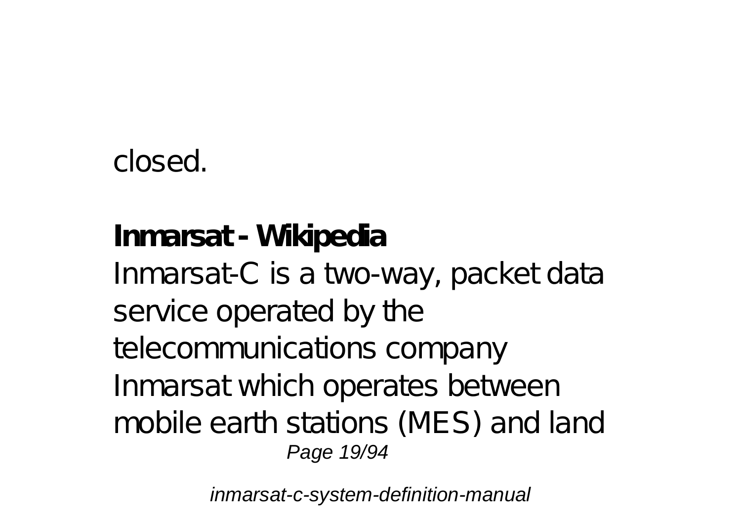closed.

**Inmarsat - Wikipedia**

Inmarsat-C is a two-way, packet data service operated by the telecommunications company Inmarsat which operates between mobile earth stations (MES) and land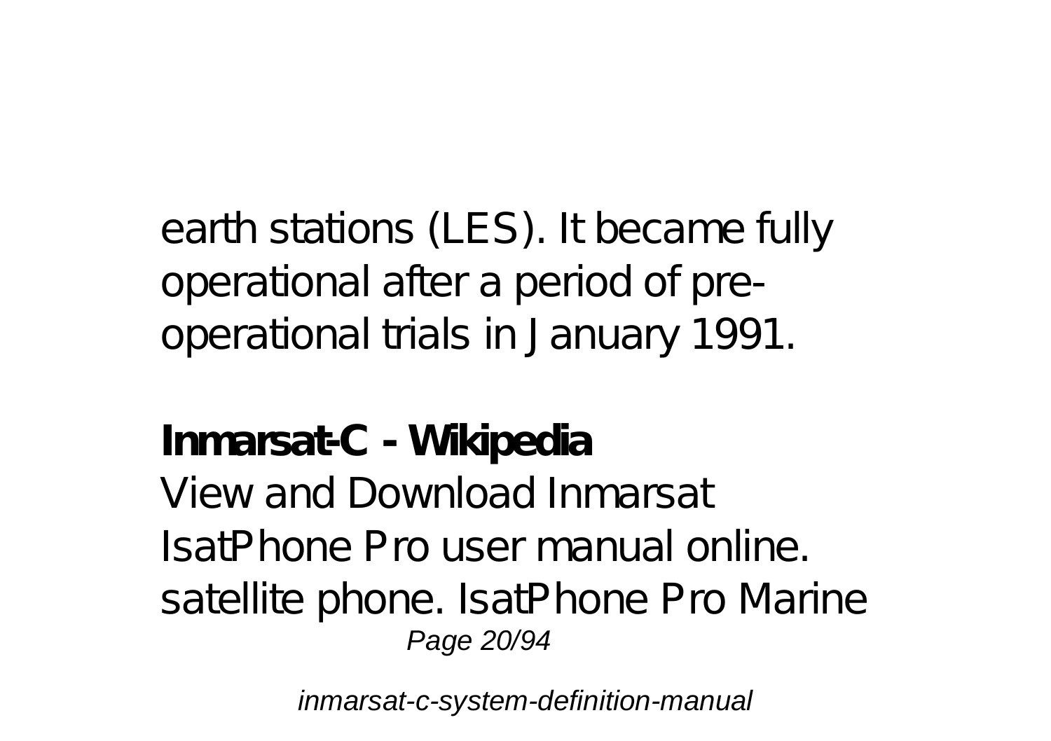earth stations (LES). It became fully operational after a period of pre-operational trials in January 1991.

**Inmarsat-C - Wikipedia**

View and Download Inmarsat IsatPhone Pro user manual online. satellite phone. IsatPhone Pro Marine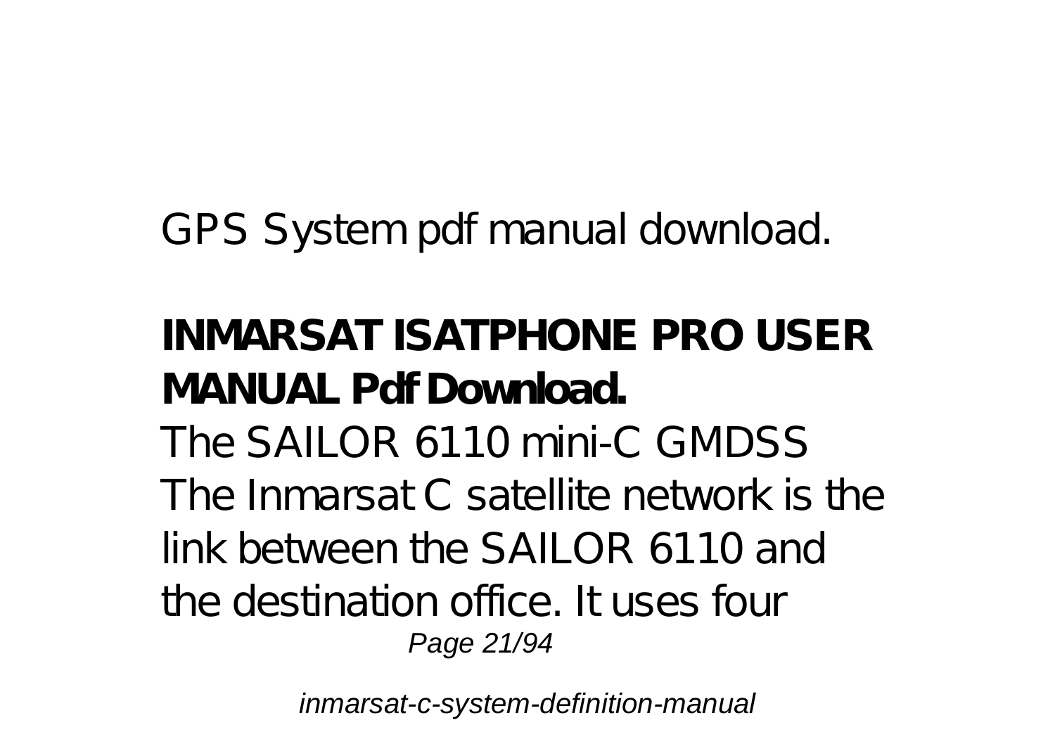GPS System pdf manual download.

**INMARSAT ISATPHONE PRO USER MANUAL Pdf Download.**

The SAILOR 6110 mini-C GMDSS The Inmarsat C satellite network is the link between the SAILOR 6110 and the destination office. It uses four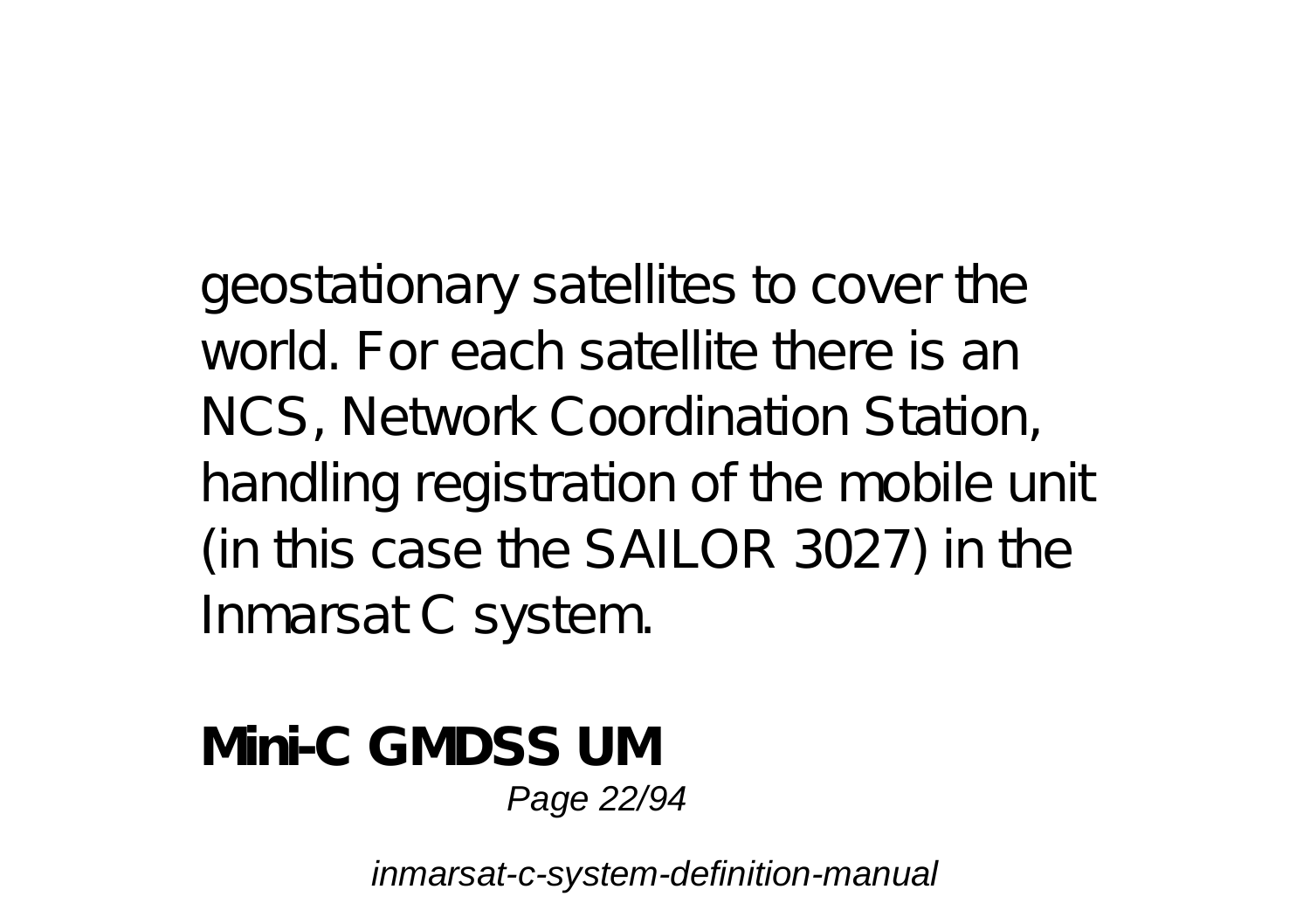geostationary satellites to cover the world. For each satellite there is an NCS, Network Coordination Station, handling registration of the mobile unit (in this case the SAILOR 3027) in the Inmarsat C system.

**Mini-C GMDSS UM**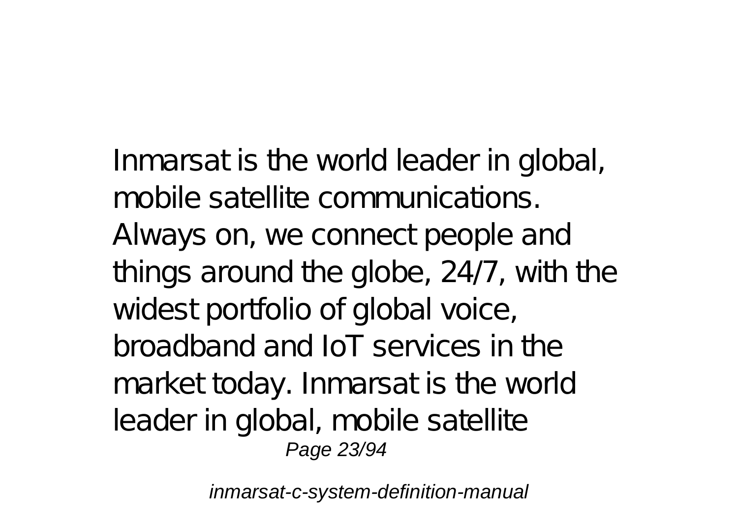Inmarsat is the world leader in global, mobile satellite communications. Always on, we connect people and things around the globe, 24/7, with the widest portfolio of global voice, broadband and IoT services in the market today. Inmarsat is the world leader in global, mobile satellite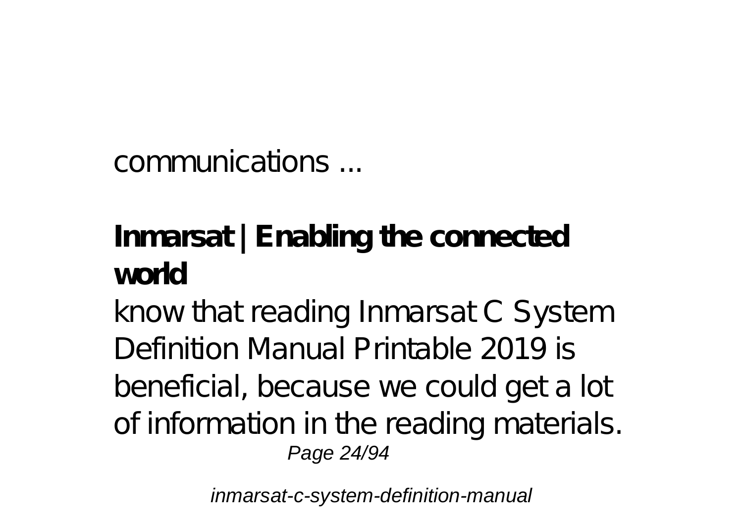communications ...

**Inmarsat | Enabling the connected world**

know that reading Inmarsat C System Definition Manual Printable 2019 is beneficial, because we could get a lot of information in the reading materials.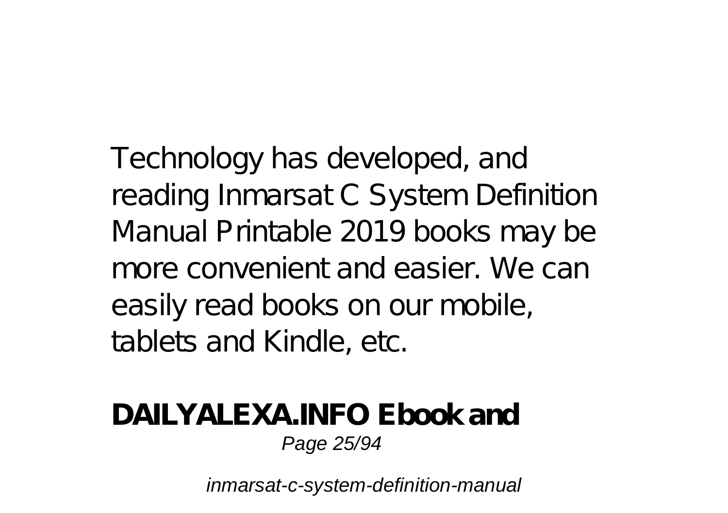Technology has developed, and reading Inmarsat C System Definition Manual Printable 2019 books may be more convenient and easier. We can easily read books on our mobile, tablets and Kindle, etc.

**DAILYALEXA.INFO Ebook and**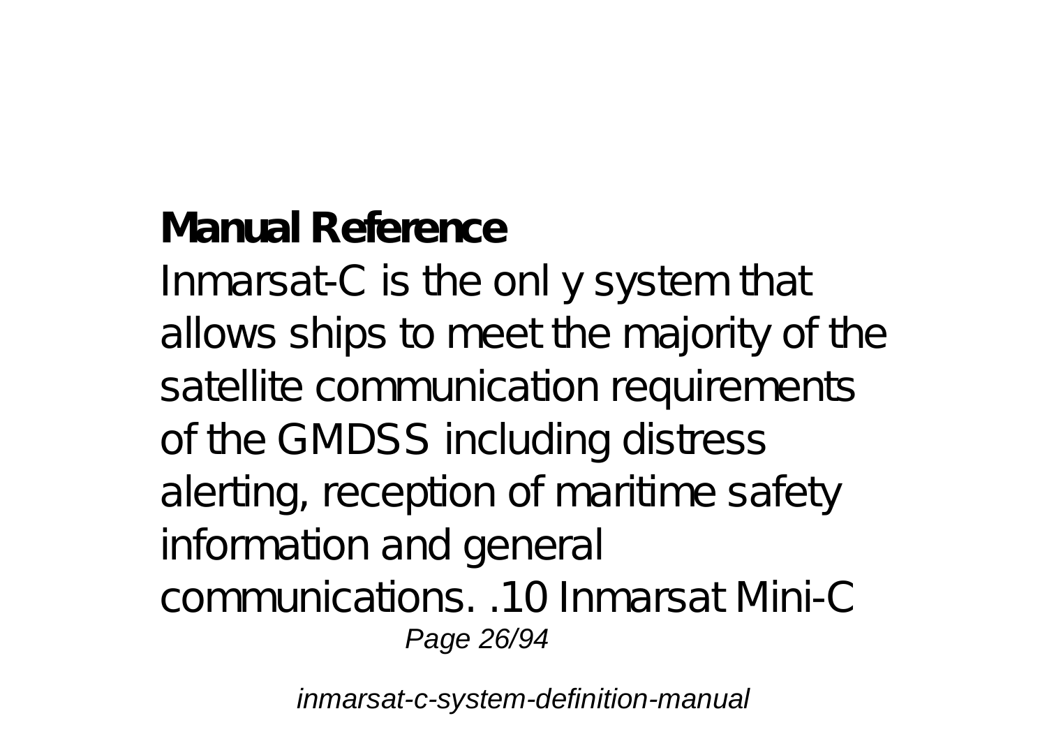**Manual Reference**

Inmarsat-C is the onl y system that allows ships to meet the majority of the satellite communication requirements of the GMDSS including distress alerting, reception of maritime safety information and general communications. .10 Inmarsat Mini-C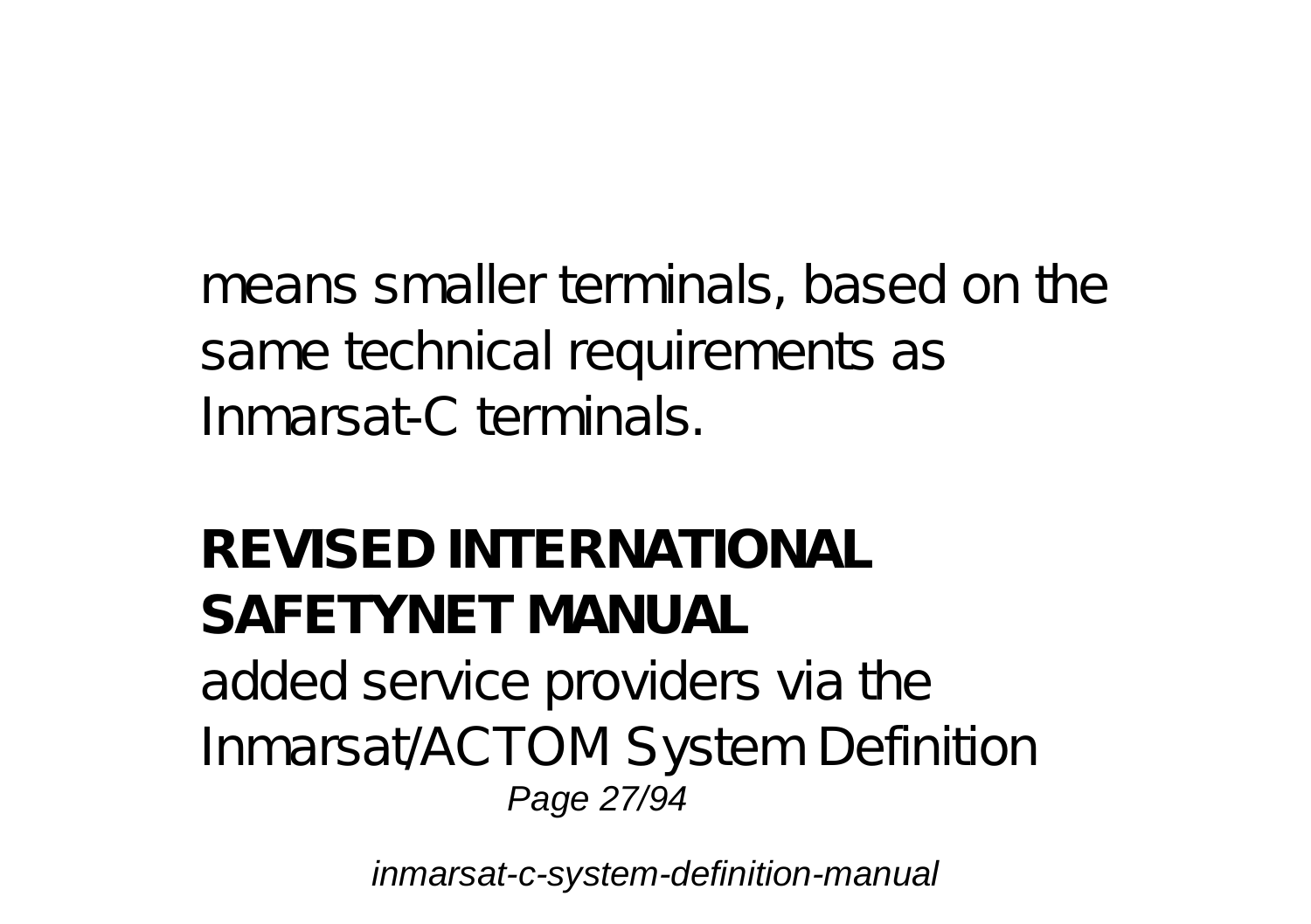means smaller terminals, based on the same technical requirements as Inmarsat-C terminals.

## REVISED INTERNATIONAL SAFETYNET MANUAL

added service providers via the Inmarsat/ACTOM System Definition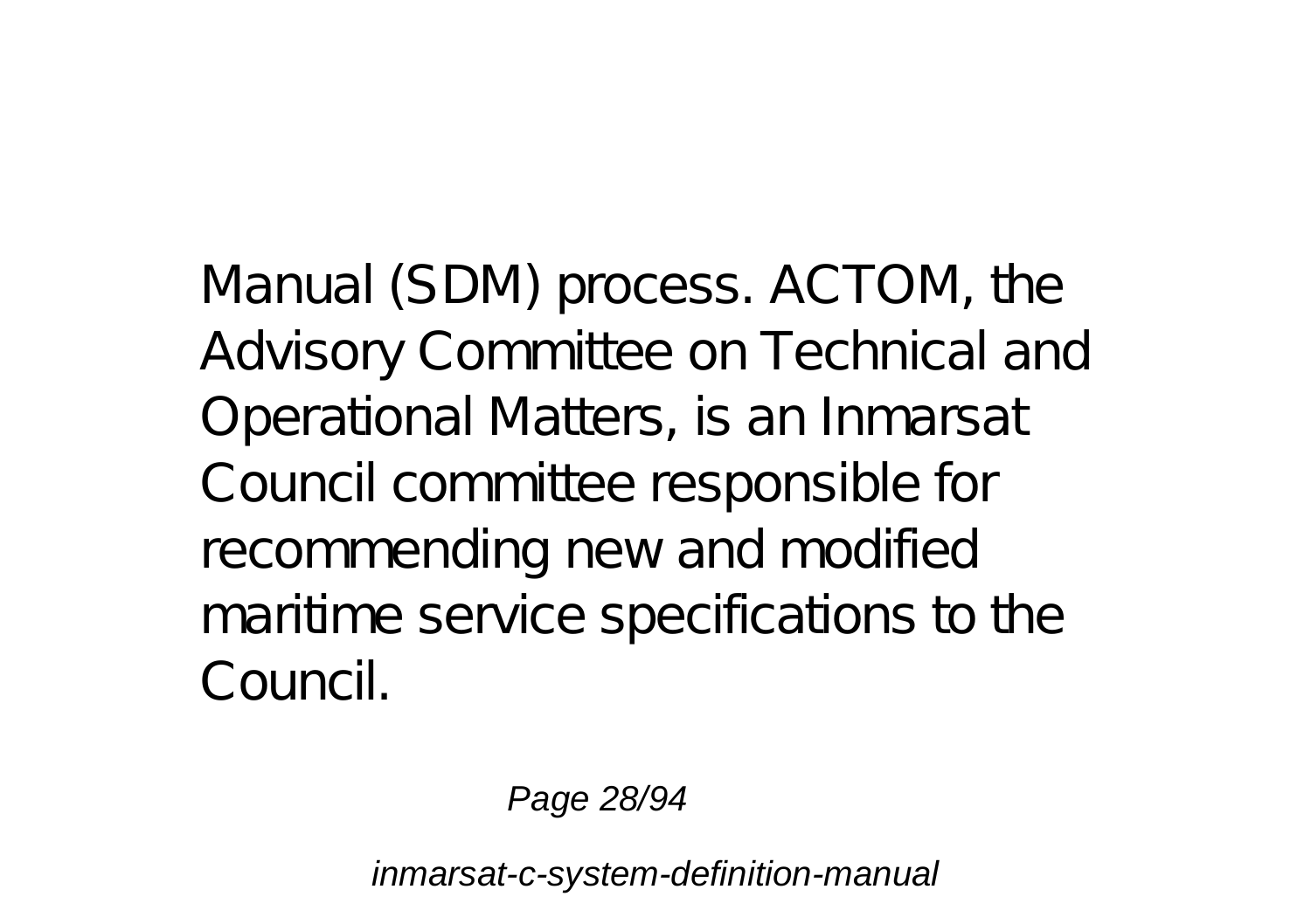Manual (SDM) process. ACTOM, the Advisory Committee on Technical and Operational Matters, is an Inmarsat Council committee responsible for recommending new and modified maritime service specifications to the Council.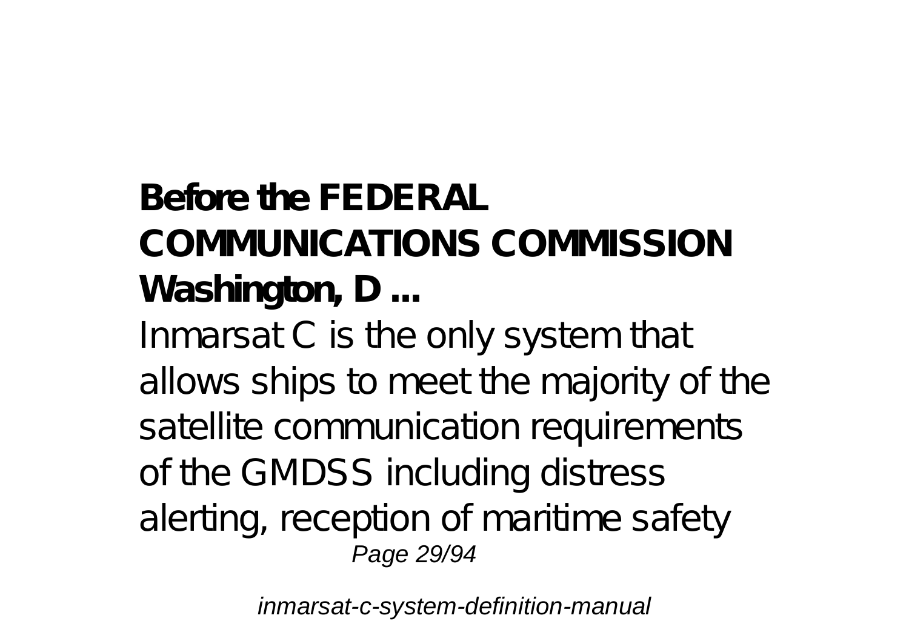**Before the FEDERAL COMMUNICATIONS COMMISSION Washington, D ...**

Inmarsat C is the only system that allows ships to meet the majority of the satellite communication requirements of the GMDSS including distress alerting, reception of maritime safety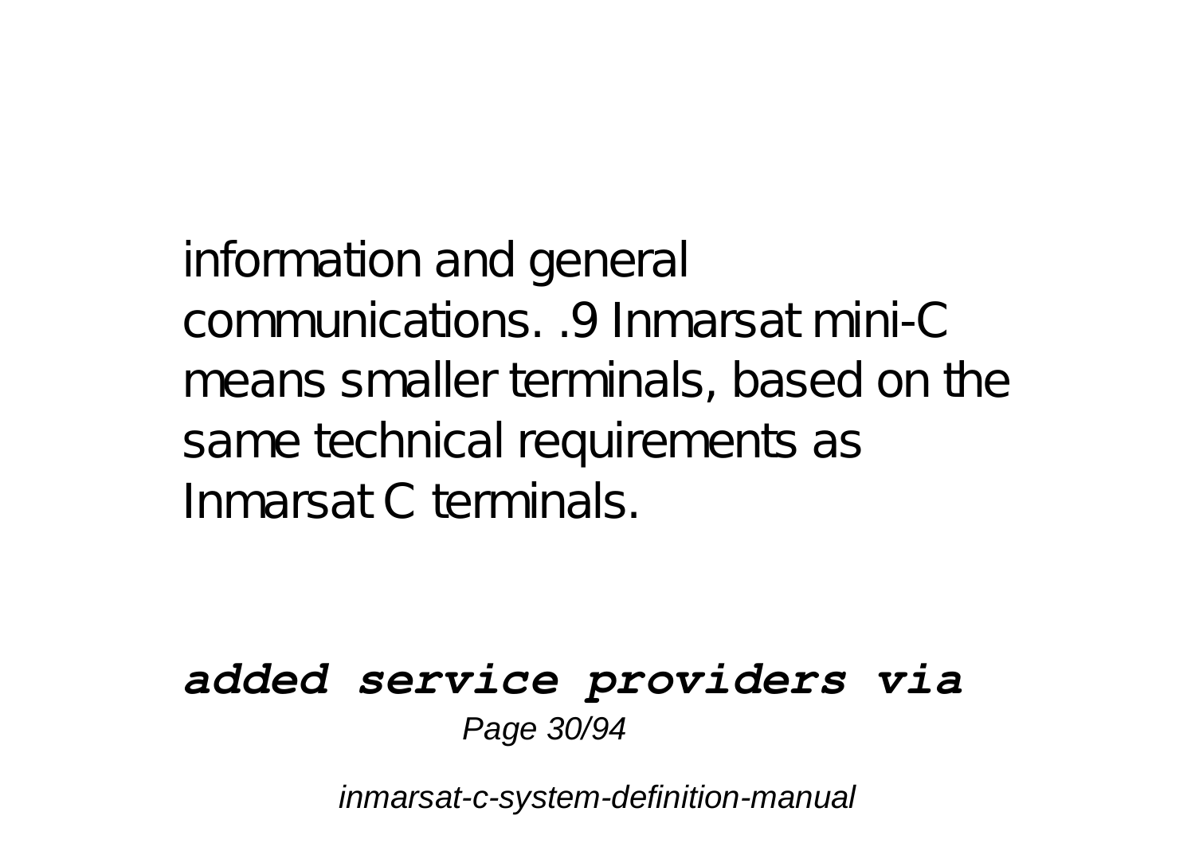information and general communications. .9 Inmarsat mini-C means smaller terminals, based on the same technical requirements as Inmarsat C terminals.

***added service providers via***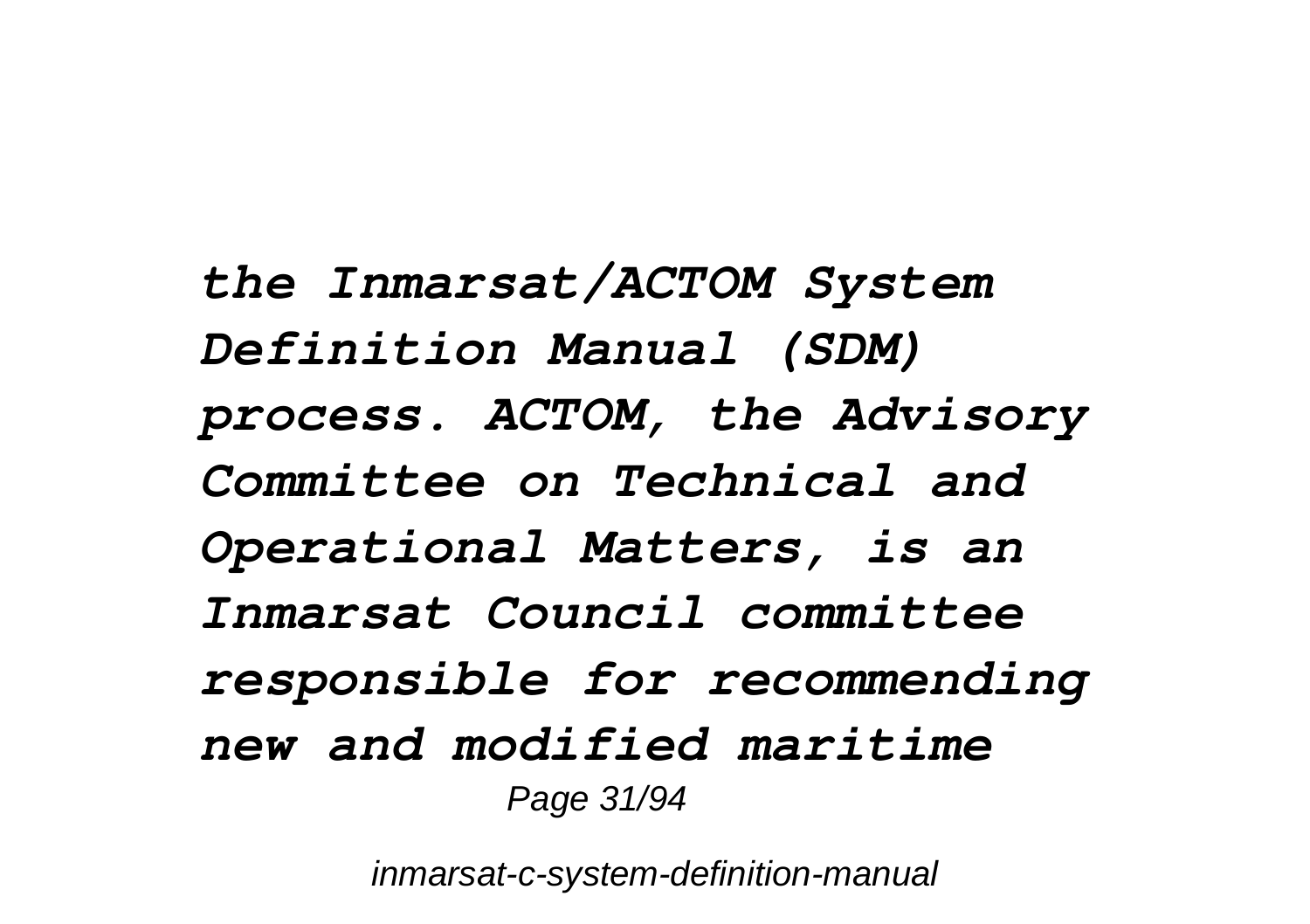*the Inmarsat/ACTOM System Definition Manual (SDM) process. ACTOM, the Advisory Committee on Technical and Operational Matters, is an Inmarsat Council committee responsible for recommending new and modified maritime*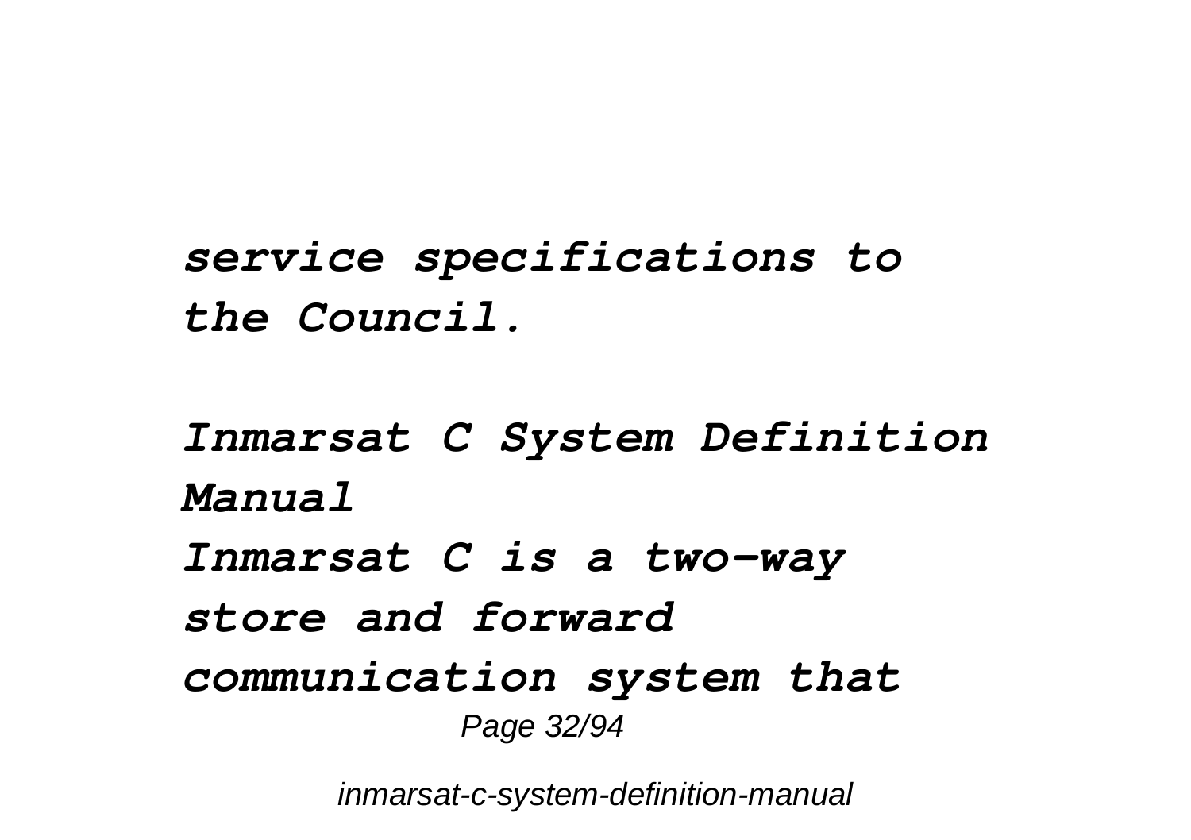*service specifications to the Council.*

***Inmarsat C System Definition Manual***

*Inmarsat C is a two-way store and forward communication system that*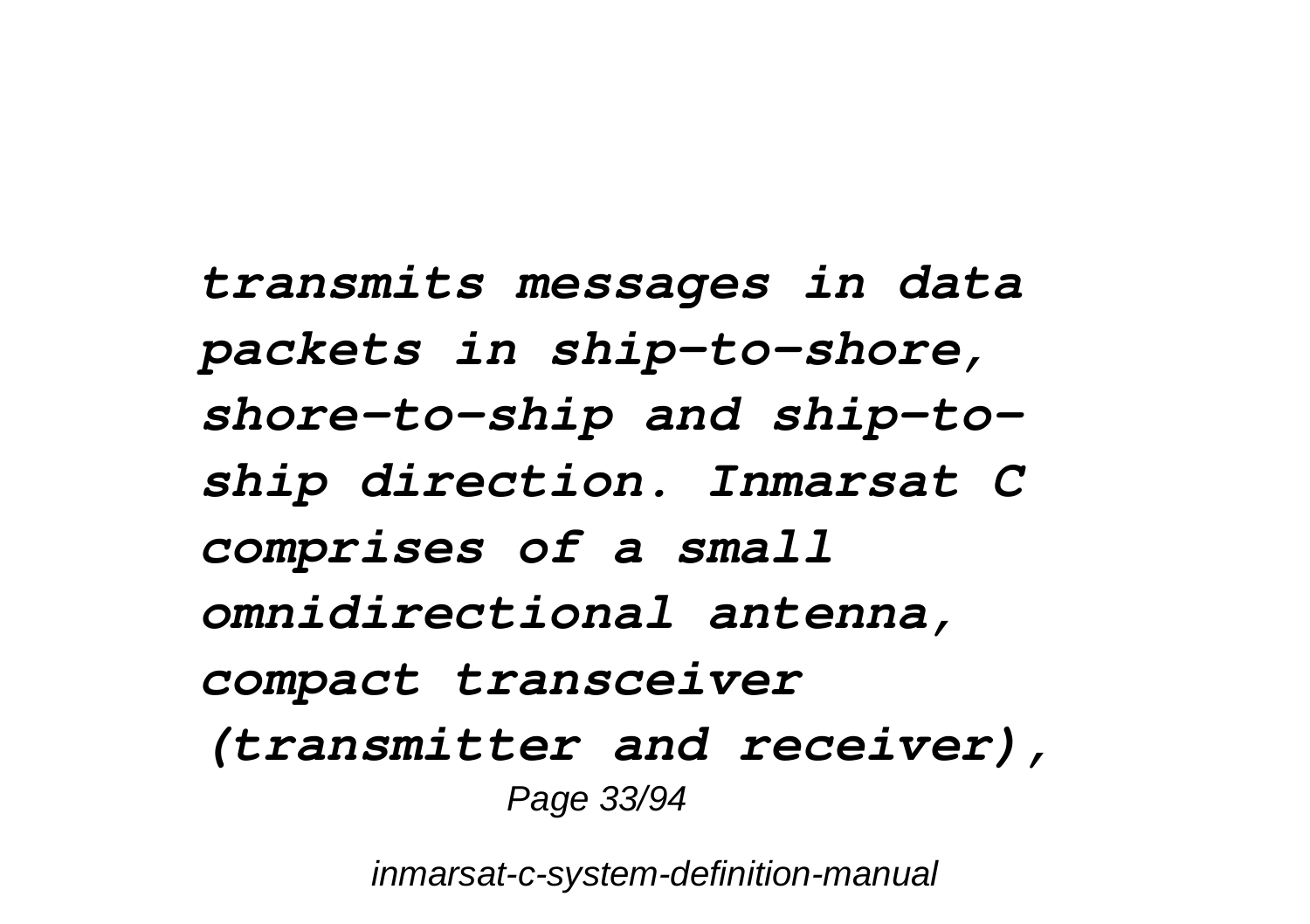*transmits messages in data packets in ship-to-shore, shore-to-ship and ship-to-ship direction. Inmarsat C comprises of a small omnidirectional antenna, compact transceiver (transmitter and receiver),*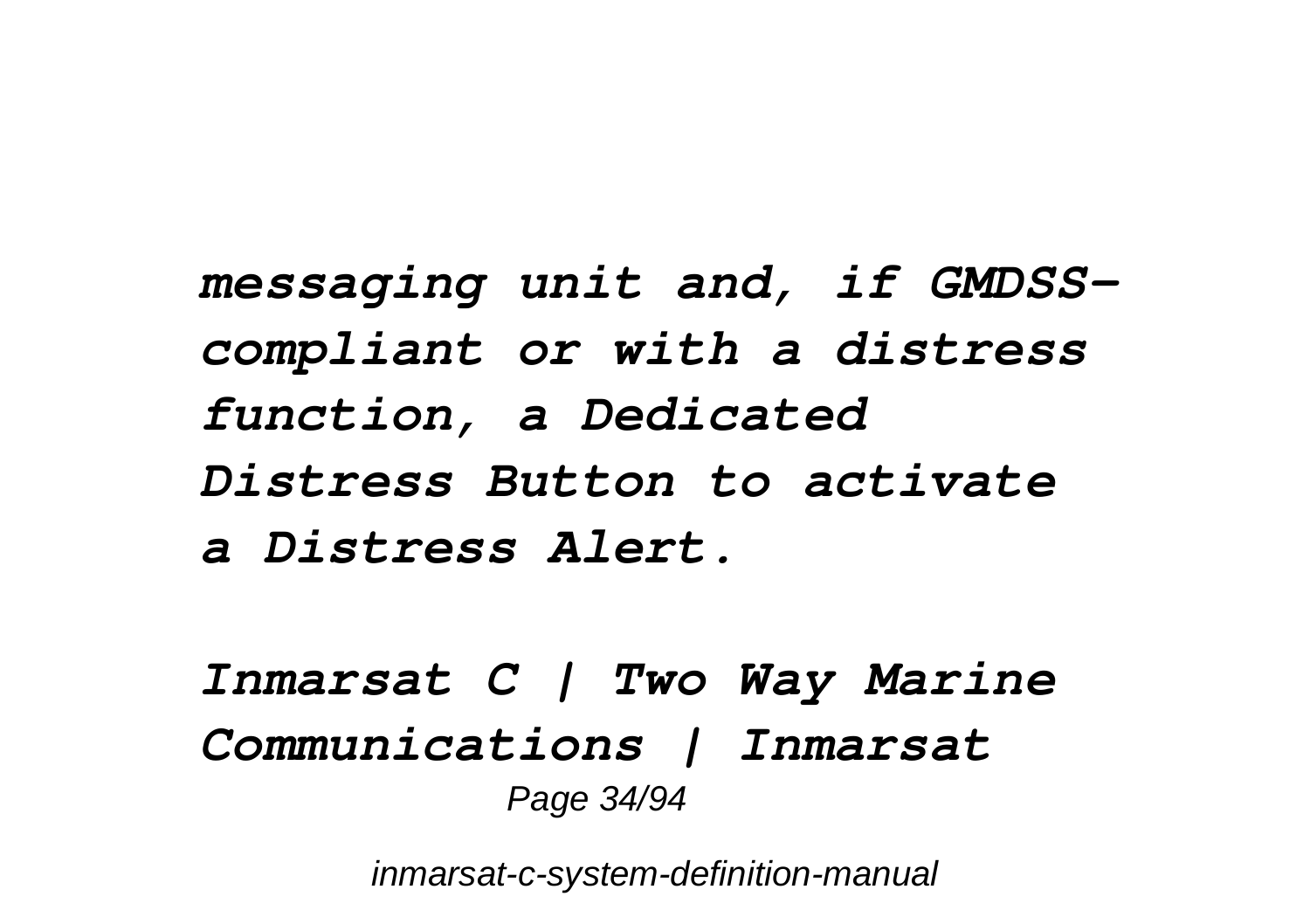*messaging unit and, if GMDSS-compliant or with a distress function, a Dedicated Distress Button to activate a Distress Alert.*

***Inmarsat C | Two Way Marine Communications | Inmarsat***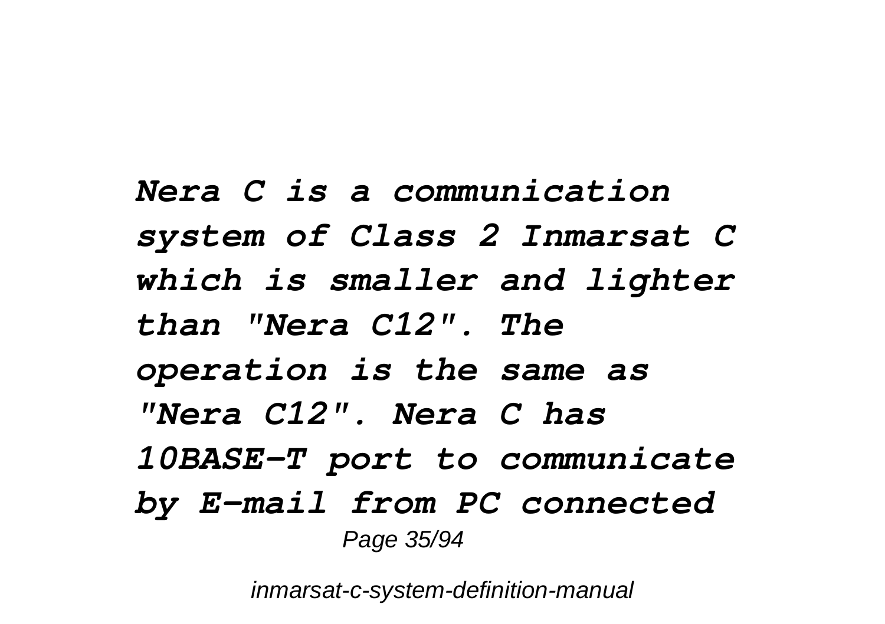***Nera C is a communication system of Class 2 Inmarsat C which is smaller and lighter than "Nera C12". The operation is the same as "Nera C12". Nera C has 10BASE-T port to communicate by E-mail from PC connected***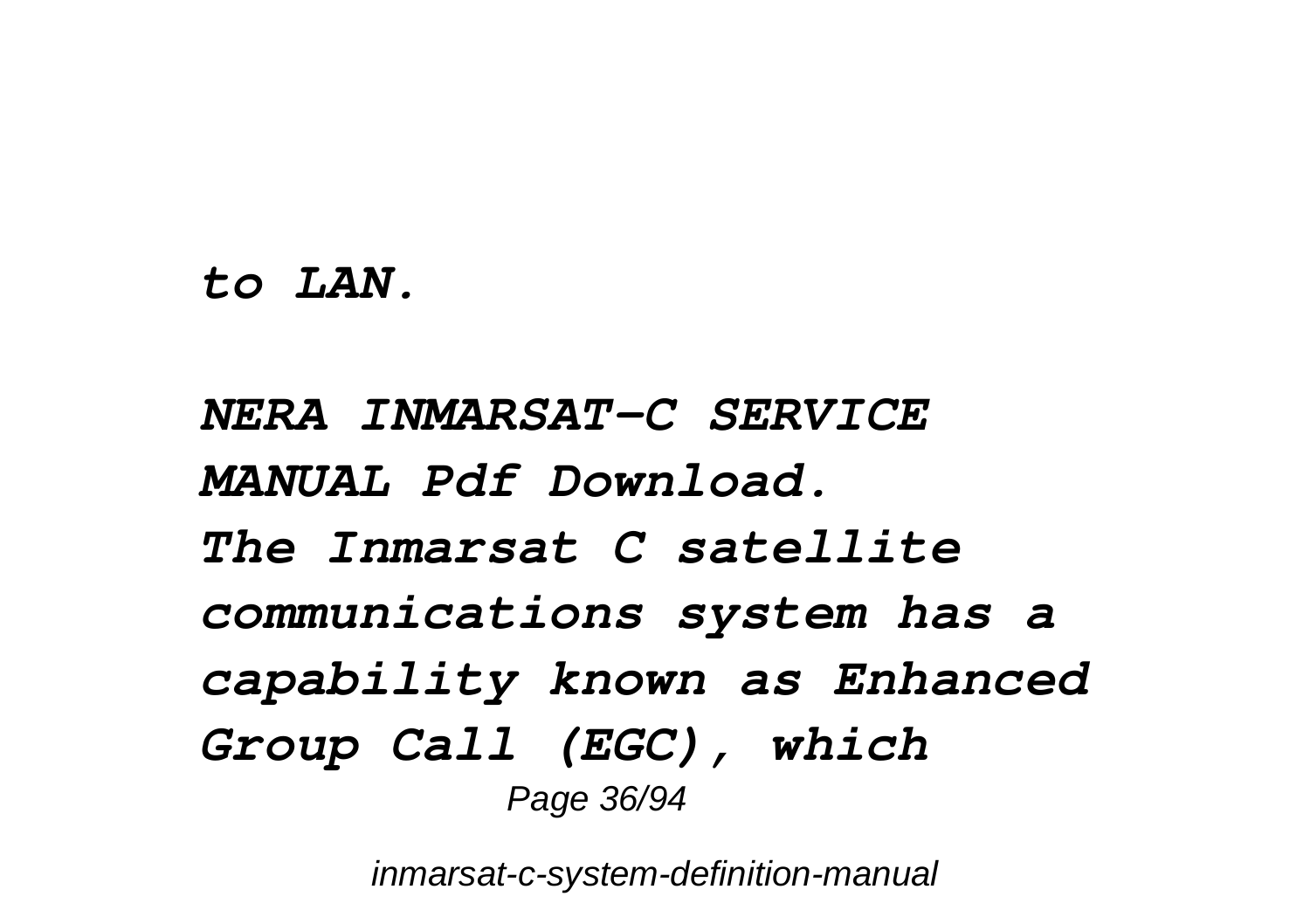***to LAN.***

***NERA INMARSAT-C SERVICE MANUAL Pdf Download.***
***The Inmarsat C satellite communications system has a capability known as Enhanced Group Call (EGC), which***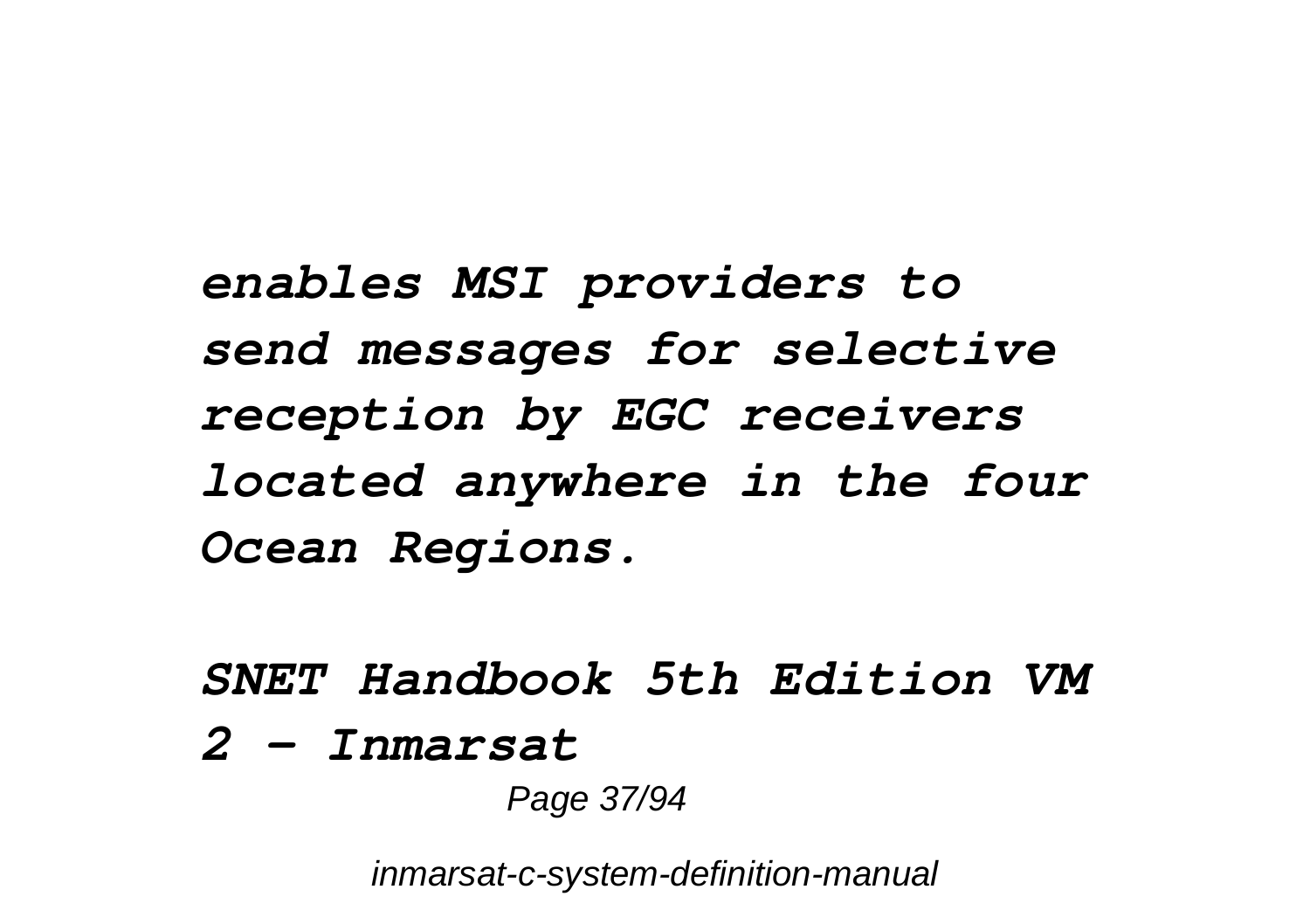*enables MSI providers to send messages for selective reception by EGC receivers located anywhere in the four Ocean Regions.*

***SNET Handbook 5th Edition VM 2 - Inmarsat***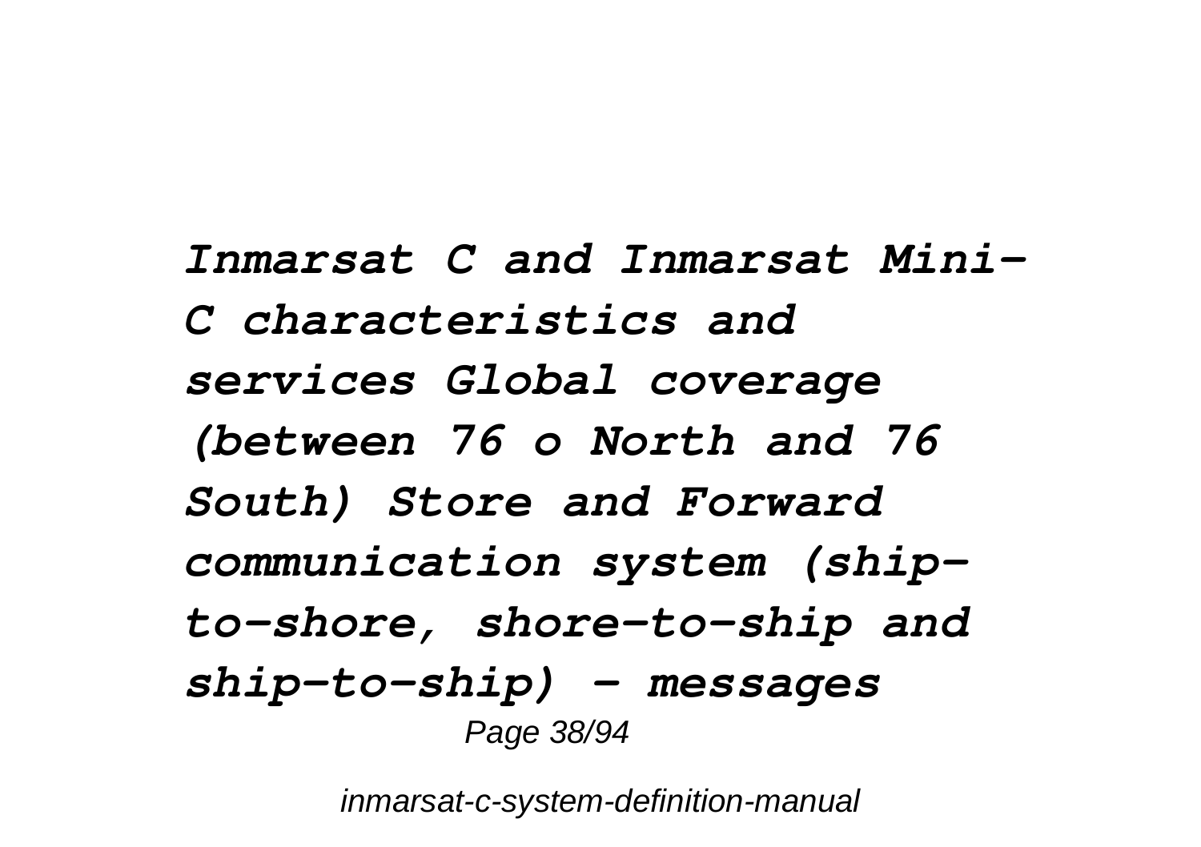*Inmarsat C and Inmarsat Mini-C characteristics and services Global coverage (between 76 o North and 76 South) Store and Forward communication system (ship-to-shore, shore-to-ship and ship-to-ship) - messages*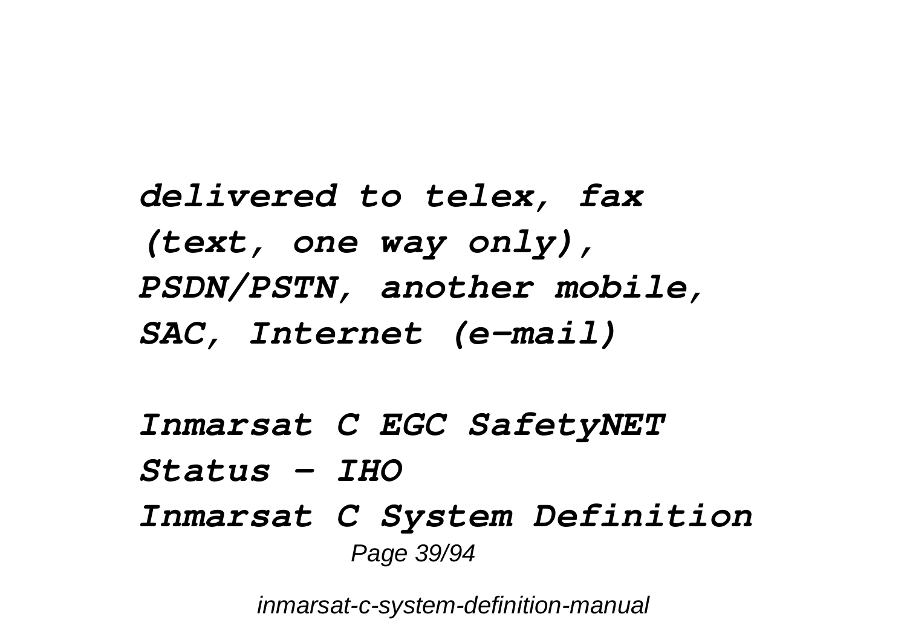***delivered to telex, fax (text, one way only), PSDN/PSTN, another mobile, SAC, Internet (e-mail)***

***Inmarsat C EGC SafetyNET Status - IHO***

***Inmarsat C System Definition***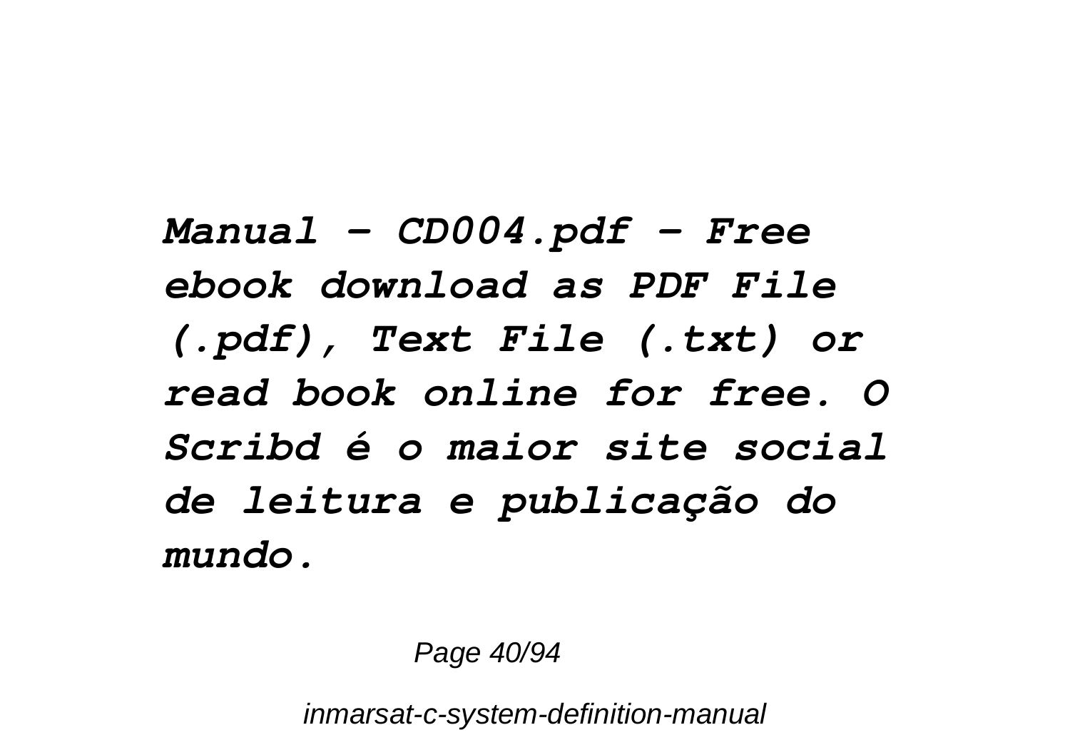***Manual - CD004.pdf - Free ebook download as PDF File (.pdf), Text File (.txt) or read book online for free. O Scribd é o maior site social de leitura e publicação do mundo.***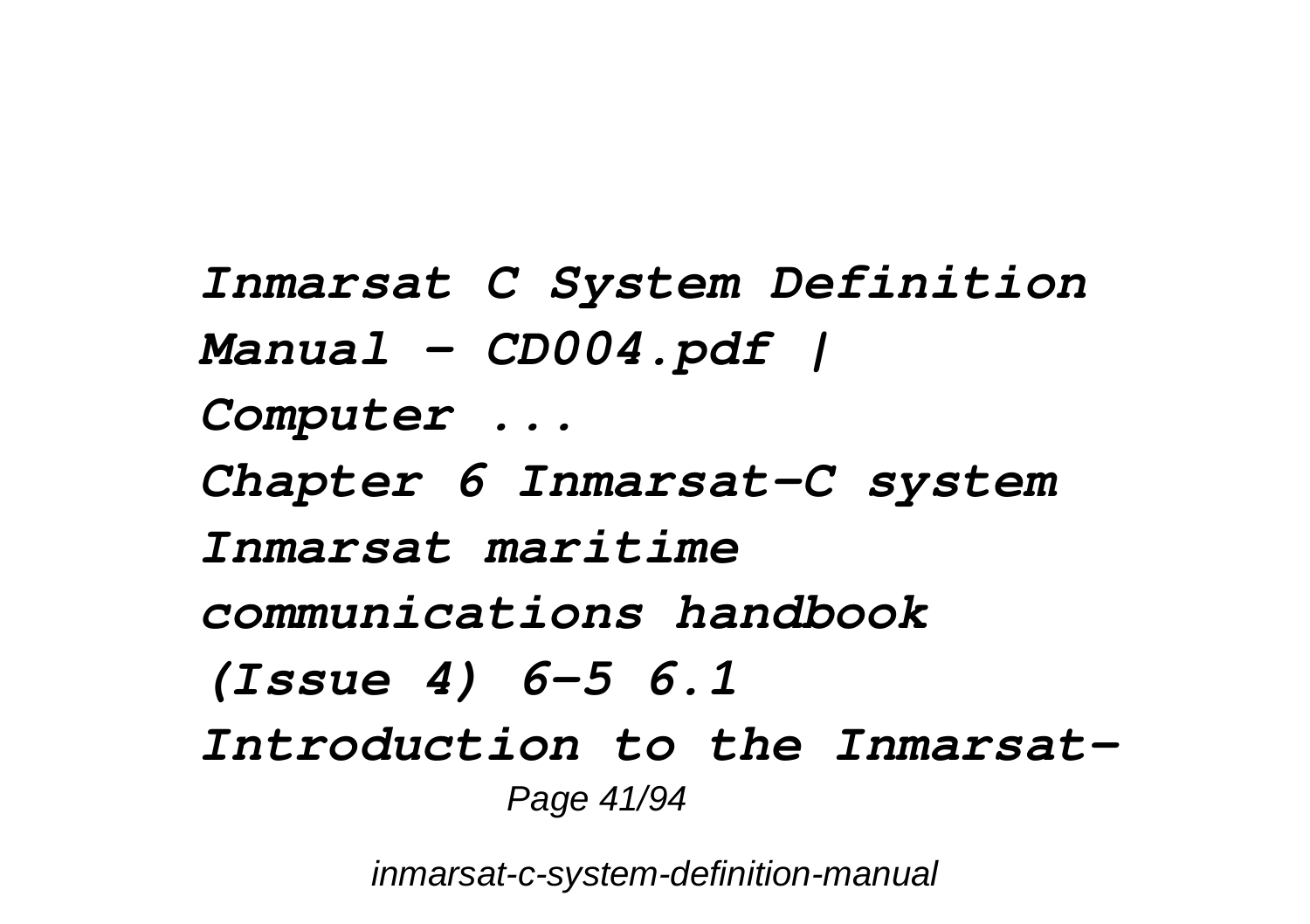*Inmarsat C System Definition Manual - CD004.pdf | Computer ...*

*Chapter 6 Inmarsat-C system Inmarsat maritime communications handbook (Issue 4) 6–5 6.1 Introduction to the Inmarsat-*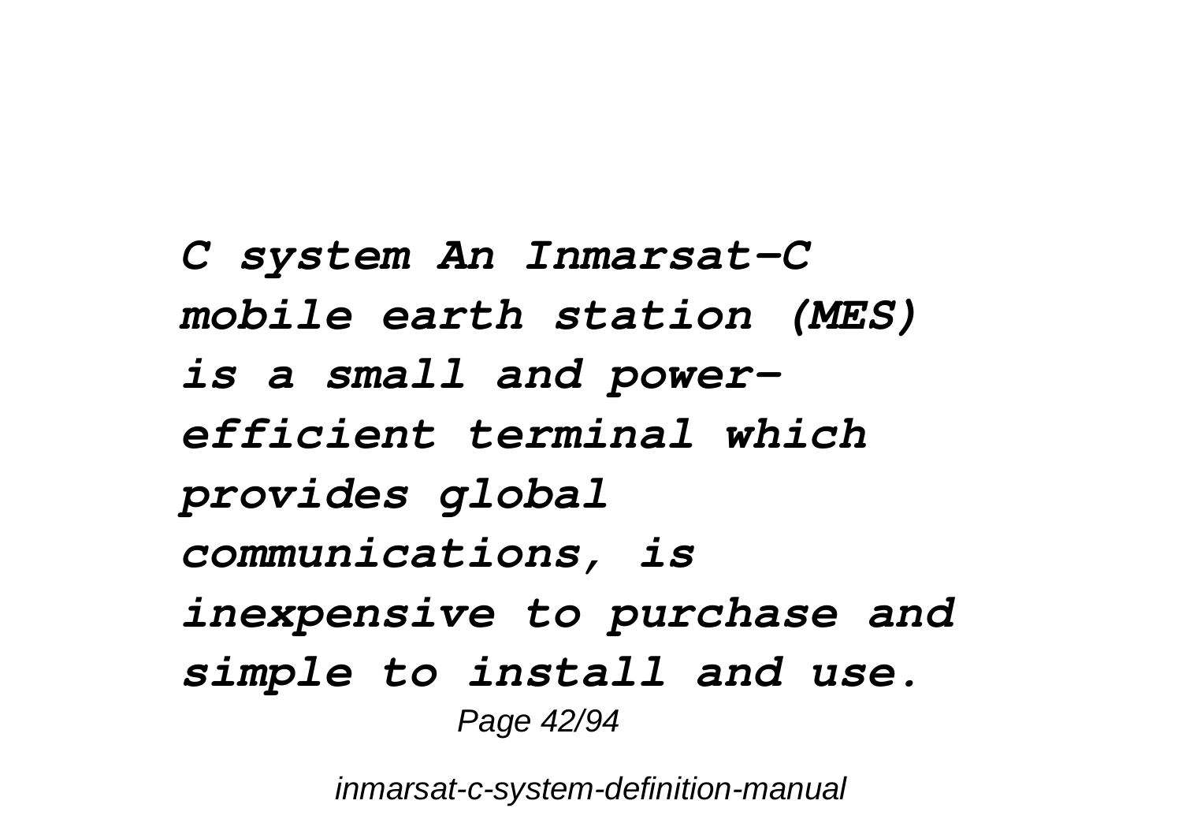***C system An Inmarsat-C mobile earth station (MES) is a small and power-efficient terminal which provides global communications, is inexpensive to purchase and simple to install and use.***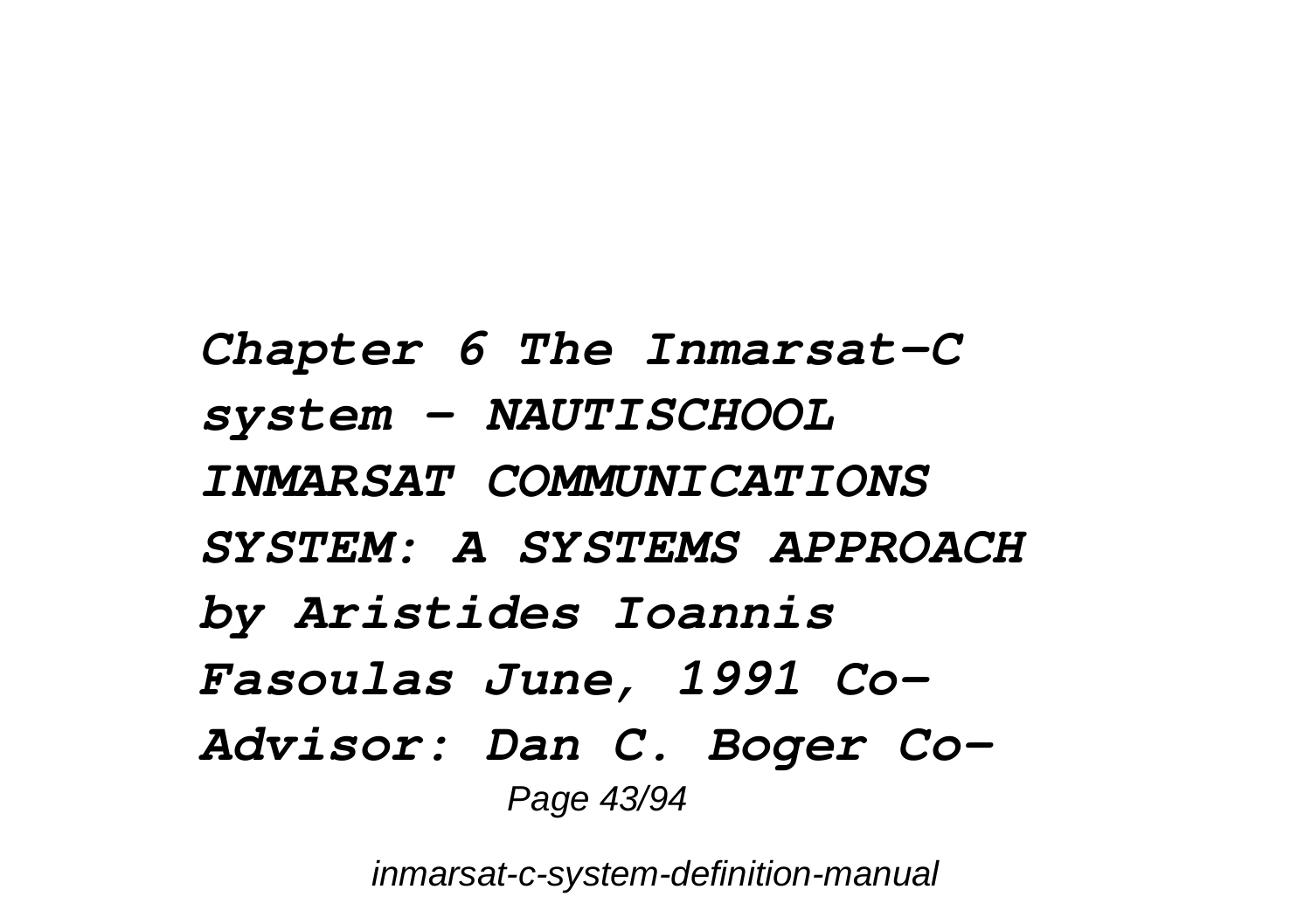***Chapter 6 The Inmarsat-C system - NAUTISCHOOL INMARSAT COMMUNICATIONS SYSTEM: A SYSTEMS APPROACH by Aristides Ioannis Fasoulas June, 1991 Co-Advisor: Dan C. Boger Co-***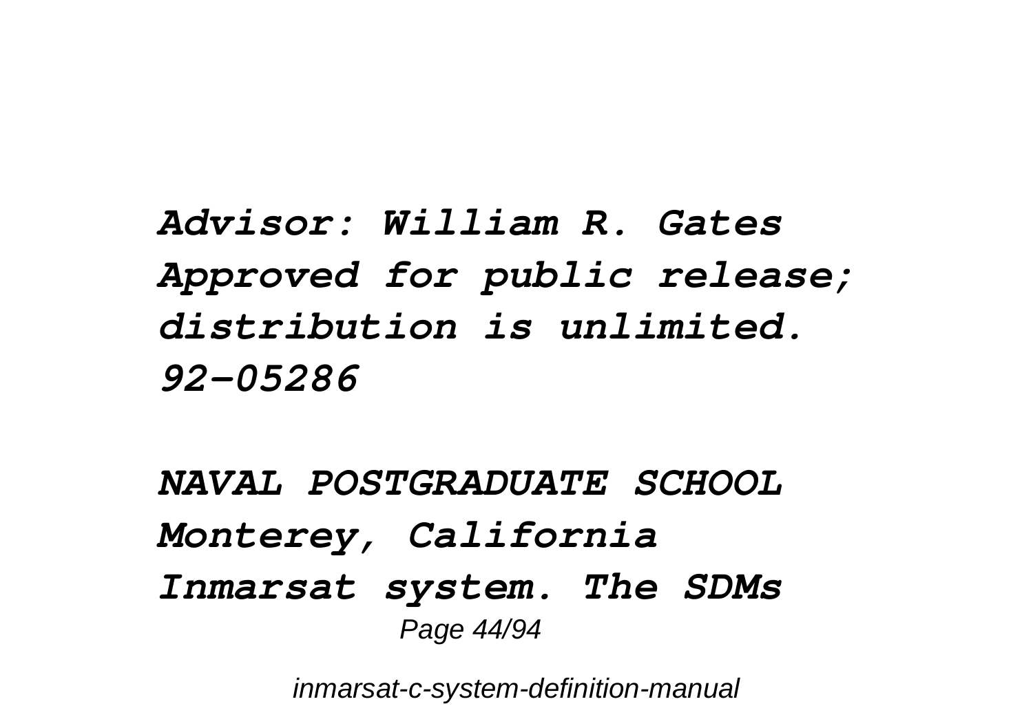***Advisor: William R. Gates Approved for public release; distribution is unlimited. 92-05286***

***NAVAL POSTGRADUATE SCHOOL Monterey, California Inmarsat system. The SDMs***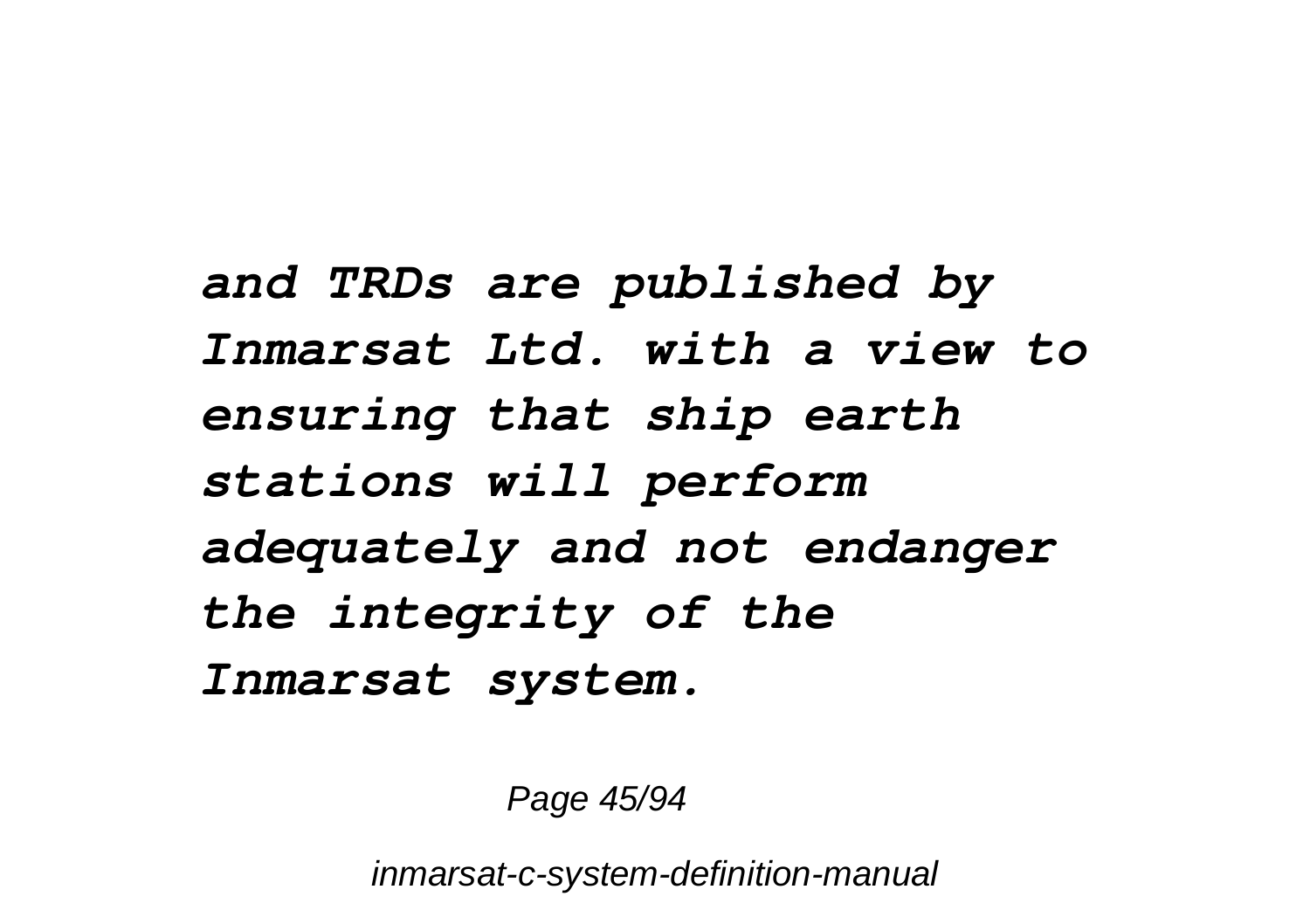***and TRDs are published by Inmarsat Ltd. with a view to ensuring that ship earth stations will perform adequately and not endanger the integrity of the Inmarsat system.***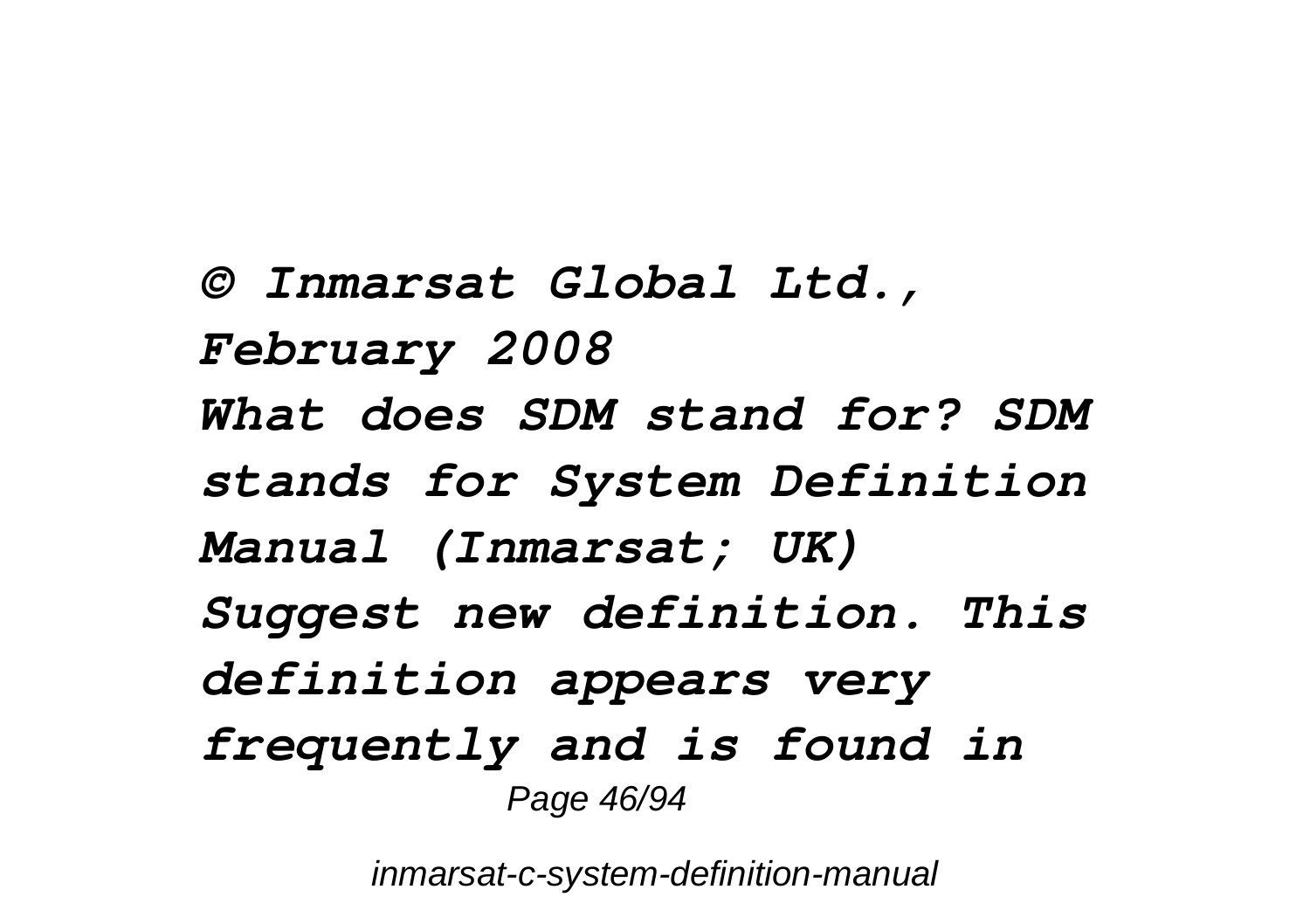***© Inmarsat Global Ltd., February 2008***
***What does SDM stand for? SDM stands for System Definition Manual (Inmarsat; UK) Suggest new definition. This definition appears very frequently and is found in***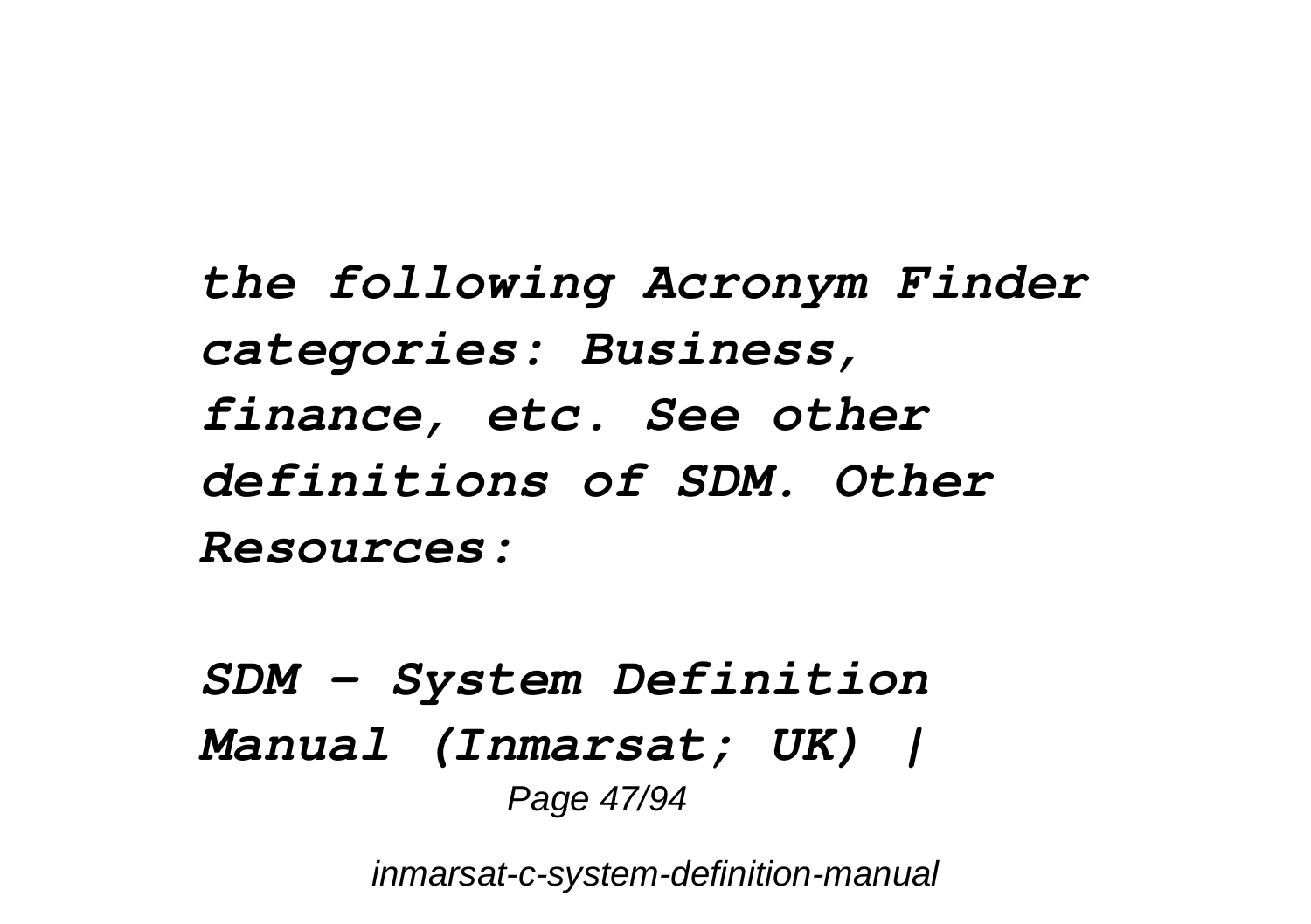***the following Acronym Finder categories: Business, finance, etc. See other definitions of SDM. Other Resources:***

***SDM - System Definition Manual (Inmarsat; UK) |***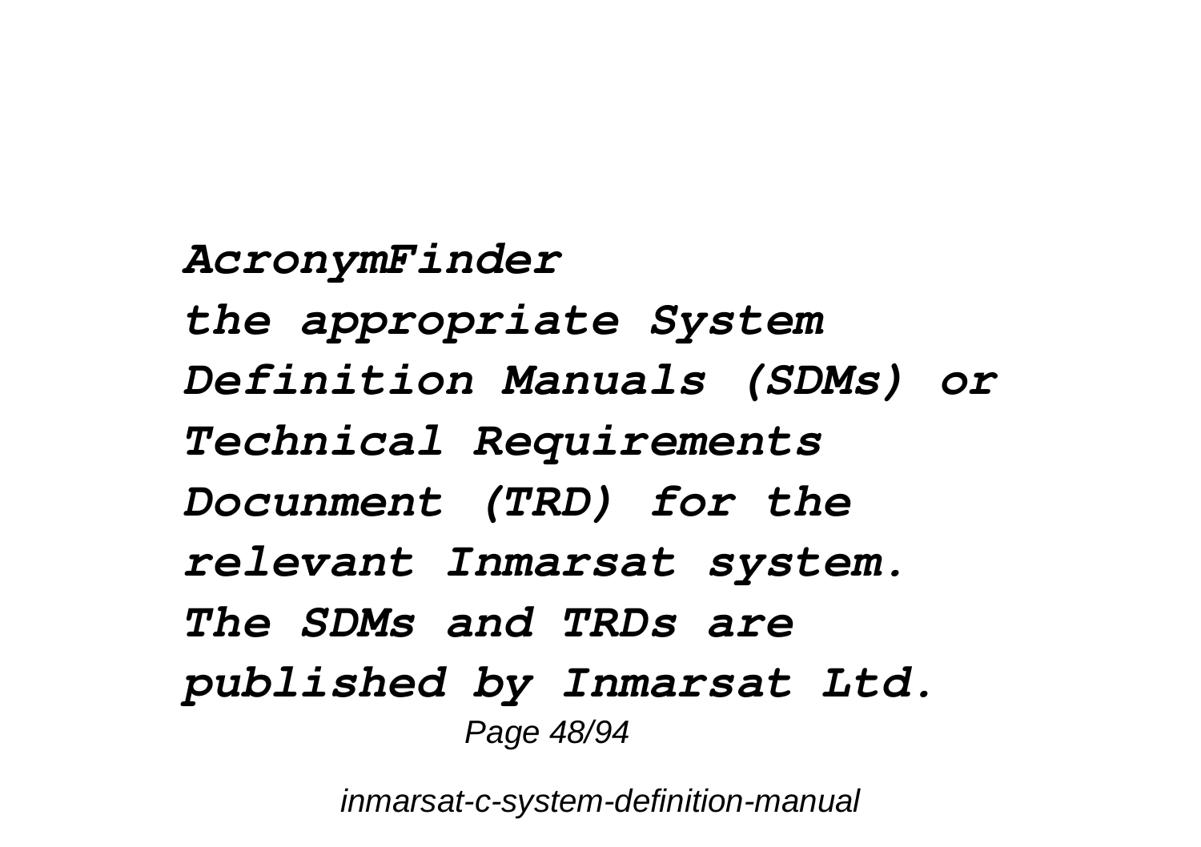*AcronymFinder*

*the appropriate System Definition Manuals (SDMs) or Technical Requirements Docunment (TRD) for the relevant Inmarsat system. The SDMs and TRDs are published by Inmarsat Ltd.*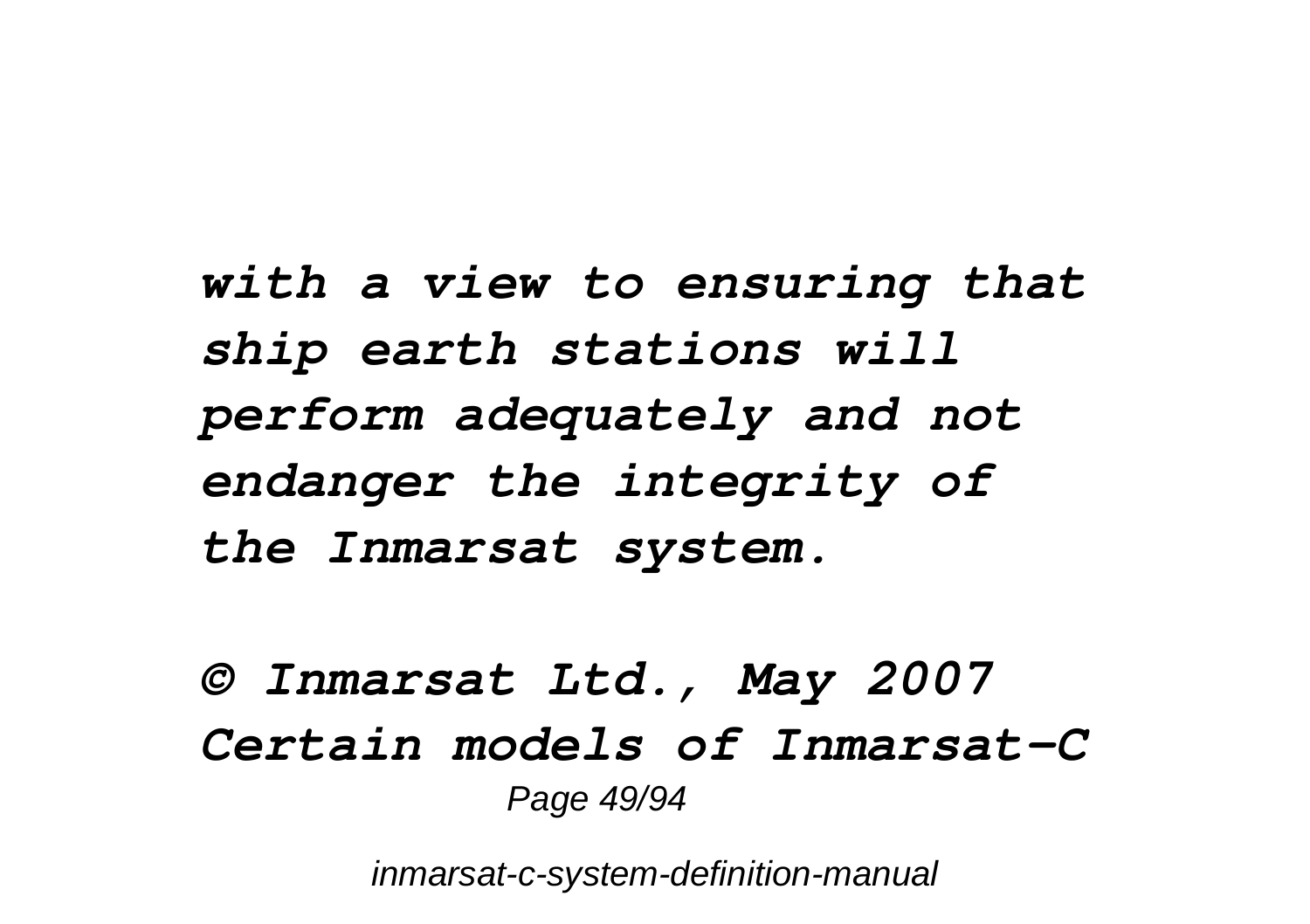*with a view to ensuring that ship earth stations will perform adequately and not endanger the integrity of the Inmarsat system.*

*© Inmarsat Ltd., May 2007 Certain models of Inmarsat-C*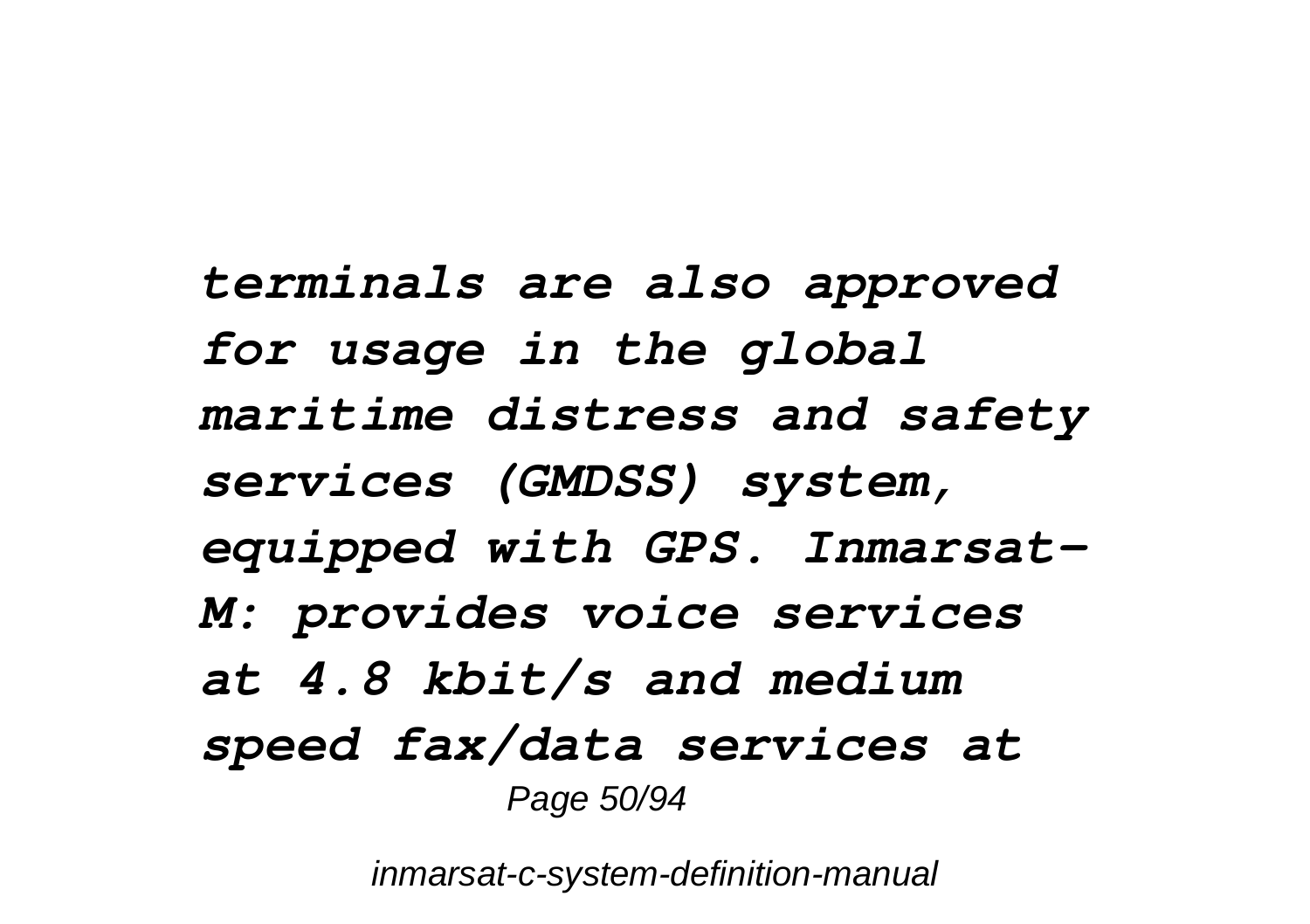*terminals are also approved for usage in the global maritime distress and safety services (GMDSS) system, equipped with GPS. Inmarsat-M: provides voice services at 4.8 kbit/s and medium speed fax/data services at*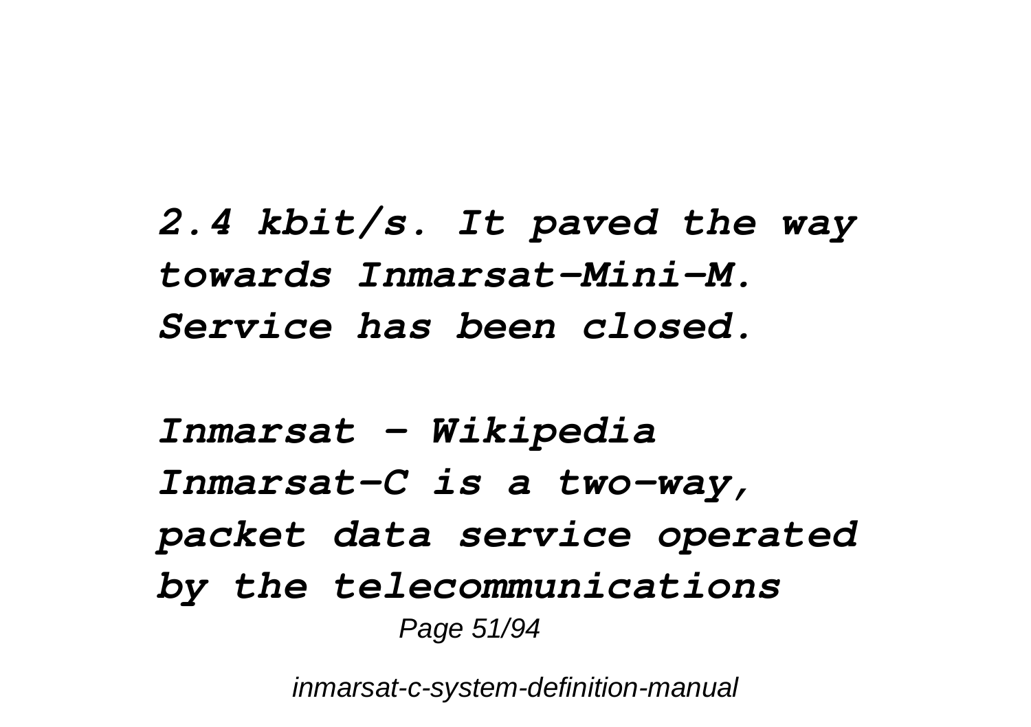*2.4 kbit/s. It paved the way towards Inmarsat-Mini-M. Service has been closed.*

*Inmarsat - Wikipedia*
*Inmarsat-C is a two-way, packet data service operated by the telecommunications*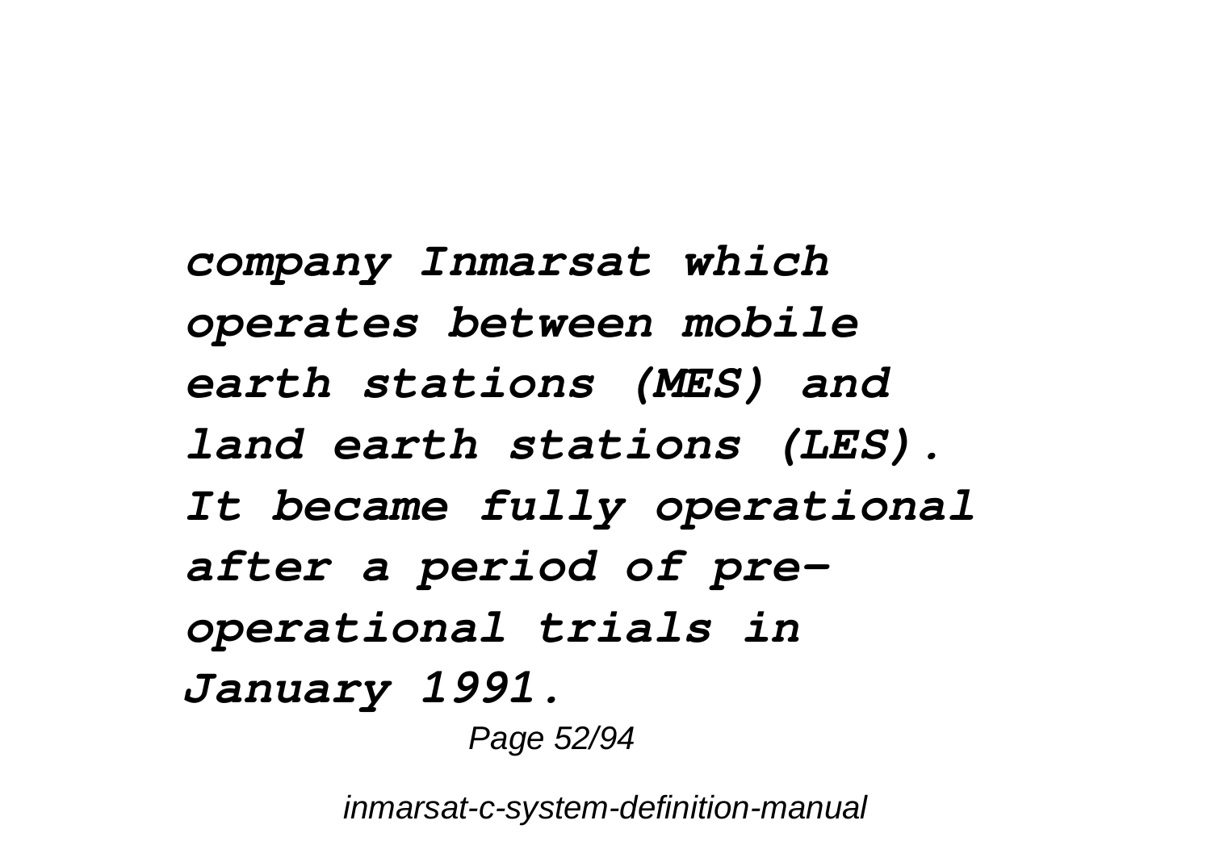*company Inmarsat which operates between mobile earth stations (MES) and land earth stations (LES). It became fully operational after a period of pre-operational trials in January 1991.*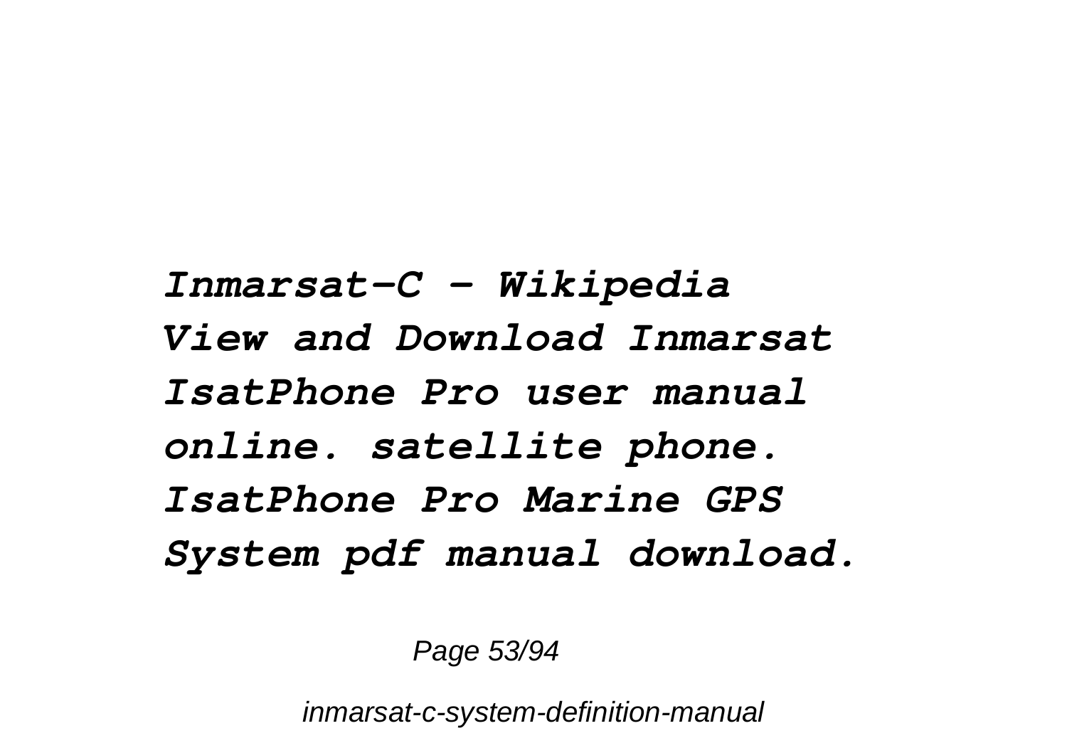***Inmarsat-C - Wikipedia***

***View and Download Inmarsat IsatPhone Pro user manual online. satellite phone. IsatPhone Pro Marine GPS System pdf manual download.***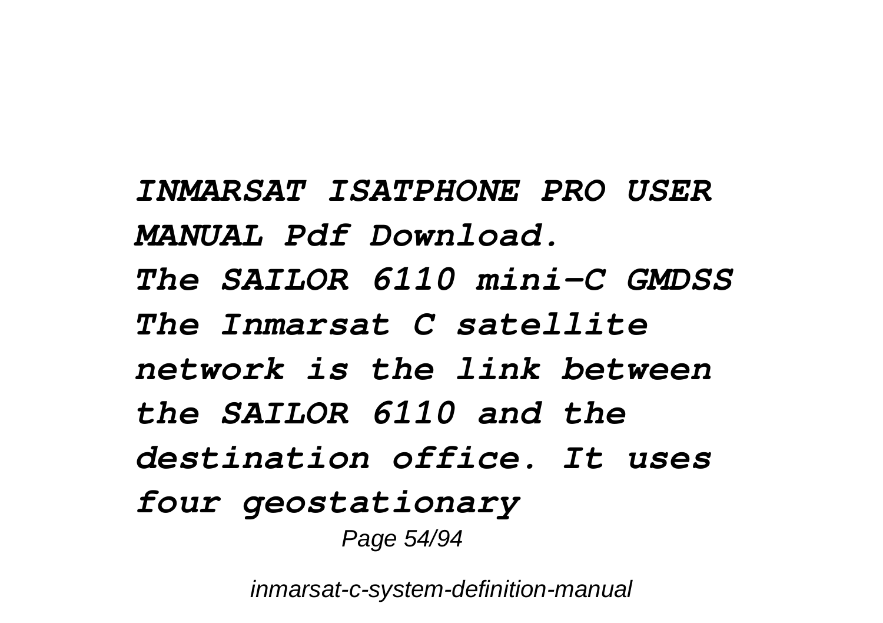***INMARSAT ISATPHONE PRO USER MANUAL Pdf Download.***

***The SAILOR 6110 mini-C GMDSS The Inmarsat C satellite network is the link between the SAILOR 6110 and the destination office. It uses four geostationary***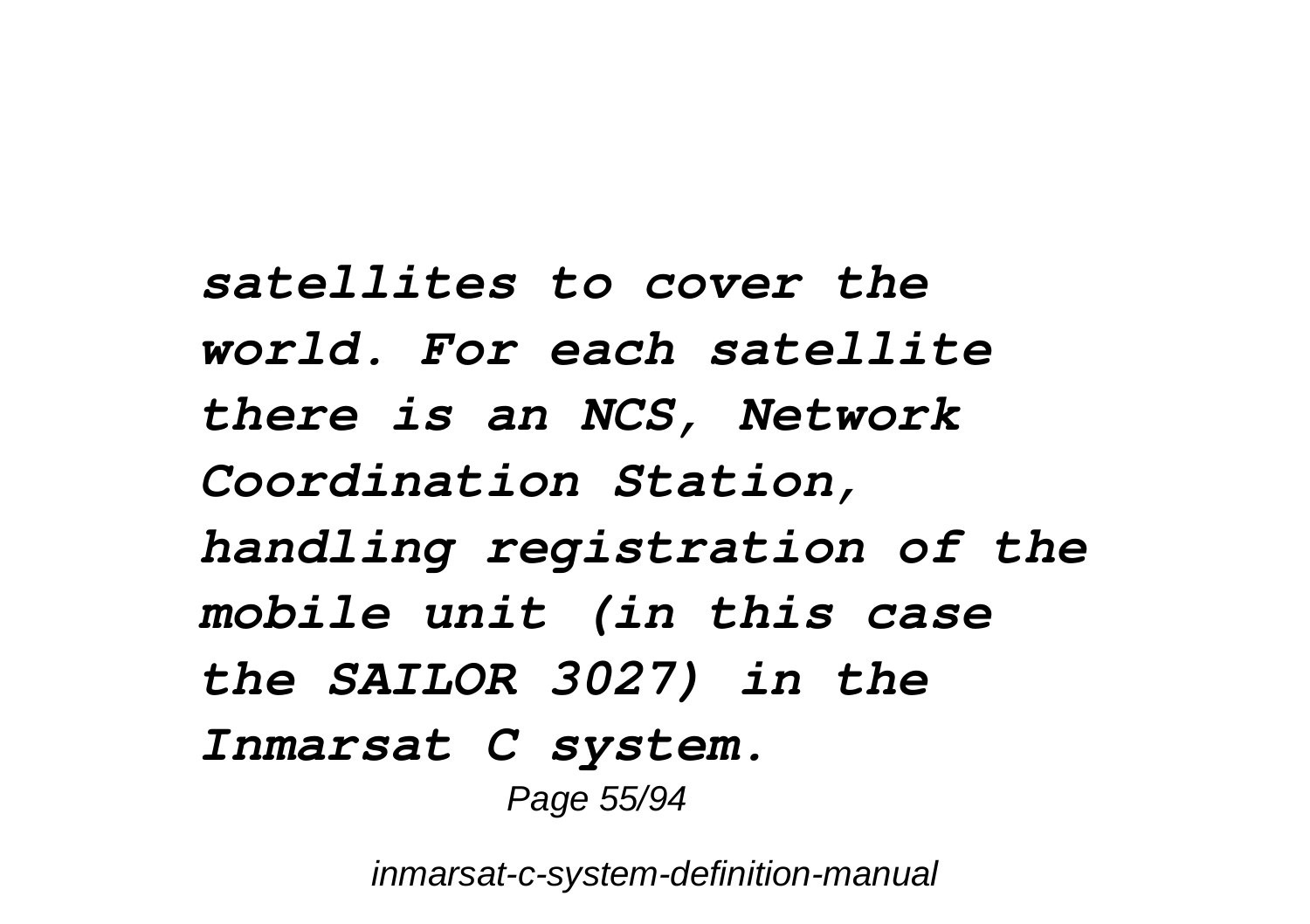***satellites to cover the world. For each satellite there is an NCS, Network Coordination Station, handling registration of the mobile unit (in this case the SAILOR 3027) in the Inmarsat C system.***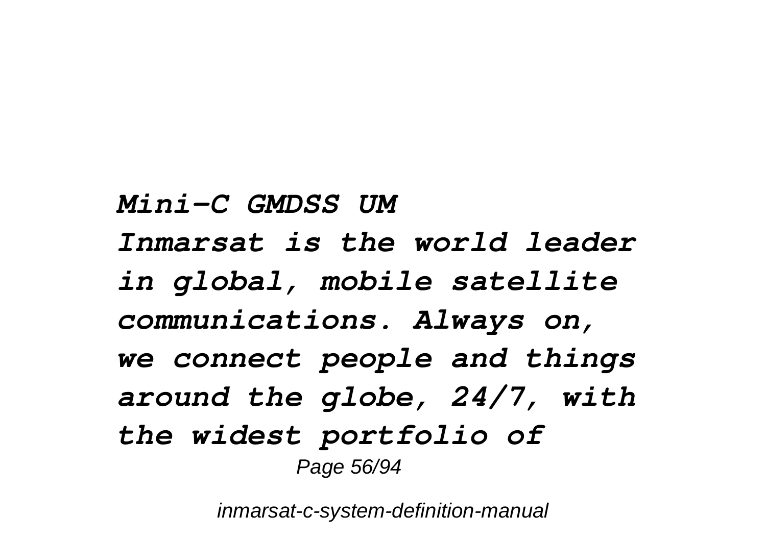*Mini-C GMDSS UM*

*Inmarsat is the world leader in global, mobile satellite communications. Always on, we connect people and things around the globe, 24/7, with the widest portfolio of*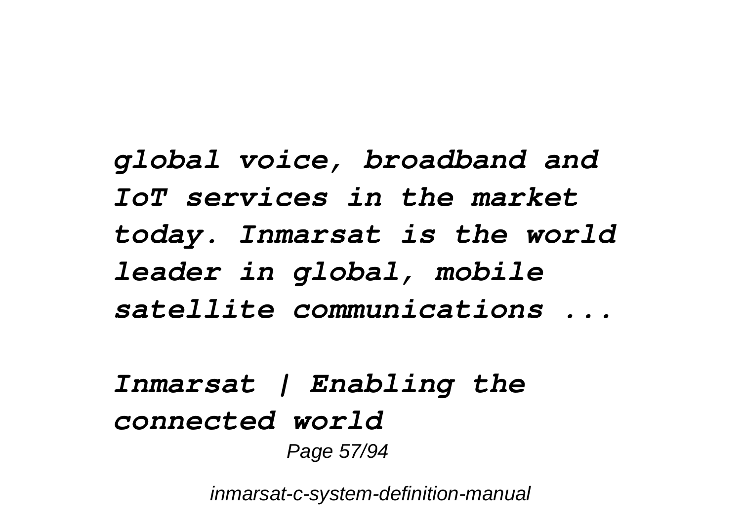*global voice, broadband and IoT services in the market today. Inmarsat is the world leader in global, mobile satellite communications ...*

***Inmarsat | Enabling the connected world***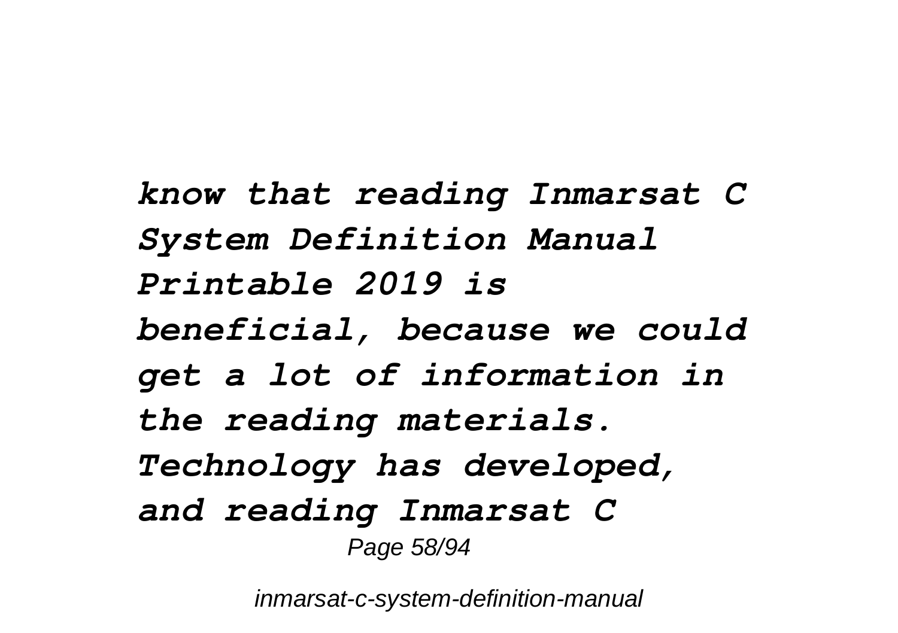***know that reading Inmarsat C System Definition Manual Printable 2019 is beneficial, because we could get a lot of information in the reading materials. Technology has developed, and reading Inmarsat C***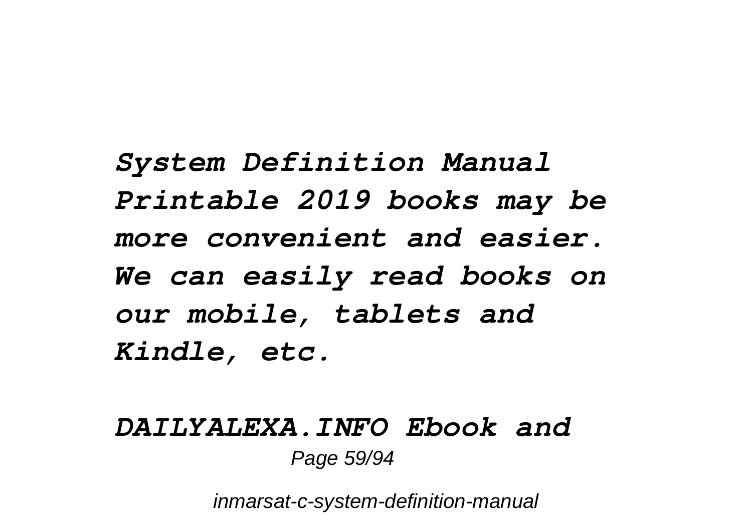***System Definition Manual Printable 2019 books may be more convenient and easier. We can easily read books on our mobile, tablets and Kindle, etc.***

***DAILYALEXA.INFO Ebook and***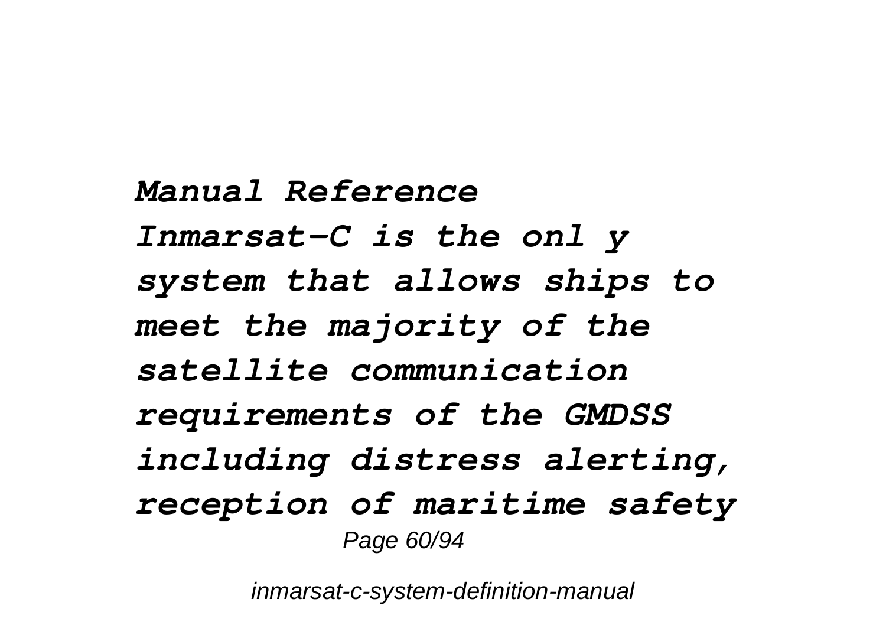***Manual Reference***

***Inmarsat-C is the onl y system that allows ships to meet the majority of the satellite communication requirements of the GMDSS including distress alerting, reception of maritime safety***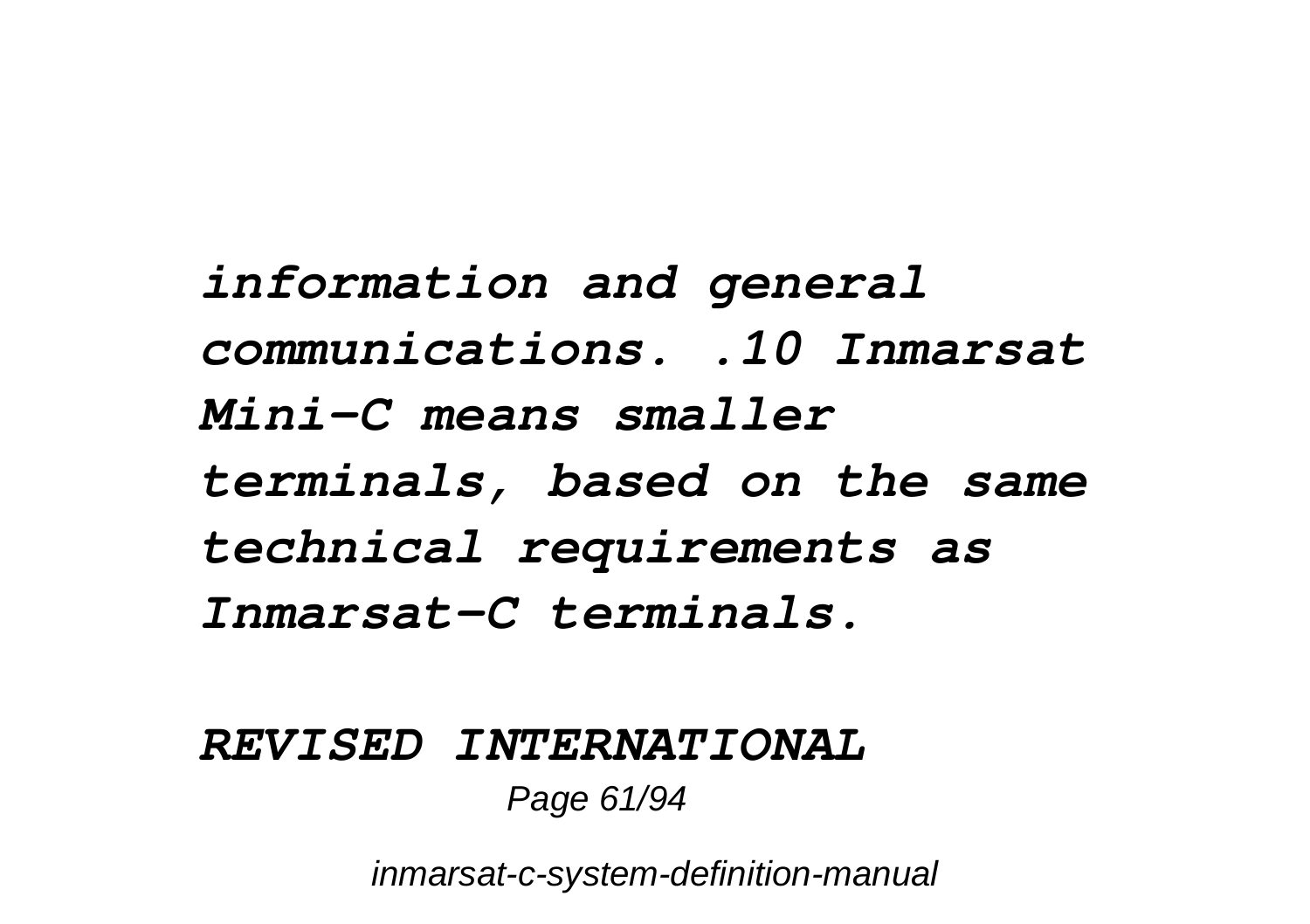***information and general communications. .10 Inmarsat Mini-C means smaller terminals, based on the same technical requirements as Inmarsat-C terminals.***

***REVISED INTERNATIONAL***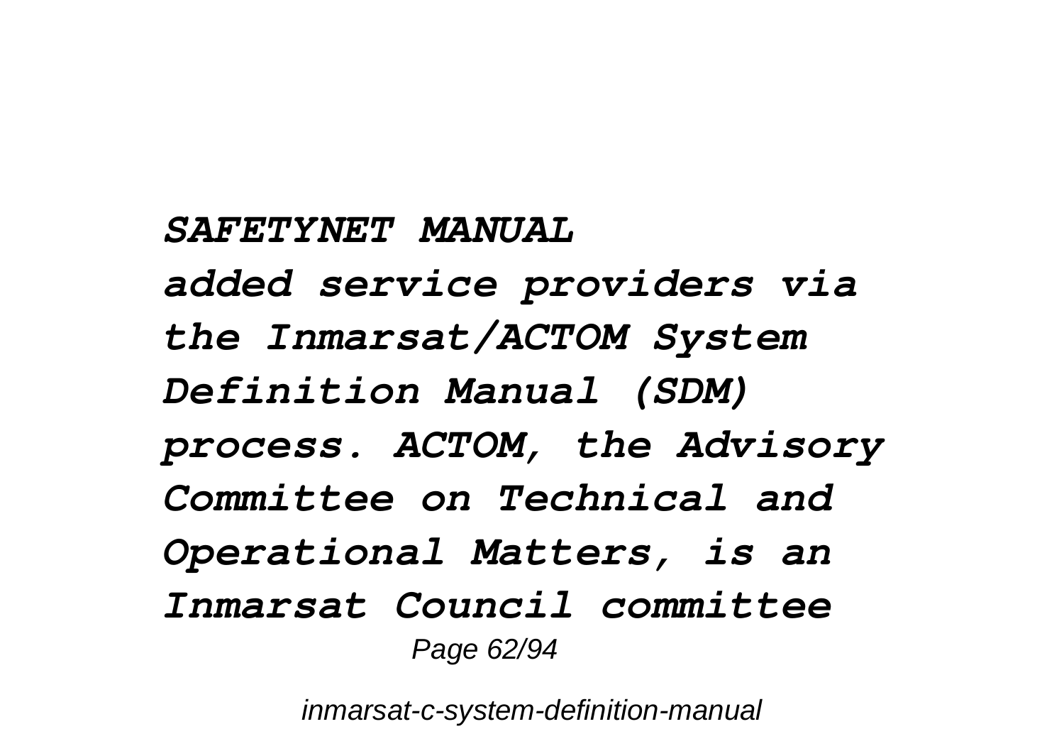***SAFETYNET MANUAL***

***added service providers via the Inmarsat/ACTOM System Definition Manual (SDM) process. ACTOM, the Advisory Committee on Technical and Operational Matters, is an Inmarsat Council committee***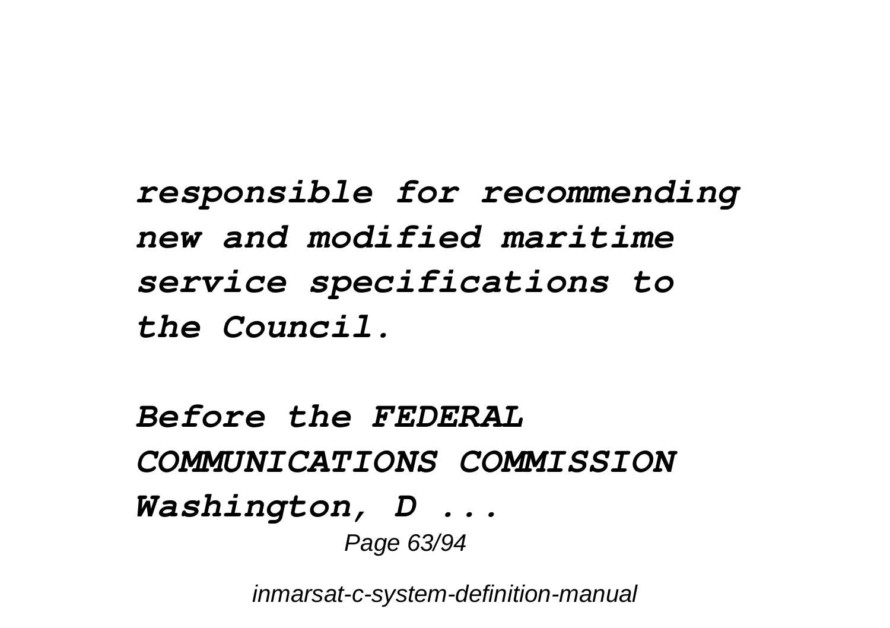***responsible for recommending new and modified maritime service specifications to the Council.***

***Before the FEDERAL COMMUNICATIONS COMMISSION Washington, D ...***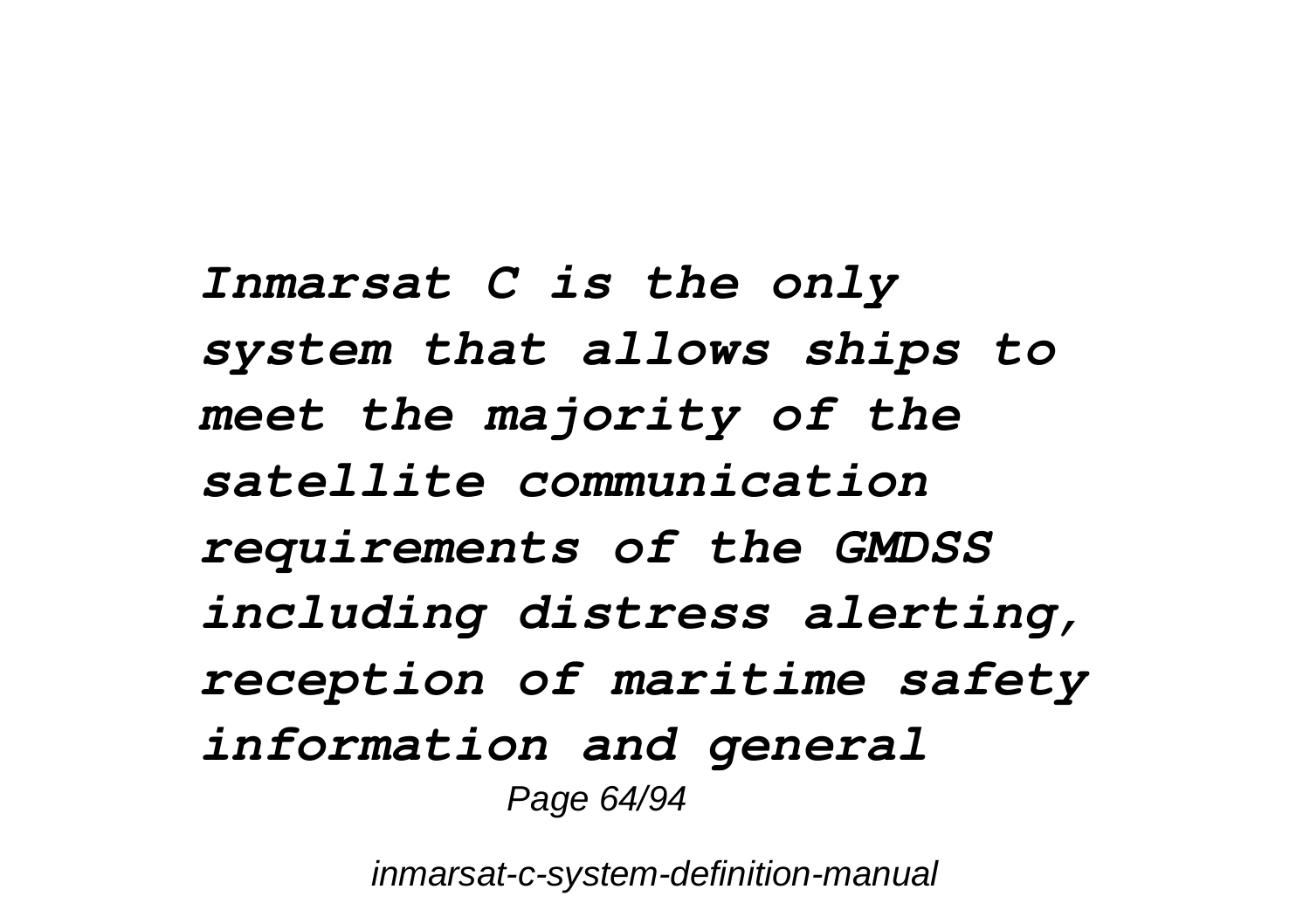*Inmarsat C is the only system that allows ships to meet the majority of the satellite communication requirements of the GMDSS including distress alerting, reception of maritime safety information and general*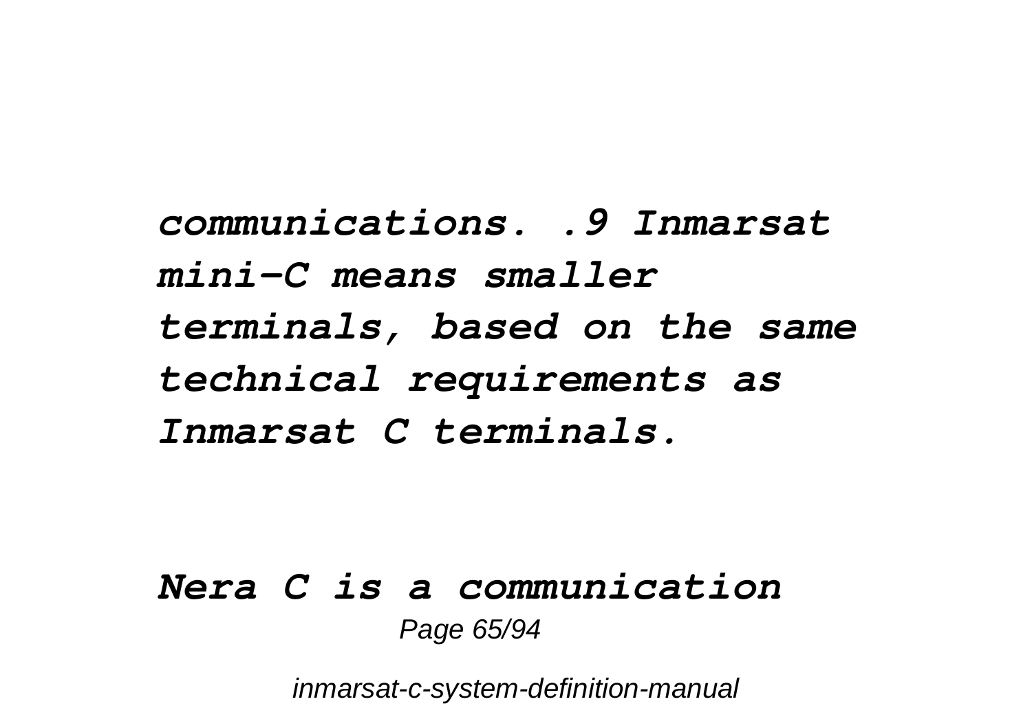***communications. .9 Inmarsat mini-C means smaller terminals, based on the same technical requirements as Inmarsat C terminals.***

***Nera C is a communication***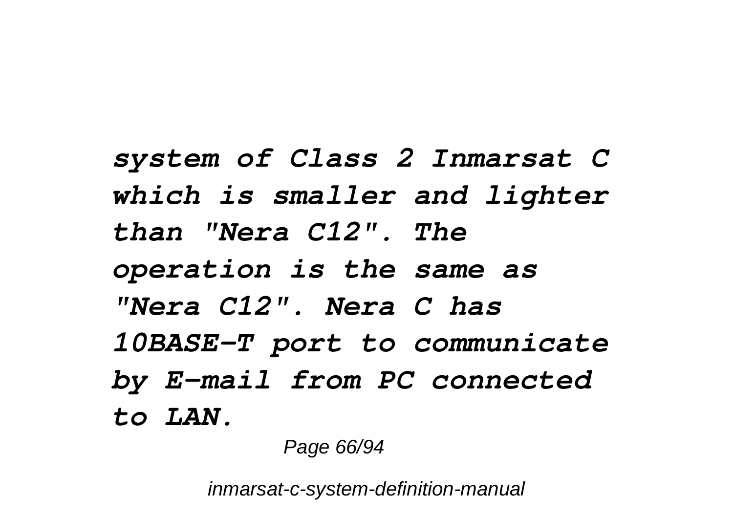***system of Class 2 Inmarsat C which is smaller and lighter than "Nera C12". The operation is the same as "Nera C12". Nera C has 10BASE-T port to communicate by E-mail from PC connected to LAN.***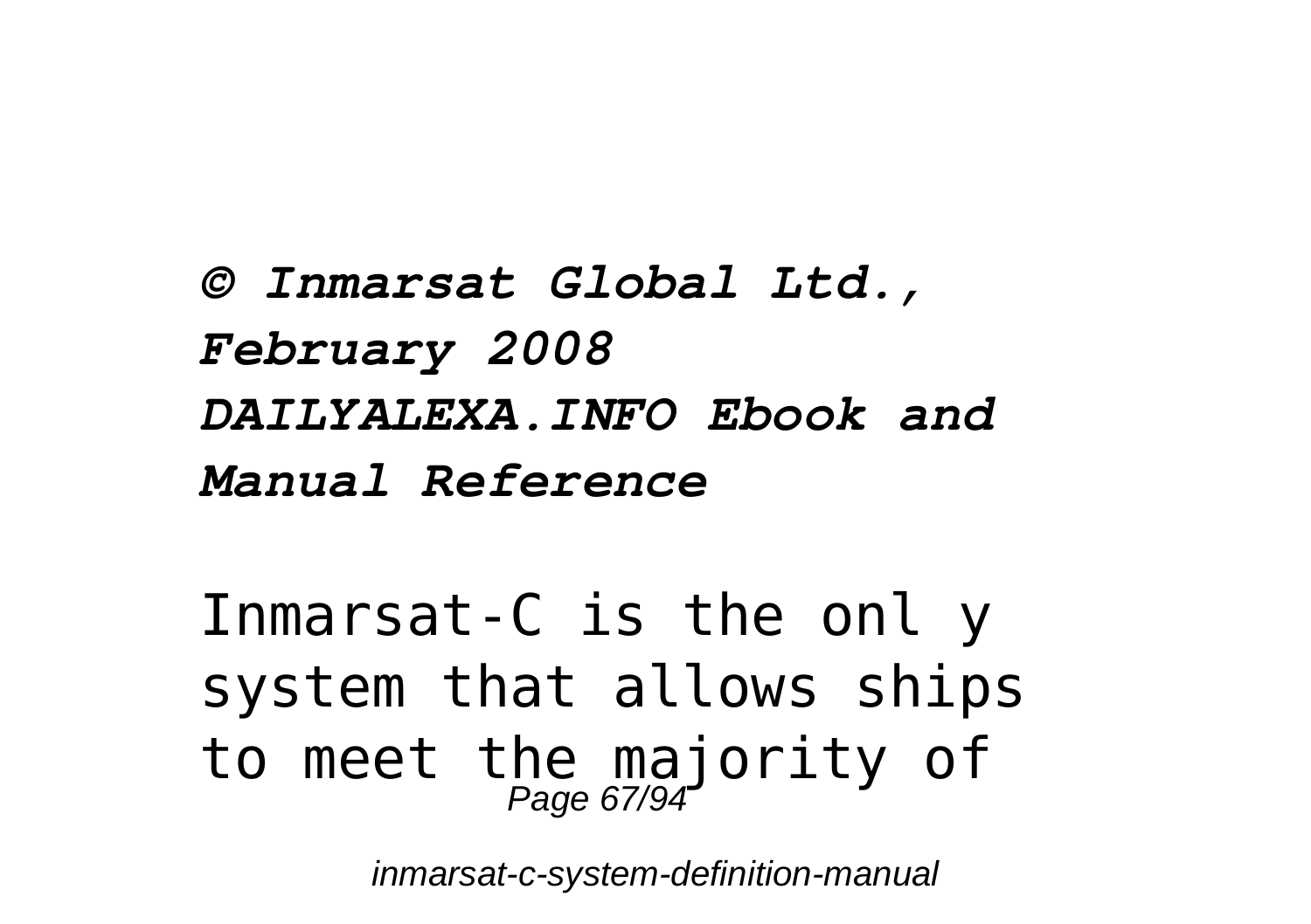***© Inmarsat Global Ltd., February 2008***
***DAILYALEXA.INFO Ebook and Manual Reference***

Inmarsat-C is the onl y system that allows ships to meet the majority of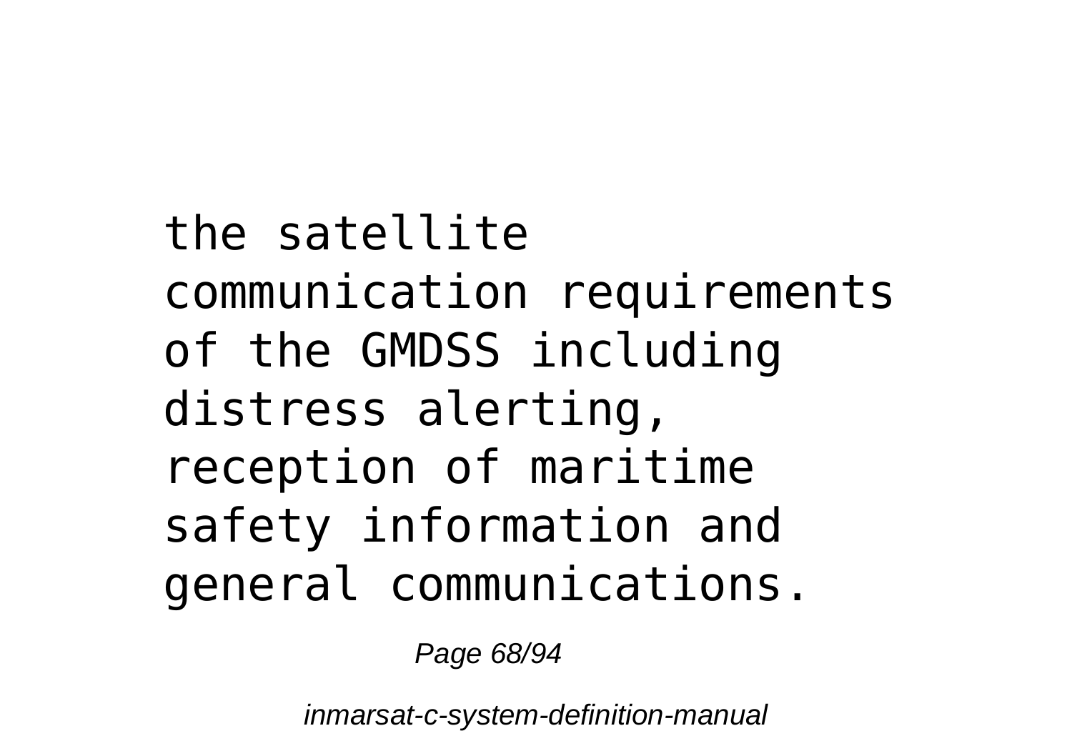the satellite communication requirements of the GMDSS including distress alerting, reception of maritime safety information and general communications.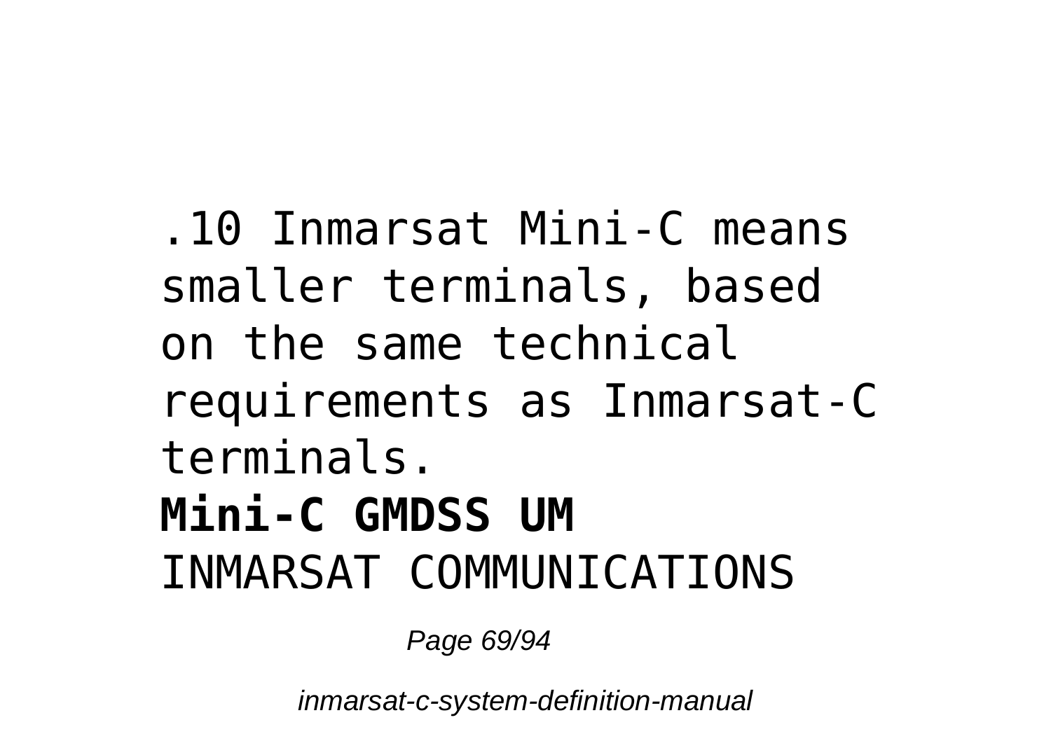.10 Inmarsat Mini-C means smaller terminals, based on the same technical requirements as Inmarsat-C terminals.

**Mini-C GMDSS UM**

INMARSAT COMMUNICATIONS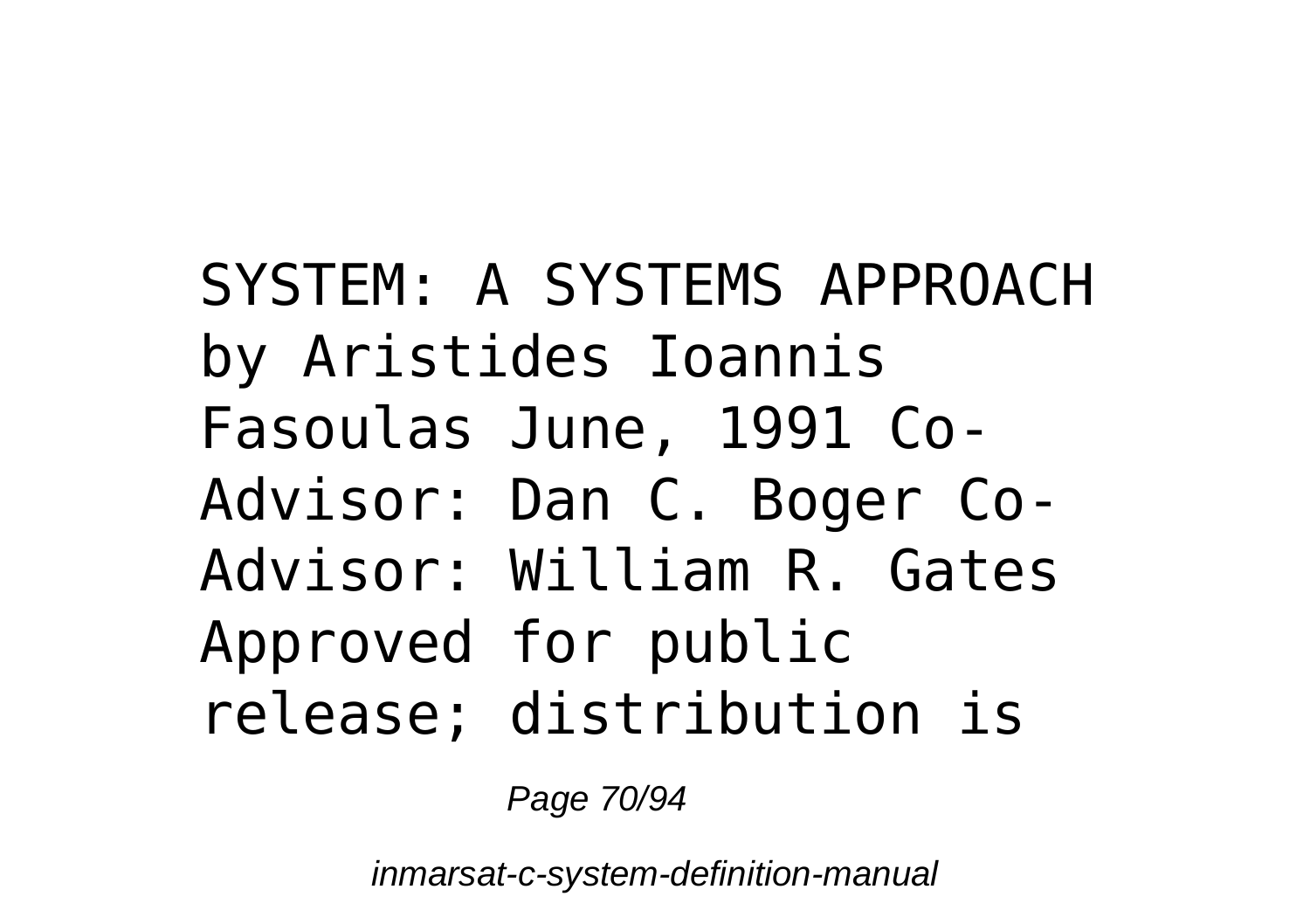SYSTEM: A SYSTEMS APPROACH by Aristides Ioannis Fasoulas June, 1991 Co-Advisor: Dan C. Boger Co-Advisor: William R. Gates Approved for public release; distribution is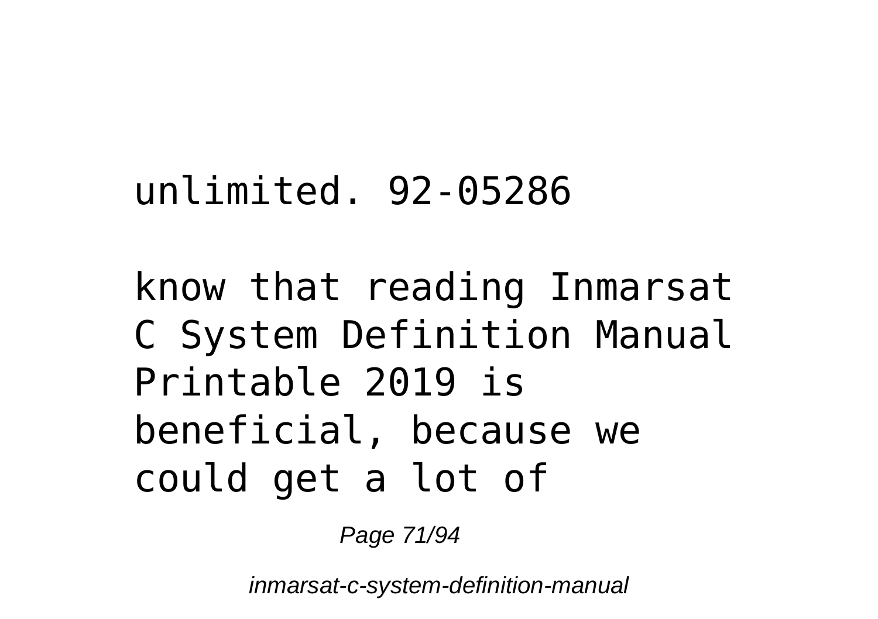unlimited. 92-05286

know that reading Inmarsat C System Definition Manual Printable 2019 is beneficial, because we could get a lot of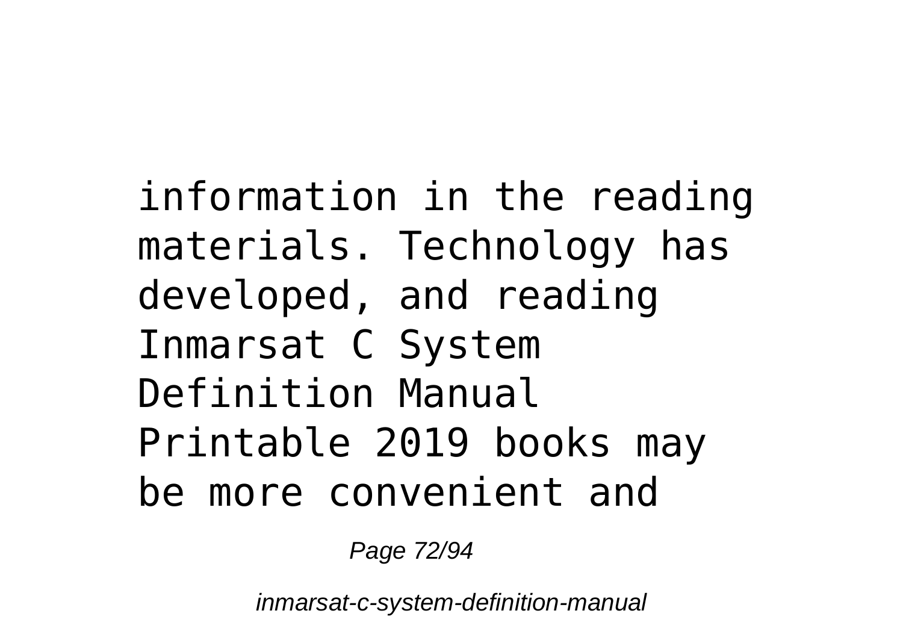information in the reading materials. Technology has developed, and reading Inmarsat C System Definition Manual Printable 2019 books may be more convenient and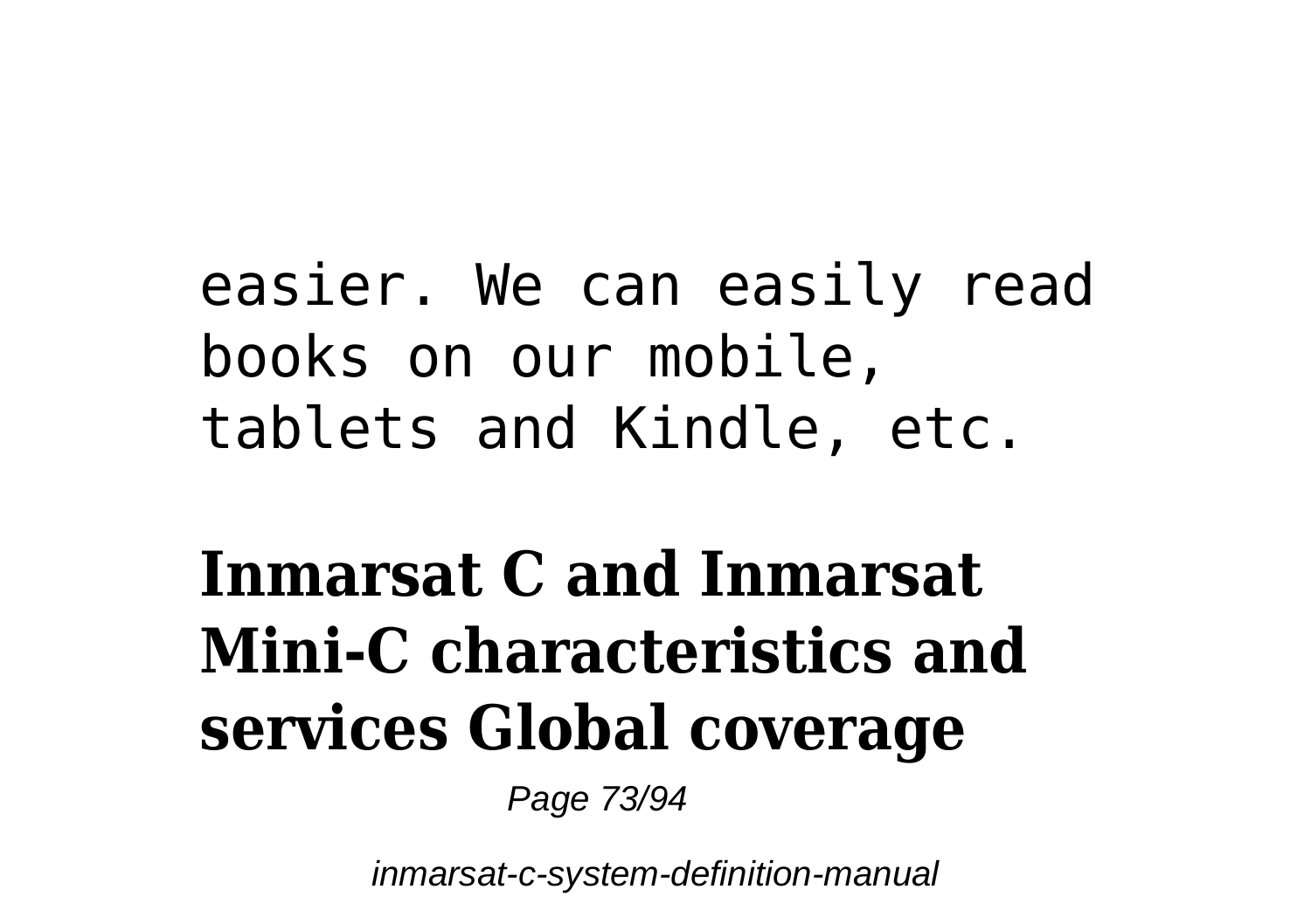easier. We can easily read books on our mobile, tablets and Kindle, etc.

## Inmarsat C and Inmarsat Mini-C characteristics and services Global coverage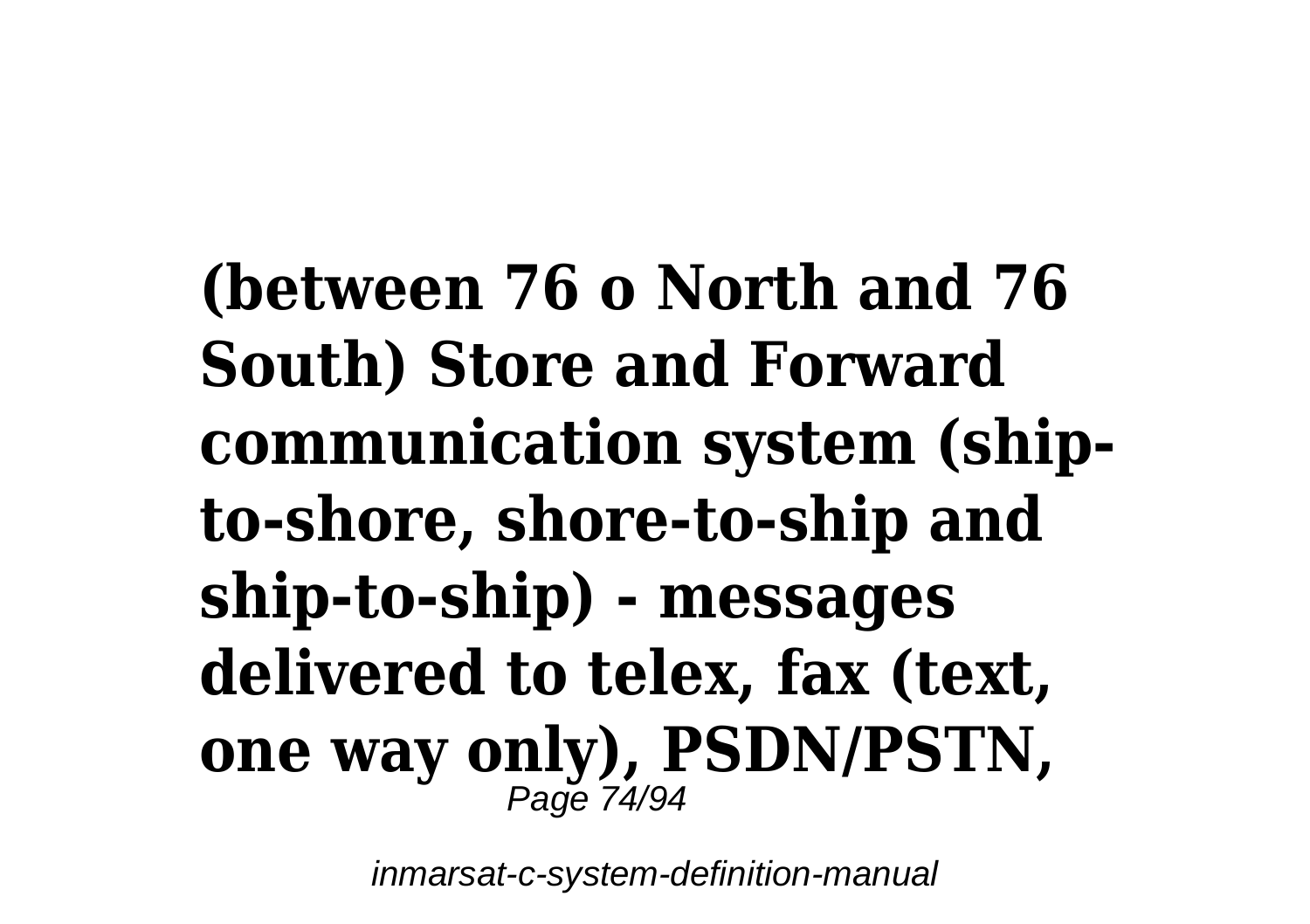**(between 76 o North and 76 South) Store and Forward communication system (ship-to-shore, shore-to-ship and ship-to-ship) - messages delivered to telex, fax (text, one way only), PSDN/PSTN,**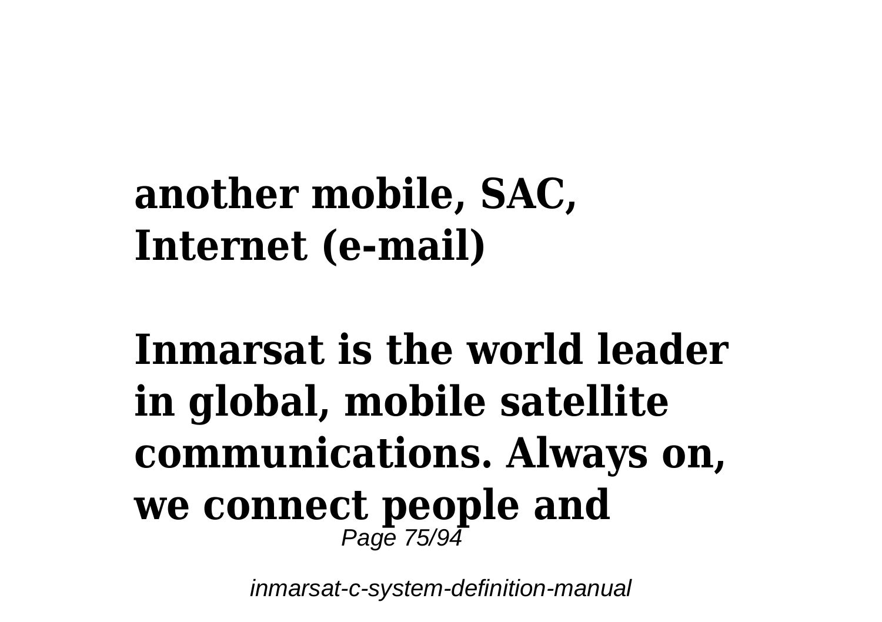**another mobile, SAC, Internet (e-mail)**

**Inmarsat is the world leader in global, mobile satellite communications. Always on, we connect people and**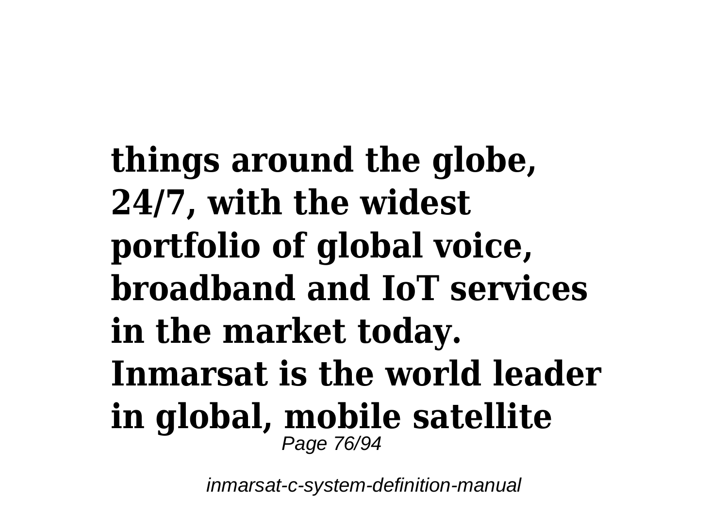**things around the globe, 24/7, with the widest portfolio of global voice, broadband and IoT services in the market today. Inmarsat is the world leader in global, mobile satellite**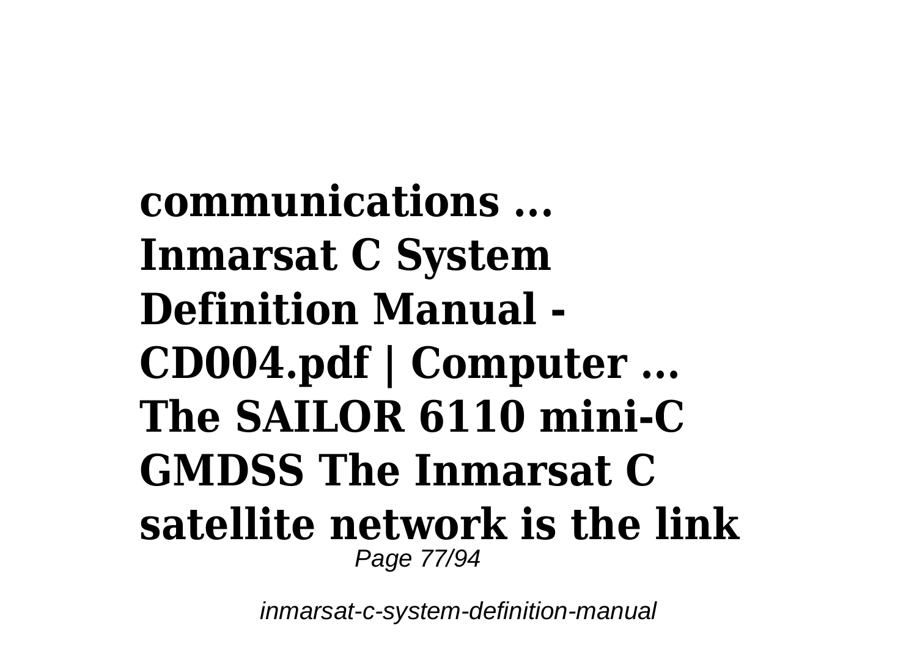**communications ... Inmarsat C System Definition Manual - CD004.pdf | Computer ... The SAILOR 6110 mini-C GMDSS The Inmarsat C satellite network is the link**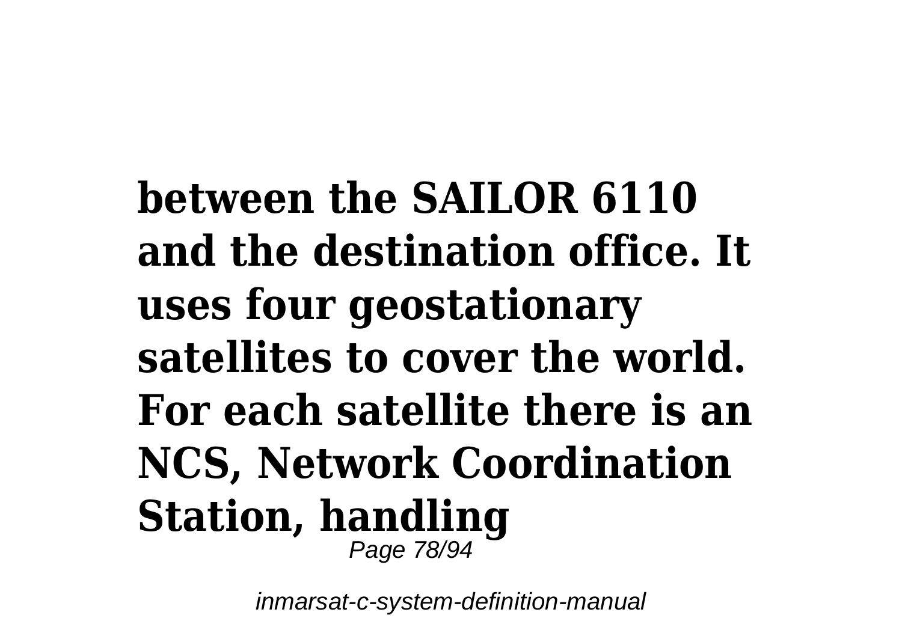**between the SAILOR 6110 and the destination office. It uses four geostationary satellites to cover the world. For each satellite there is an NCS, Network Coordination Station, handling**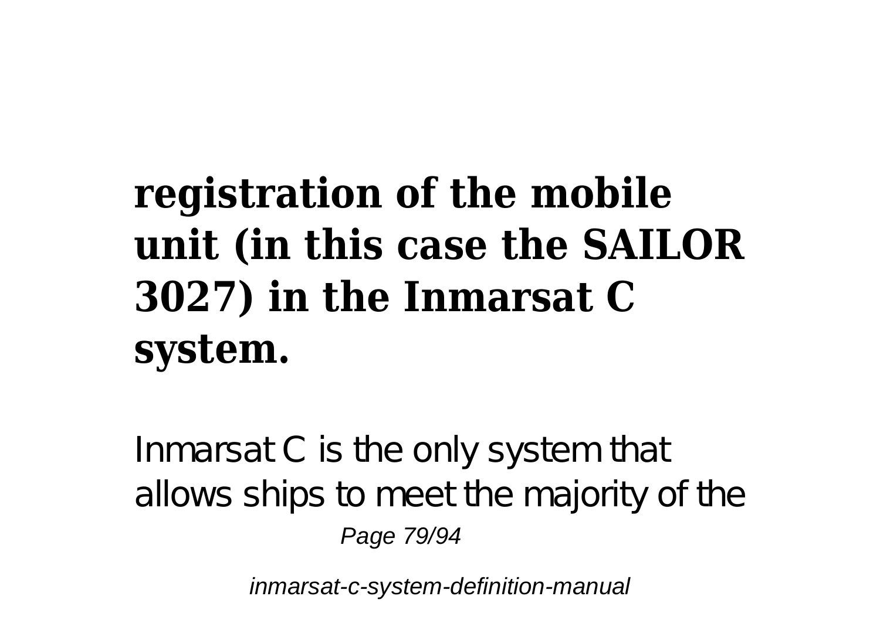**registration of the mobile unit (in this case the SAILOR 3027) in the Inmarsat C system.**

Inmarsat C is the only system that allows ships to meet the majority of the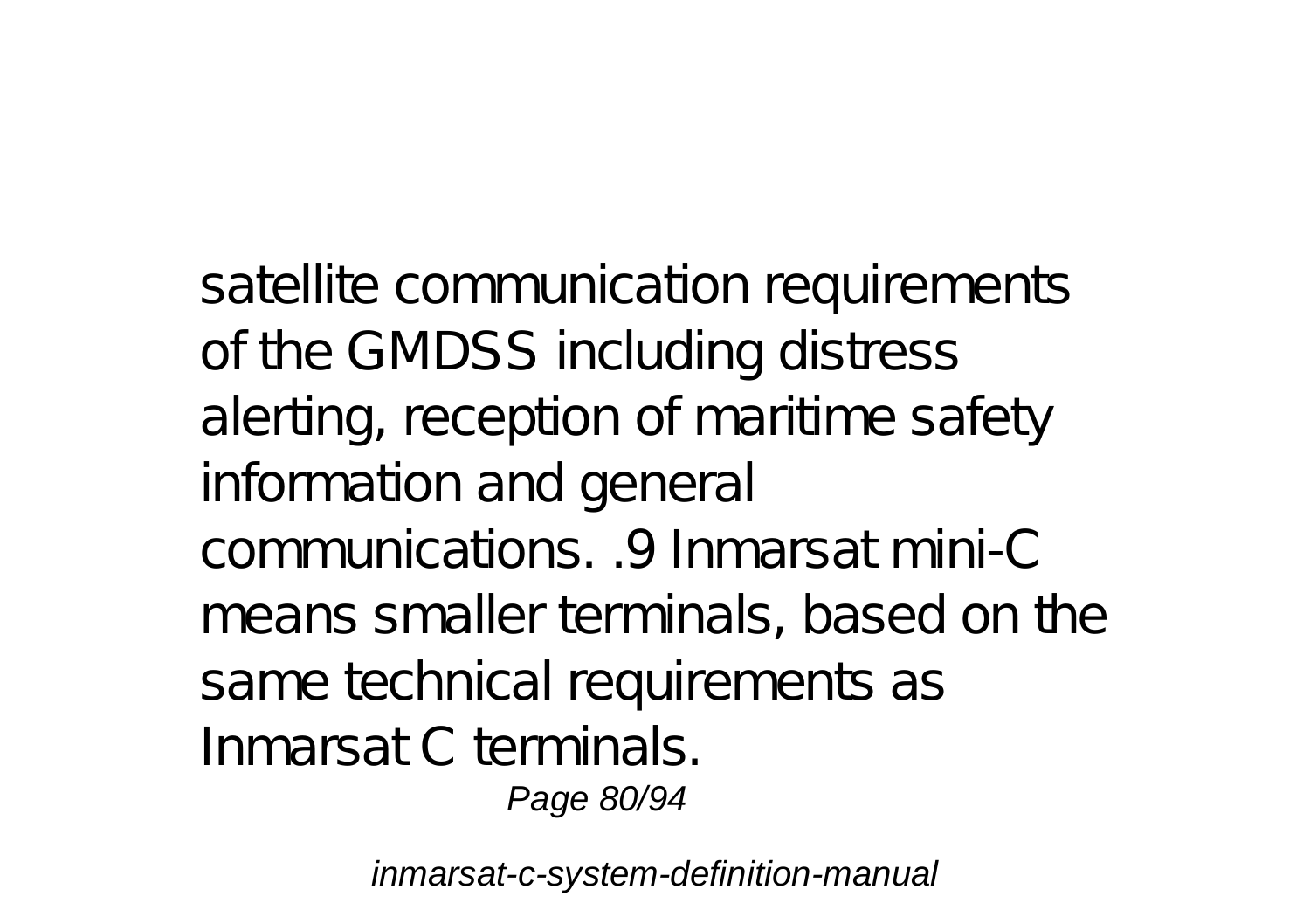satellite communication requirements of the GMDSS including distress alerting, reception of maritime safety information and general communications. .9 Inmarsat mini-C means smaller terminals, based on the same technical requirements as Inmarsat C terminals.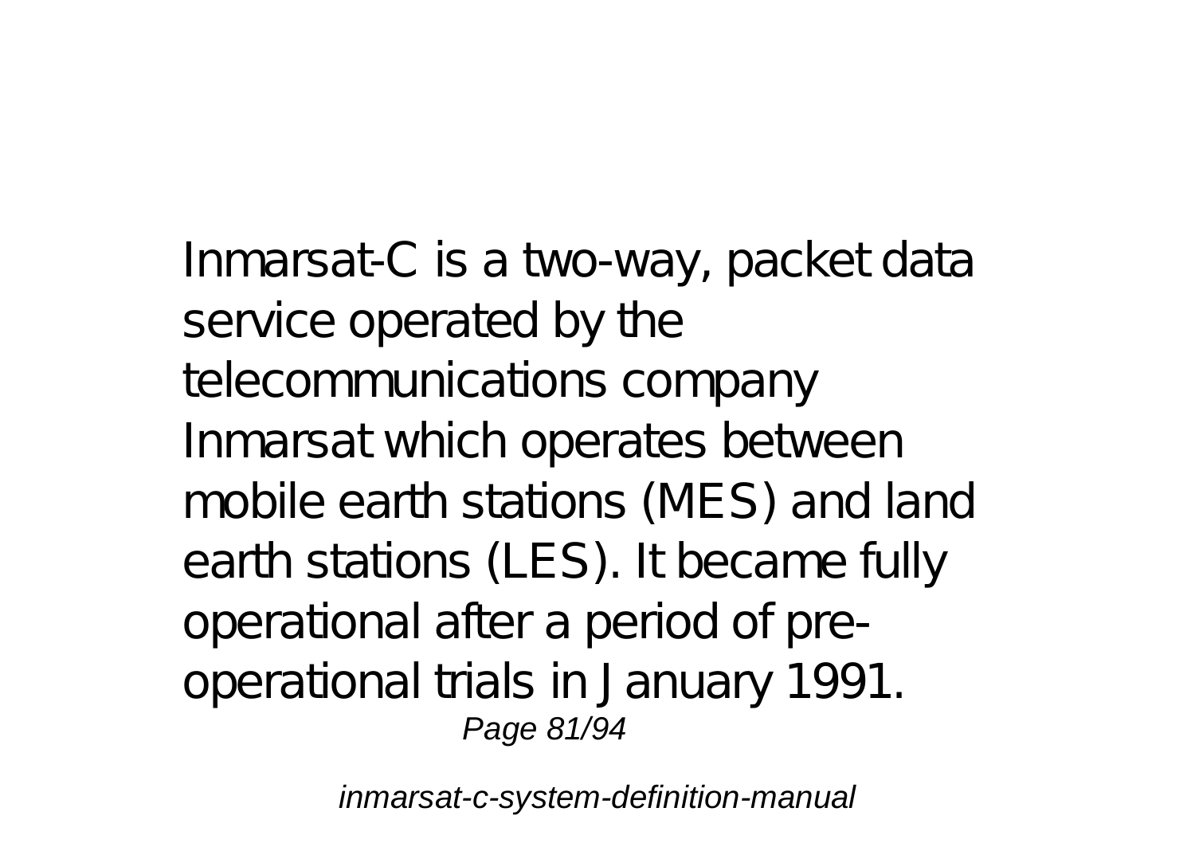Inmarsat-C is a two-way, packet data service operated by the telecommunications company Inmarsat which operates between mobile earth stations (MES) and land earth stations (LES). It became fully operational after a period of pre-operational trials in January 1991.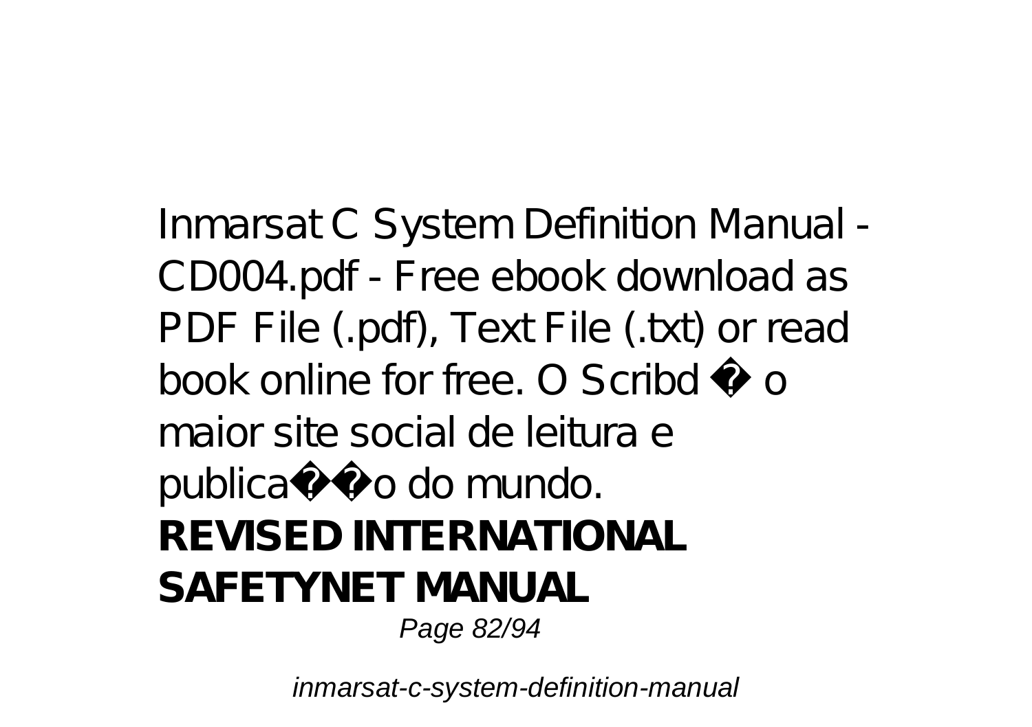Inmarsat C System Definition Manual - CD004.pdf - Free ebook download as PDF File (.pdf), Text File (.txt) or read book online for free. O Scribd � o maior site social de leitura e publica��o do mundo.

**REVISED INTERNATIONAL SAFETYNET MANUAL**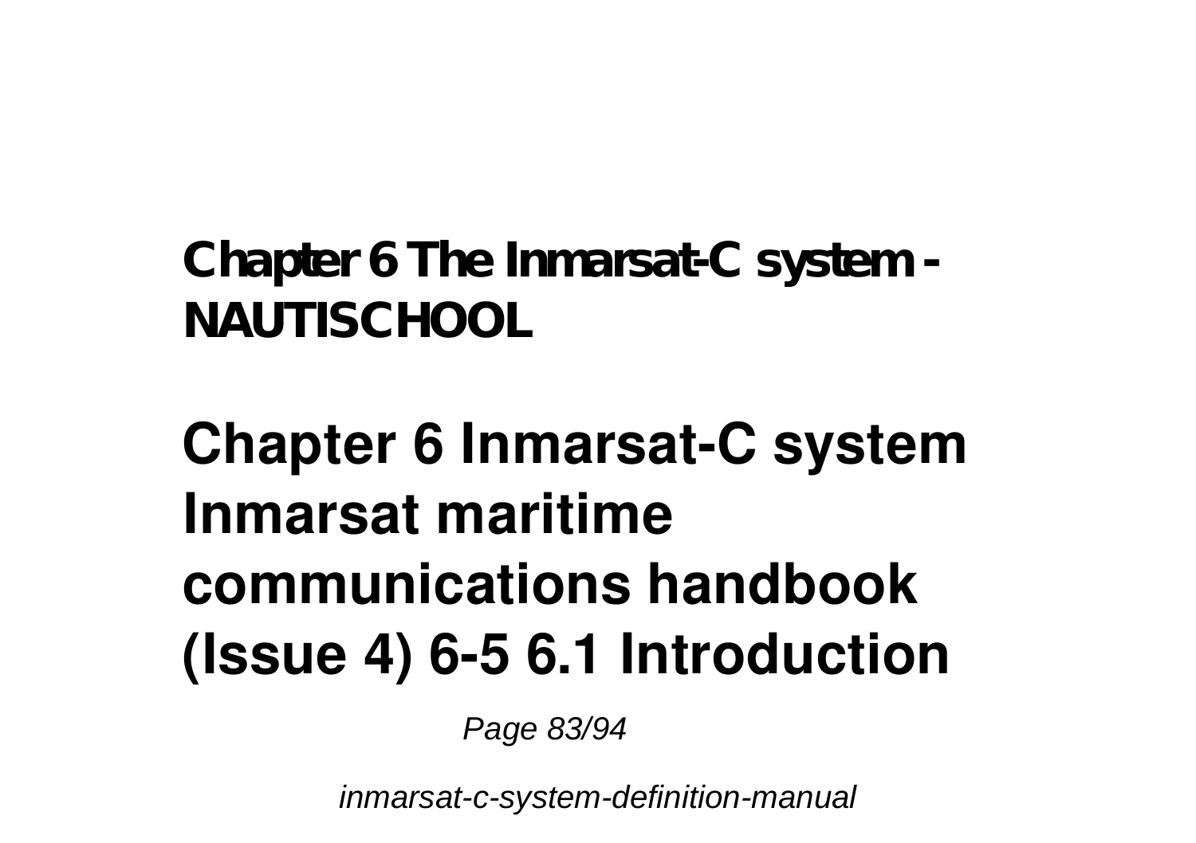**Chapter 6 The Inmarsat-C system - NAUTISCHOOL**

## Chapter 6 Inmarsat-C system Inmarsat maritime communications handbook (Issue 4) 6-5 6.1 Introduction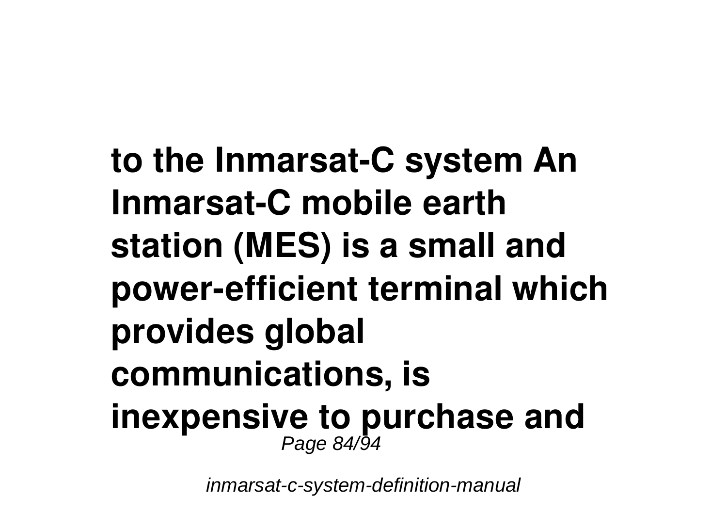**to the Inmarsat-C system An Inmarsat-C mobile earth station (MES) is a small and power-efficient terminal which provides global communications, is inexpensive to purchase and**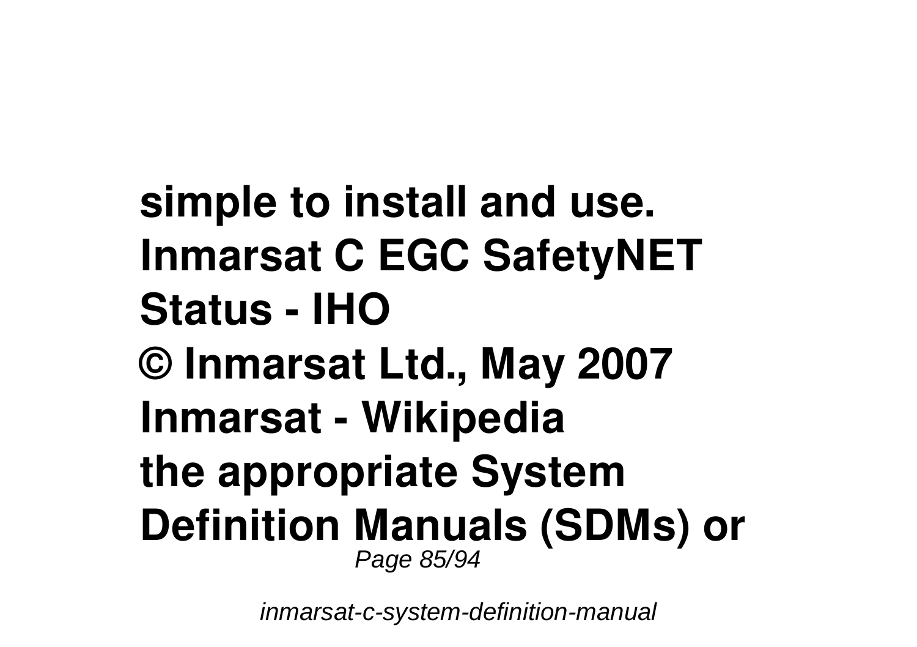**simple to install and use.**
**Inmarsat C EGC SafetyNET Status - IHO**
**© Inmarsat Ltd., May 2007**
**Inmarsat - Wikipedia**
**the appropriate System Definition Manuals (SDMs) or**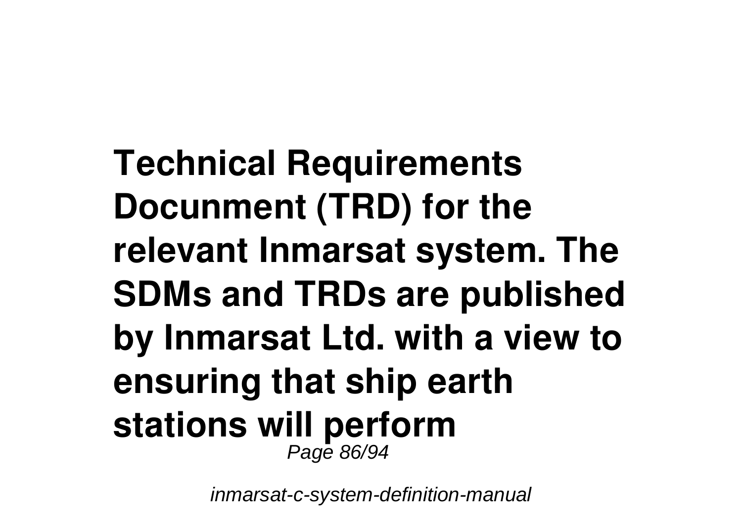**Technical Requirements Docunment (TRD) for the relevant Inmarsat system. The SDMs and TRDs are published by Inmarsat Ltd. with a view to ensuring that ship earth stations will perform**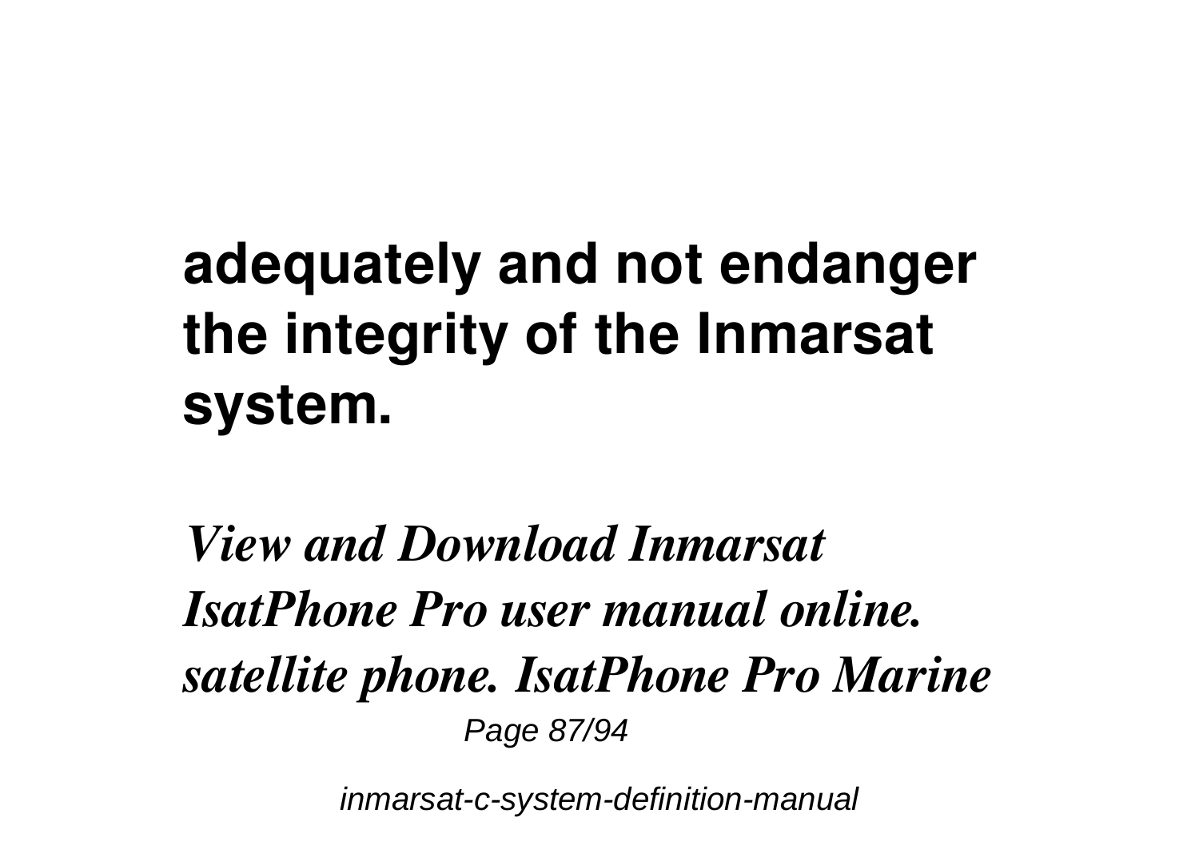**adequately and not endanger the integrity of the Inmarsat system.**

*View and Download Inmarsat IsatPhone Pro user manual online. satellite phone. IsatPhone Pro Marine*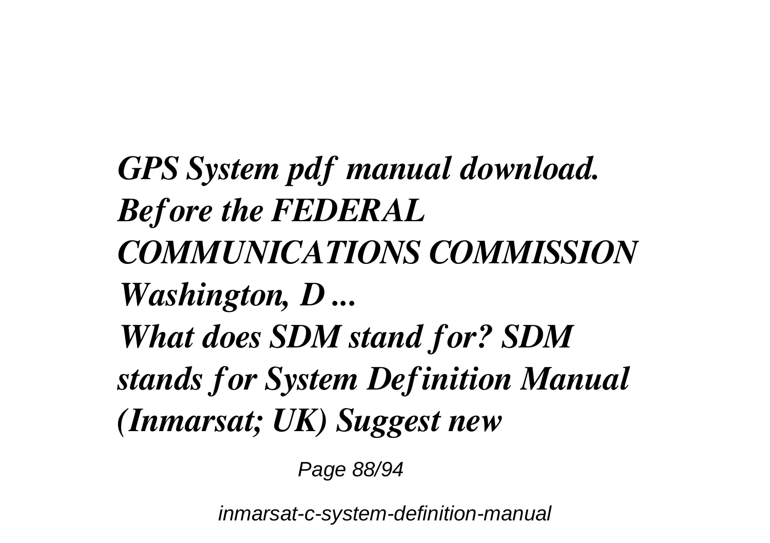***GPS System pdf manual download.***
***Before the FEDERAL COMMUNICATIONS COMMISSION Washington, D ...***
***What does SDM stand for? SDM stands for System Definition Manual (Inmarsat; UK) Suggest new***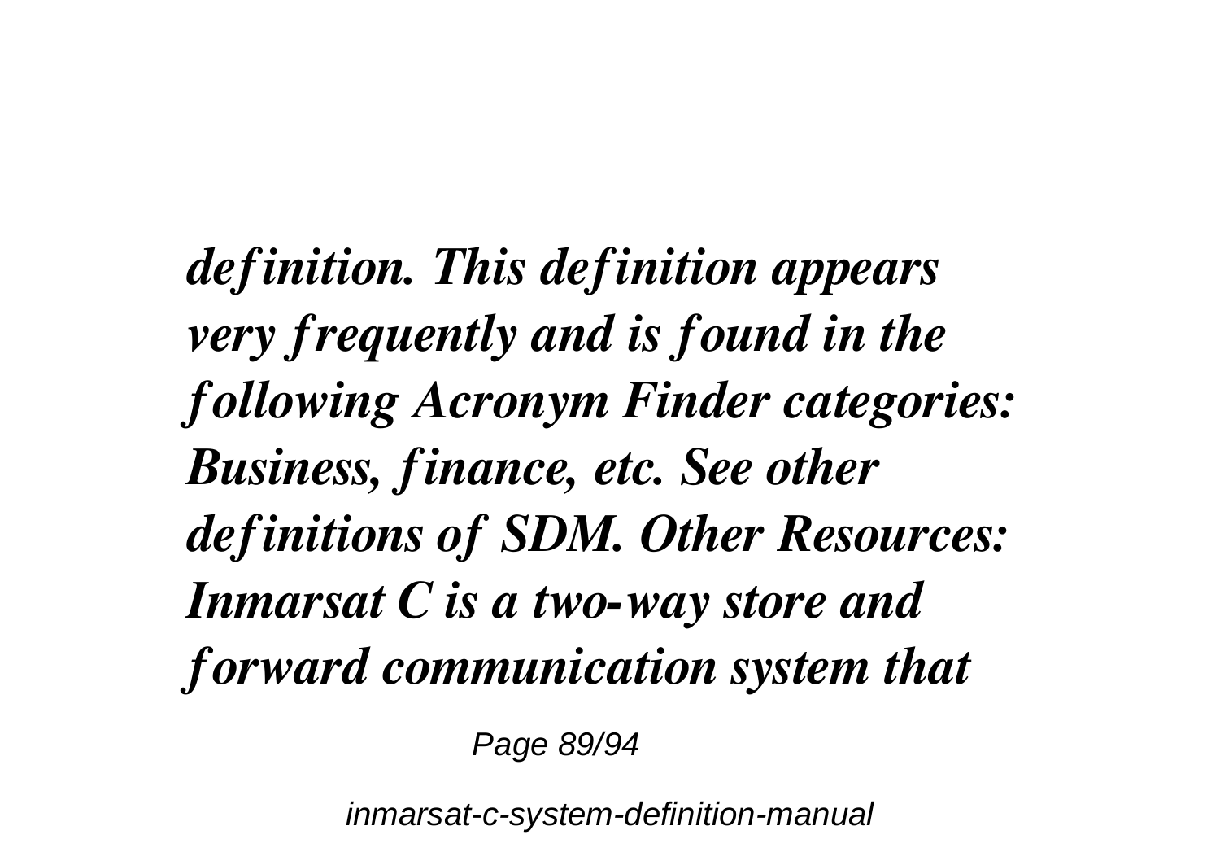***definition. This definition appears very frequently and is found in the following Acronym Finder categories: Business, finance, etc. See other definitions of SDM. Other Resources: Inmarsat C is a two-way store and forward communication system that***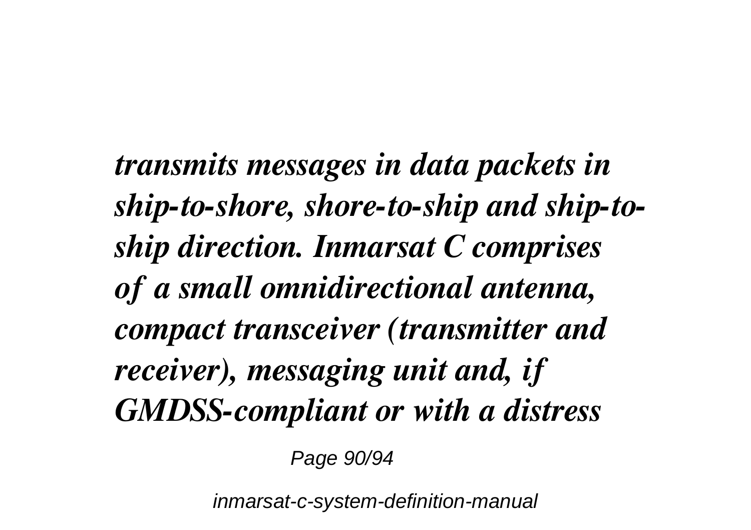*transmits messages in data packets in ship-to-shore, shore-to-ship and ship-to-ship direction. Inmarsat C comprises of a small omnidirectional antenna, compact transceiver (transmitter and receiver), messaging unit and, if GMDSS-compliant or with a distress*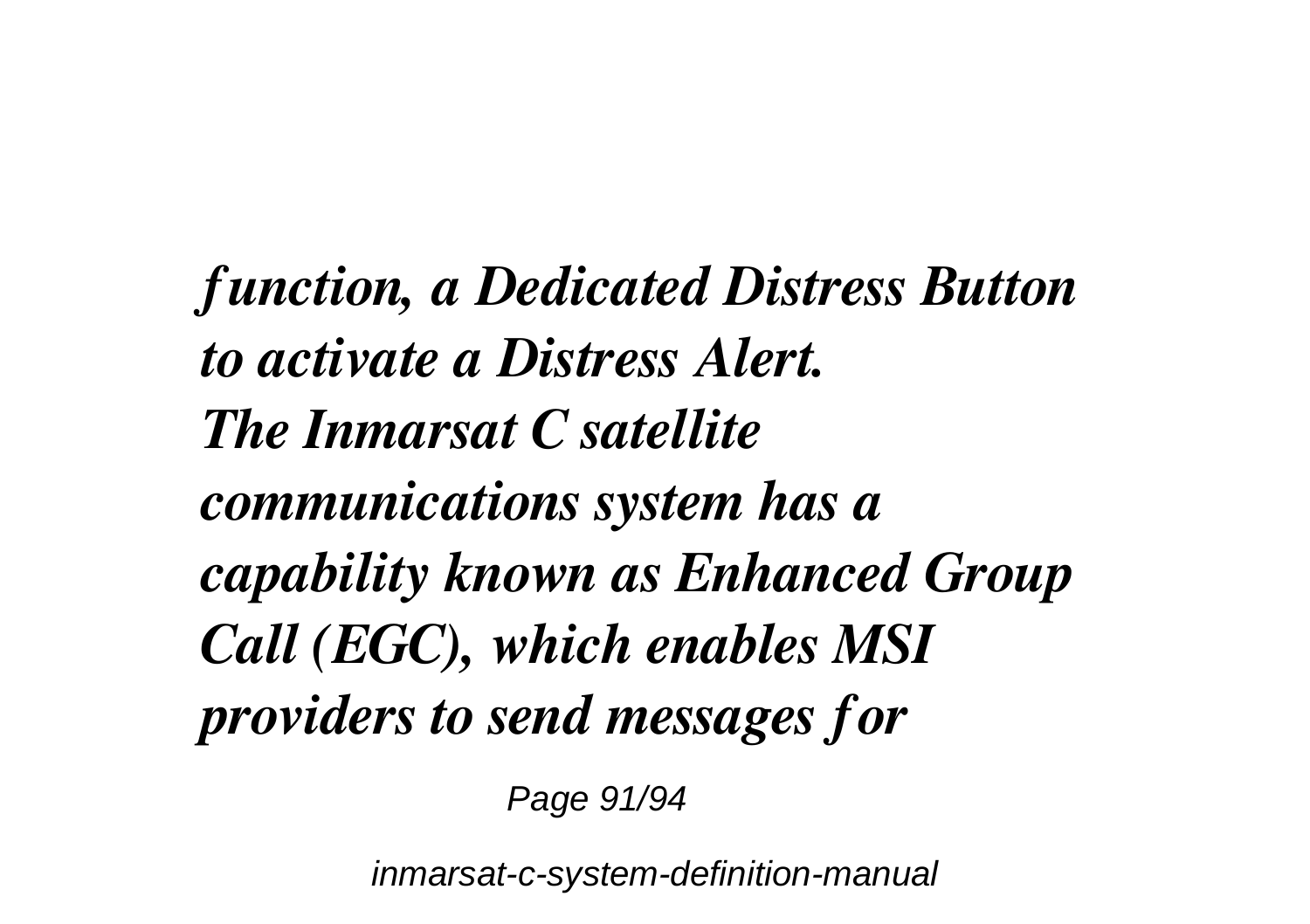*function, a Dedicated Distress Button to activate a Distress Alert.*
***The Inmarsat C satellite communications system has a capability known as Enhanced Group Call (EGC), which enables MSI providers to send messages for***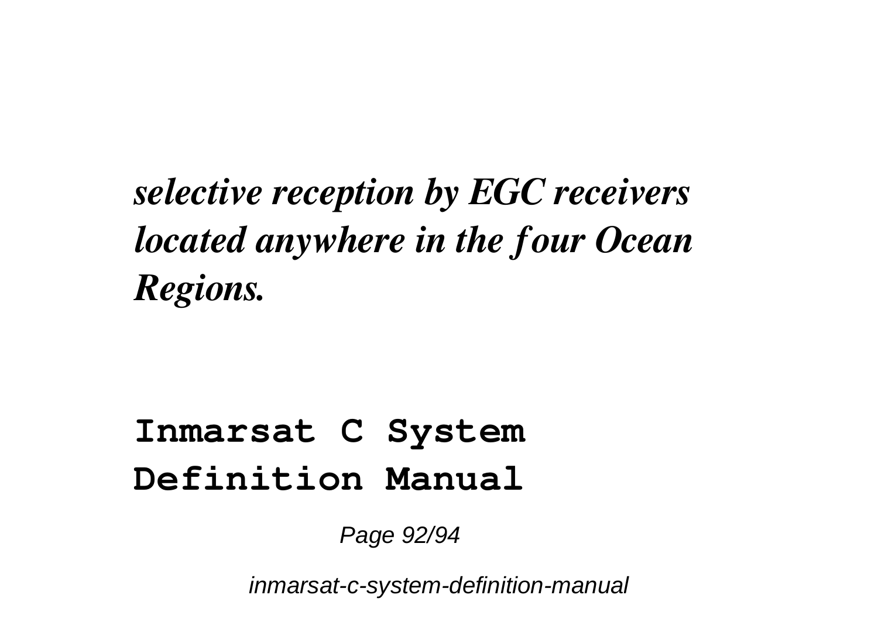***selective reception by EGC receivers located anywhere in the four Ocean Regions.***

**Inmarsat C System Definition Manual**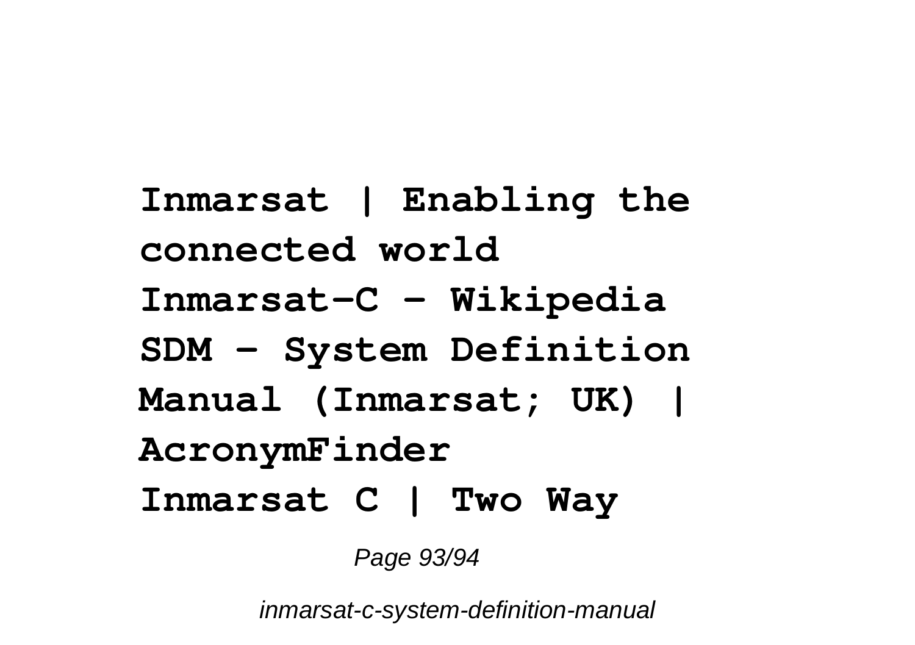**Inmarsat | Enabling the connected world**

**Inmarsat-C - Wikipedia**

**SDM - System Definition Manual (Inmarsat; UK) | AcronymFinder**

**Inmarsat C | Two Way**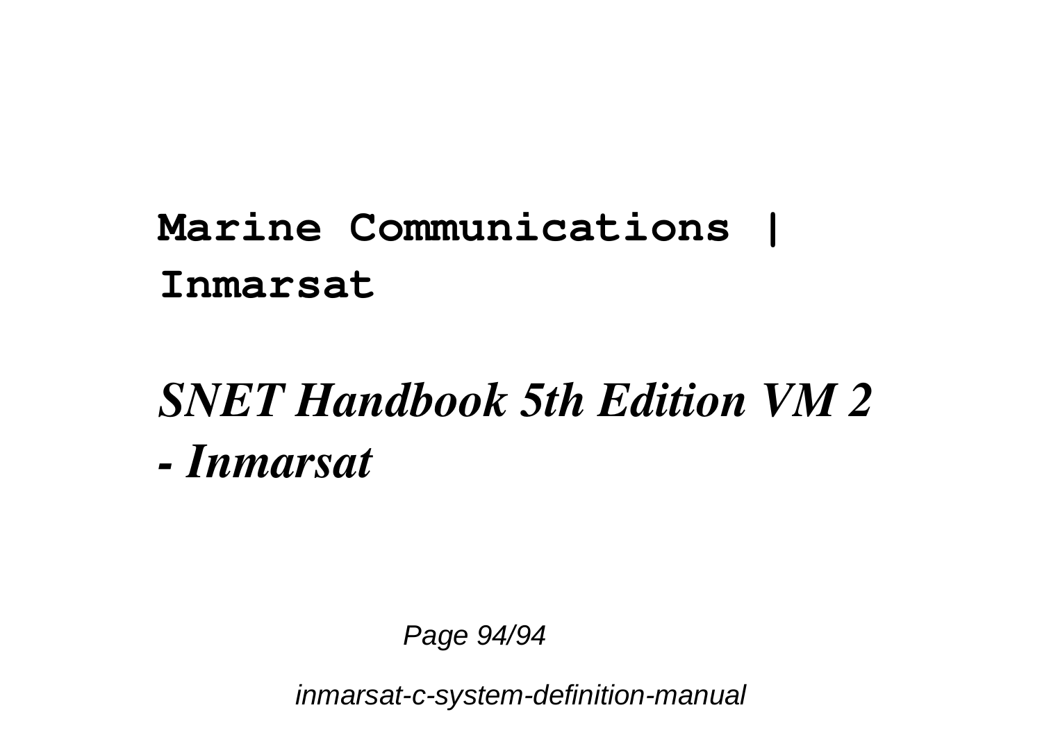**Marine Communications | Inmarsat**

***SNET Handbook 5th Edition VM 2 - Inmarsat***